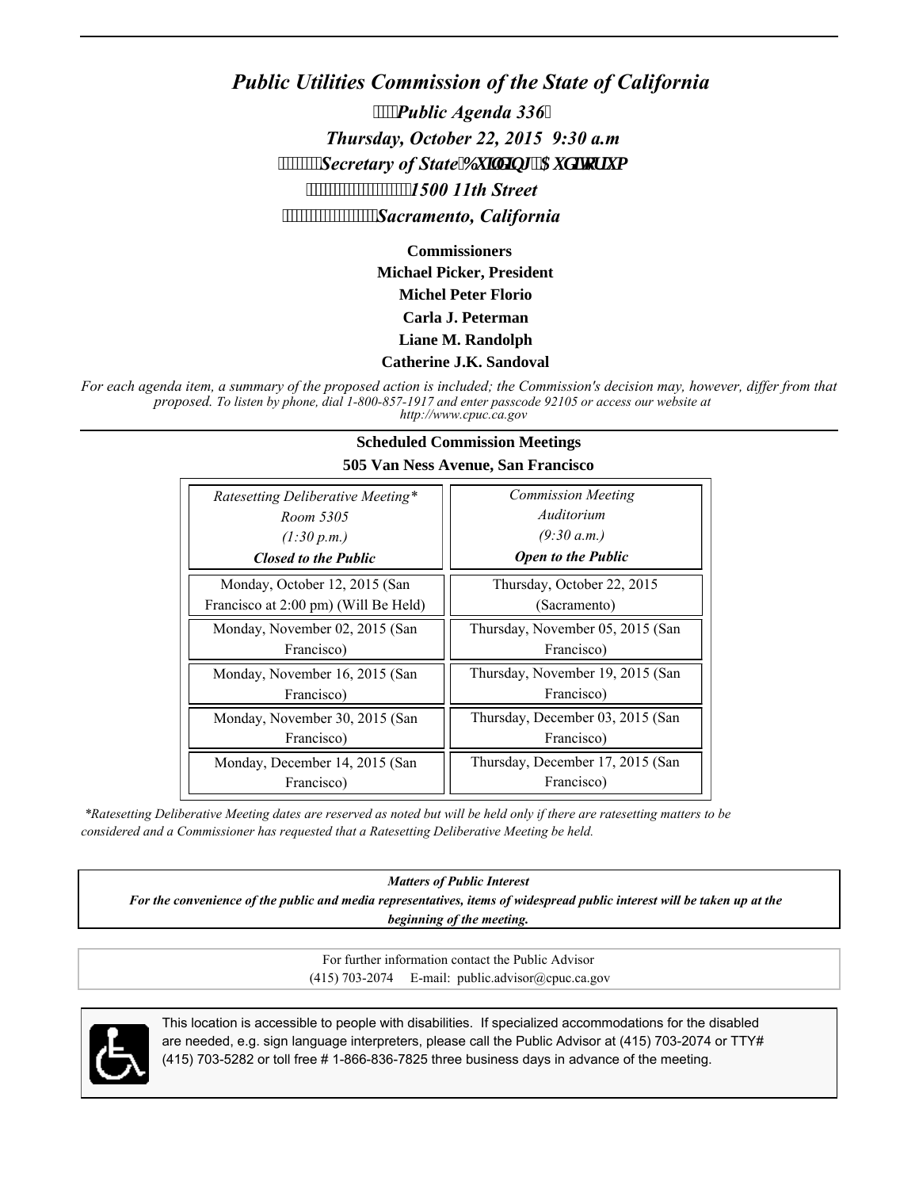# *Public Utilities Commission of the State of California*

***Public Agenda 3366***

***Thursday, October 22, 2015 9:30 a.m***

***Secretary of State Building Auditorium***

***1500 11th Street***

***Sacramento, California***

**Commissioners**

**Michael Picker, President**

**Michel Peter Florio**

**Carla J. Peterman**

**Liane M. Randolph**

**Catherine J.K. Sandoval**

*For each agenda item, a summary of the proposed action is included; the Commission's decision may, however, differ from that proposed. To listen by phone, dial 1-800-857-1917 and enter passcode 92105 or access our website at http://www.cpuc.ca.gov*

**Scheduled Commission Meetings**

**505 Van Ness Avenue, San Francisco**

| *Ratesetting Deliberative Meeting** <br> *Room 5305* <br> *(1:30 p.m.)* <br> ***Closed to the Public*** | *Commission Meeting* <br> *Auditorium* <br> *(9:30 a.m.)* <br> ***Open to the Public*** |
|---|---|
| Monday, October 12, 2015 (San Francisco at 2:00 pm) (Will Be Held) | Thursday, October 22, 2015 (Sacramento) |
| Monday, November 02, 2015 (San Francisco) | Thursday, November 05, 2015 (San Francisco) |
| Monday, November 16, 2015 (San Francisco) | Thursday, November 19, 2015 (San Francisco) |
| Monday, November 30, 2015 (San Francisco) | Thursday, December 03, 2015 (San Francisco) |
| Monday, December 14, 2015 (San Francisco) | Thursday, December 17, 2015 (San Francisco) |

**Ratesetting Deliberative Meeting dates are reserved as noted but will be held only if there are ratesetting matters to be considered and a Commissioner has requested that a Ratesetting Deliberative Meeting be held.*

***Matters of Public Interest***

***For the convenience of the public and media representatives, items of widespread public interest will be taken up at the beginning of the meeting.***

For further information contact the Public Advisor
(415) 703-2074 E-mail: public.advisor@cpuc.ca.gov

This location is accessible to people with disabilities. If specialized accommodations for the disabled are needed, e.g. sign language interpreters, please call the Public Advisor at (415) 703-2074 or TTY# (415) 703-5282 or toll free # 1-866-836-7825 three business days in advance of the meeting.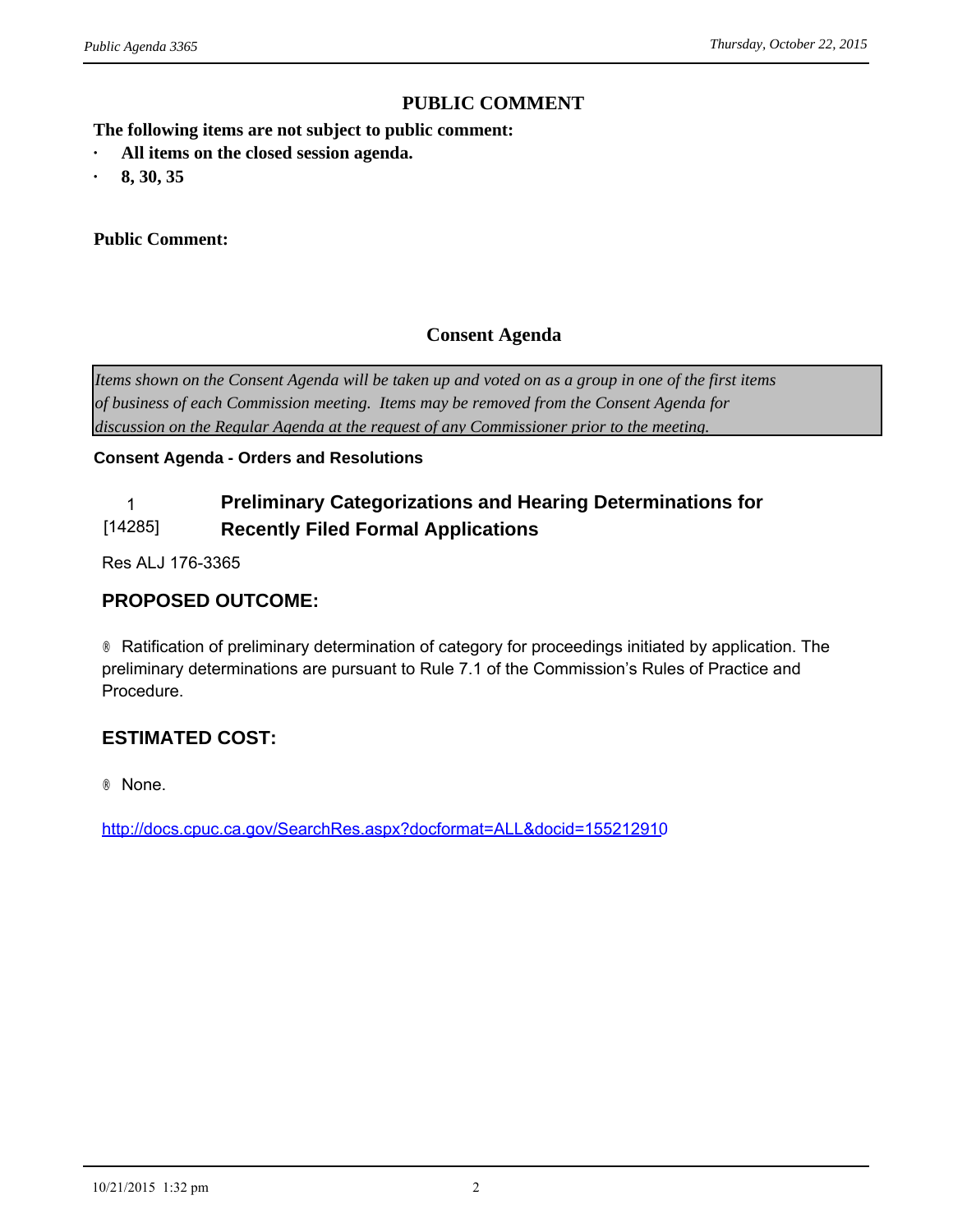## PUBLIC COMMENT

**The following items are not subject to public comment:**

- **All items on the closed session agenda.**
- **8, 30, 35**

**Public Comment:**

## Consent Agenda

*Items shown on the Consent Agenda will be taken up and voted on as a group in one of the first items of business of each Commission meeting. Items may be removed from the Consent Agenda for discussion on the Regular Agenda at the request of any Commissioner prior to the meeting.*

**Consent Agenda - Orders and Resolutions**

### 1 [14285] Preliminary Categorizations and Hearing Determinations for Recently Filed Formal Applications

Res ALJ 176-3365

### PROPOSED OUTCOME:

- Ratification of preliminary determination of category for proceedings initiated by application. The preliminary determinations are pursuant to Rule 7.1 of the Commission's Rules of Practice and Procedure.

### ESTIMATED COST:

- None.

http://docs.cpuc.ca.gov/SearchRes.aspx?docformat=ALL&docid=155212910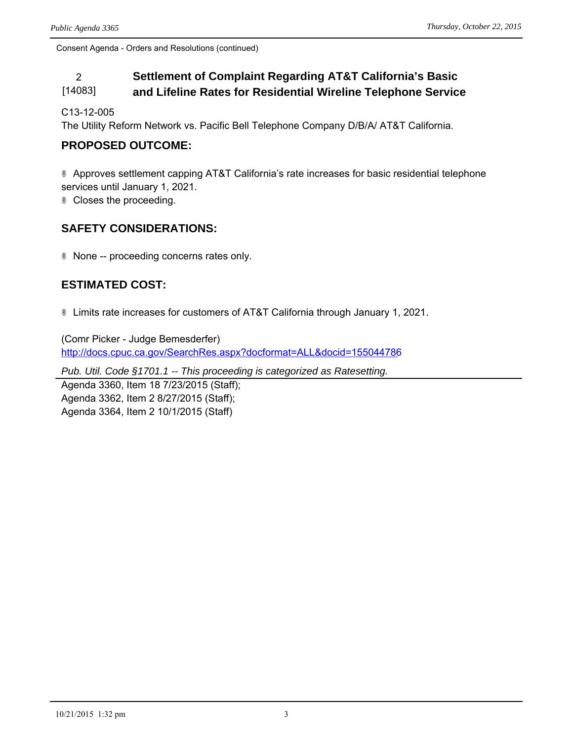Consent Agenda - Orders and Resolutions (continued)

## 2 [14083] Settlement of Complaint Regarding AT&T California's Basic and Lifeline Rates for Residential Wireline Telephone Service

C13-12-005
The Utility Reform Network vs. Pacific Bell Telephone Company D/B/A/ AT&T California.

### PROPOSED OUTCOME:

- Approves settlement capping AT&T California's rate increases for basic residential telephone services until January 1, 2021.
- Closes the proceeding.

### SAFETY CONSIDERATIONS:

- None -- proceeding concerns rates only.

### ESTIMATED COST:

- Limits rate increases for customers of AT&T California through January 1, 2021.

(Comr Picker - Judge Bemesderfer)
http://docs.cpuc.ca.gov/SearchRes.aspx?docformat=ALL&docid=155044786

*Pub. Util. Code §1701.1 -- This proceeding is categorized as Ratesetting.*

Agenda 3360, Item 18 7/23/2015 (Staff);
Agenda 3362, Item 2 8/27/2015 (Staff);
Agenda 3364, Item 2 10/1/2015 (Staff)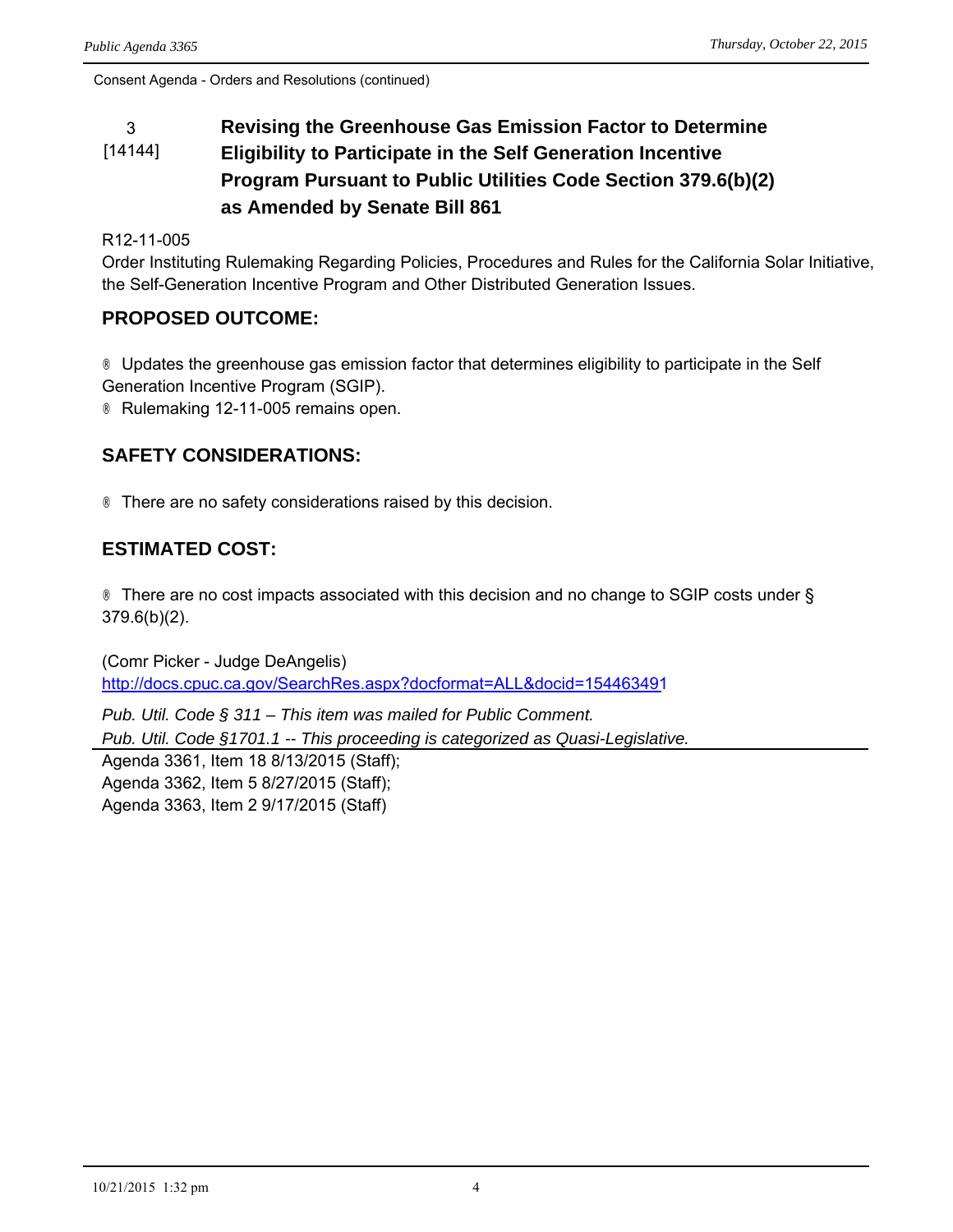Consent Agenda - Orders and Resolutions (continued)

**3 [14144]** **Revising the Greenhouse Gas Emission Factor to Determine Eligibility to Participate in the Self Generation Incentive Program Pursuant to Public Utilities Code Section 379.6(b)(2) as Amended by Senate Bill 861**

R12-11-005
Order Instituting Rulemaking Regarding Policies, Procedures and Rules for the California Solar Initiative, the Self-Generation Incentive Program and Other Distributed Generation Issues.

## PROPOSED OUTCOME:

® Updates the greenhouse gas emission factor that determines eligibility to participate in the Self Generation Incentive Program (SGIP).
® Rulemaking 12-11-005 remains open.

## SAFETY CONSIDERATIONS:

® There are no safety considerations raised by this decision.

## ESTIMATED COST:

® There are no cost impacts associated with this decision and no change to SGIP costs under § 379.6(b)(2).

(Comr Picker - Judge DeAngelis)
http://docs.cpuc.ca.gov/SearchRes.aspx?docformat=ALL&docid=154463491

*Pub. Util. Code § 311 – This item was mailed for Public Comment.*
*Pub. Util. Code §1701.1 -- This proceeding is categorized as Quasi-Legislative.*

Agenda 3361, Item 18 8/13/2015 (Staff);
Agenda 3362, Item 5 8/27/2015 (Staff);
Agenda 3363, Item 2 9/17/2015 (Staff)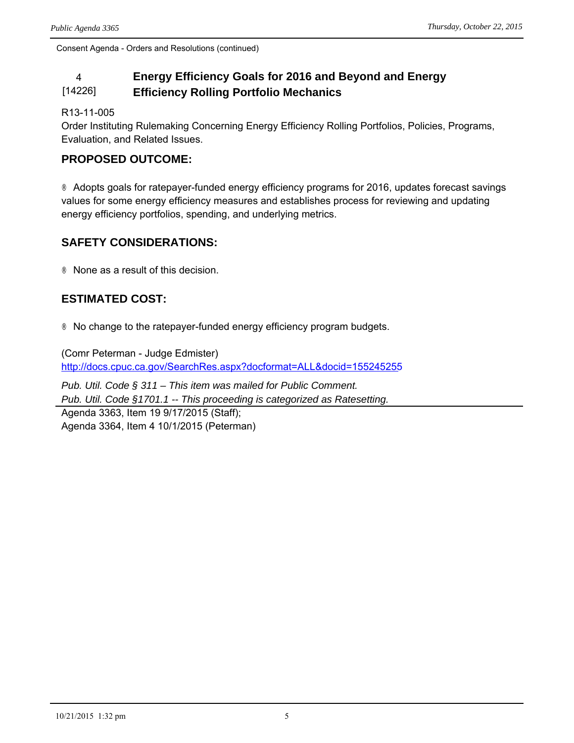Consent Agenda - Orders and Resolutions (continued)

## 4 [14226] Energy Efficiency Goals for 2016 and Beyond and Energy Efficiency Rolling Portfolio Mechanics

R13-11-005
Order Instituting Rulemaking Concerning Energy Efficiency Rolling Portfolios, Policies, Programs, Evaluation, and Related Issues.

### PROPOSED OUTCOME:

® Adopts goals for ratepayer-funded energy efficiency programs for 2016, updates forecast savings values for some energy efficiency measures and establishes process for reviewing and updating energy efficiency portfolios, spending, and underlying metrics.

### SAFETY CONSIDERATIONS:

® None as a result of this decision.

### ESTIMATED COST:

® No change to the ratepayer-funded energy efficiency program budgets.

(Comr Peterman - Judge Edmister)
http://docs.cpuc.ca.gov/SearchRes.aspx?docformat=ALL&docid=155245255

*Pub. Util. Code § 311 – This item was mailed for Public Comment.*
*Pub. Util. Code §1701.1 -- This proceeding is categorized as Ratesetting.*

Agenda 3363, Item 19 9/17/2015 (Staff);
Agenda 3364, Item 4 10/1/2015 (Peterman)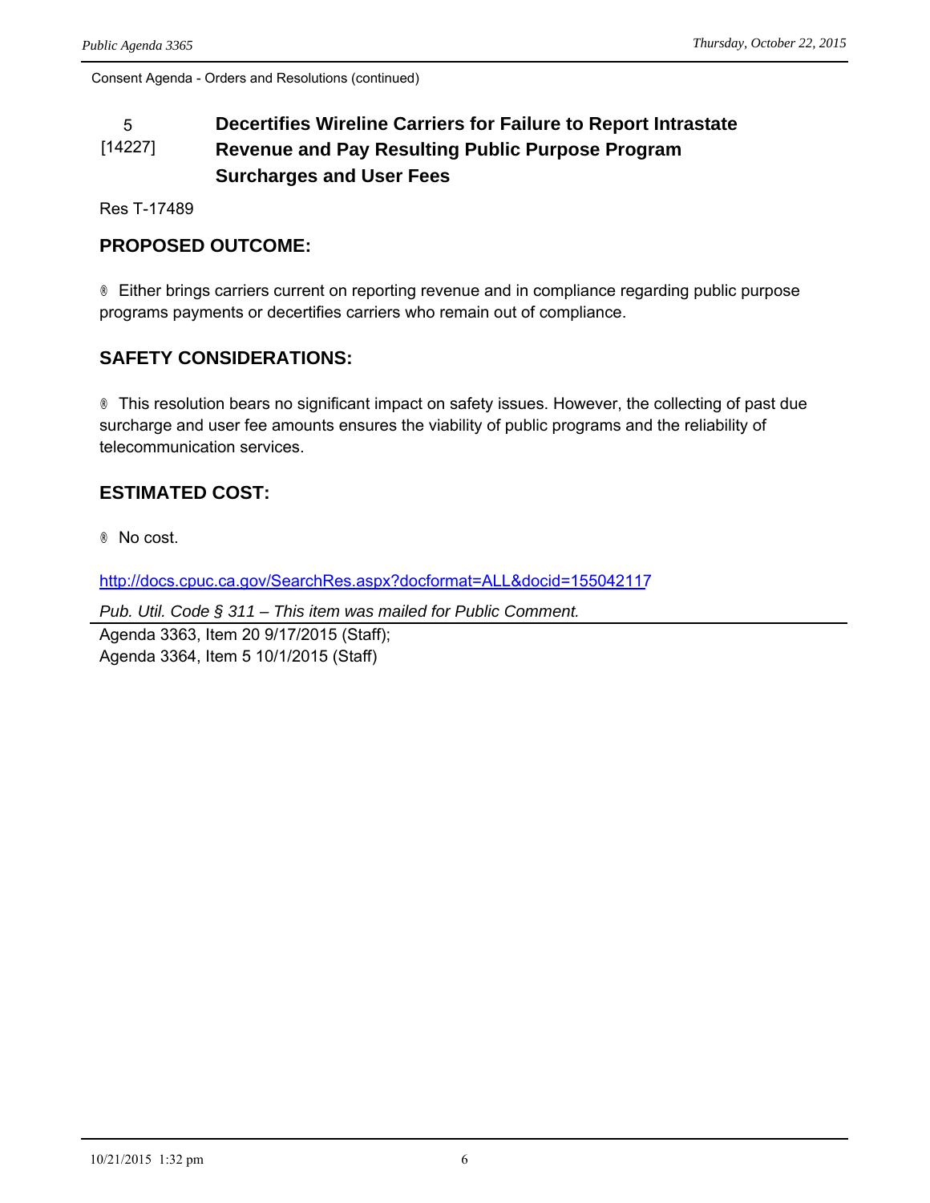Consent Agenda - Orders and Resolutions (continued)

### 5 [14227] Decertifies Wireline Carriers for Failure to Report Intrastate Revenue and Pay Resulting Public Purpose Program Surcharges and User Fees

Res T-17489

**PROPOSED OUTCOME:**

® Either brings carriers current on reporting revenue and in compliance regarding public purpose programs payments or decertifies carriers who remain out of compliance.

**SAFETY CONSIDERATIONS:**

® This resolution bears no significant impact on safety issues. However, the collecting of past due surcharge and user fee amounts ensures the viability of public programs and the reliability of telecommunication services.

**ESTIMATED COST:**

® No cost.

http://docs.cpuc.ca.gov/SearchRes.aspx?docformat=ALL&docid=155042117

*Pub. Util. Code § 311 – This item was mailed for Public Comment.*

Agenda 3363, Item 20 9/17/2015 (Staff);
Agenda 3364, Item 5 10/1/2015 (Staff)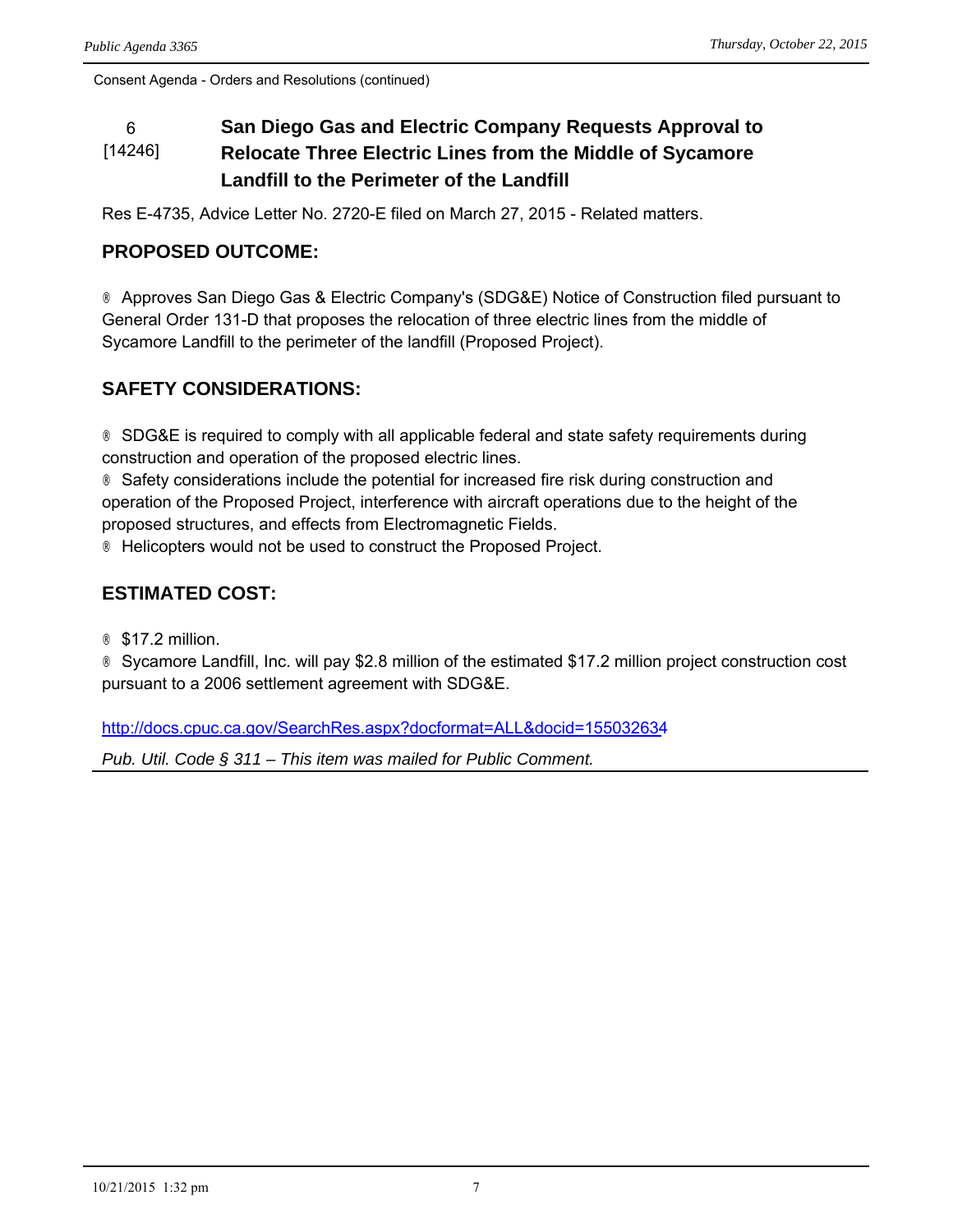Consent Agenda - Orders and Resolutions (continued)

### 6 [14246] San Diego Gas and Electric Company Requests Approval to Relocate Three Electric Lines from the Middle of Sycamore Landfill to the Perimeter of the Landfill

Res E-4735, Advice Letter No. 2720-E filed on March 27, 2015 - Related matters.

## PROPOSED OUTCOME:

® Approves San Diego Gas & Electric Company's (SDG&E) Notice of Construction filed pursuant to General Order 131-D that proposes the relocation of three electric lines from the middle of Sycamore Landfill to the perimeter of the landfill (Proposed Project).

## SAFETY CONSIDERATIONS:

® SDG&E is required to comply with all applicable federal and state safety requirements during construction and operation of the proposed electric lines.

® Safety considerations include the potential for increased fire risk during construction and operation of the Proposed Project, interference with aircraft operations due to the height of the proposed structures, and effects from Electromagnetic Fields.

® Helicopters would not be used to construct the Proposed Project.

## ESTIMATED COST:

® $17.2 million.

® Sycamore Landfill, Inc. will pay $2.8 million of the estimated $17.2 million project construction cost pursuant to a 2006 settlement agreement with SDG&E.

http://docs.cpuc.ca.gov/SearchRes.aspx?docformat=ALL&docid=155032634

*Pub. Util. Code § 311 – This item was mailed for Public Comment.*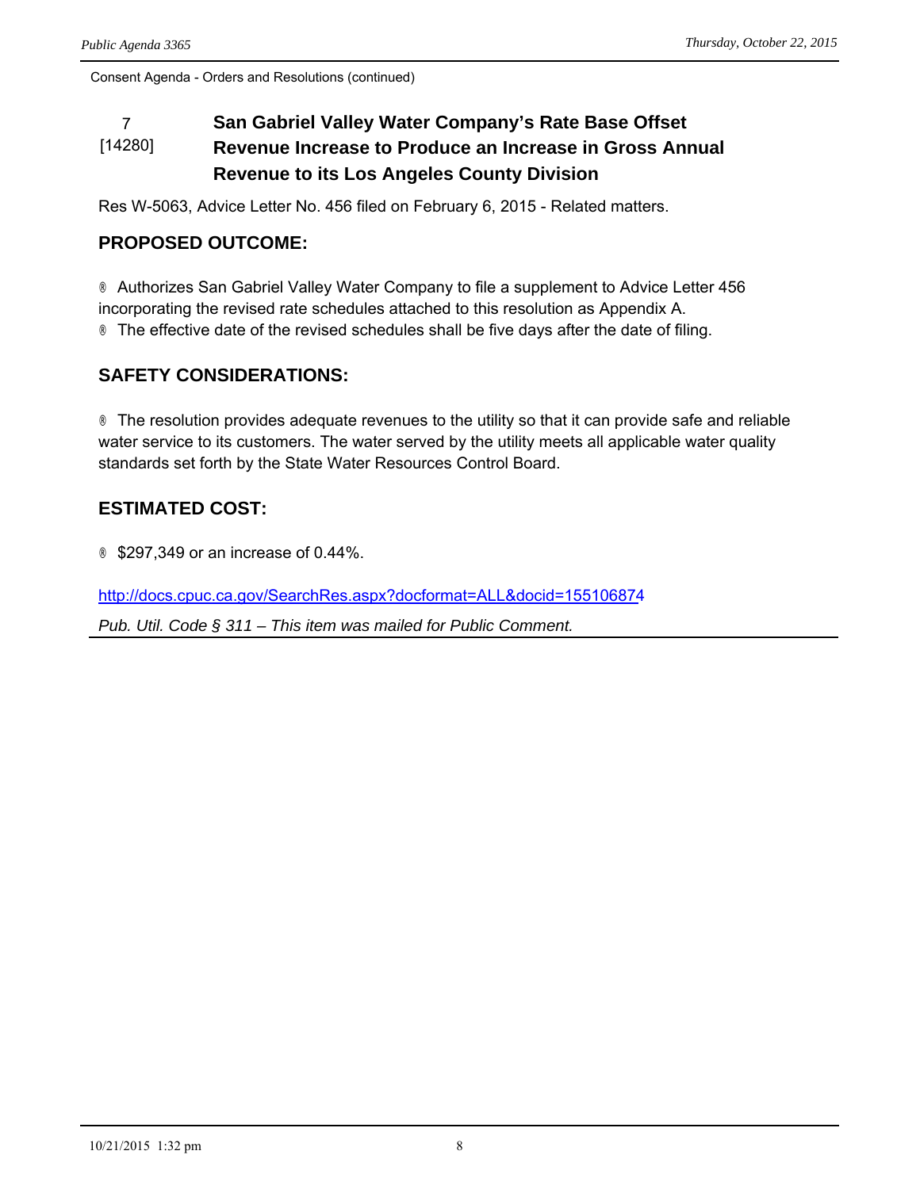Consent Agenda - Orders and Resolutions (continued)

**7**
**[14280]**

## San Gabriel Valley Water Company's Rate Base Offset Revenue Increase to Produce an Increase in Gross Annual Revenue to its Los Angeles County Division

Res W-5063, Advice Letter No. 456 filed on February 6, 2015 - Related matters.

### PROPOSED OUTCOME:

- Authorizes San Gabriel Valley Water Company to file a supplement to Advice Letter 456 incorporating the revised rate schedules attached to this resolution as Appendix A.
- The effective date of the revised schedules shall be five days after the date of filing.

### SAFETY CONSIDERATIONS:

- The resolution provides adequate revenues to the utility so that it can provide safe and reliable water service to its customers. The water served by the utility meets all applicable water quality standards set forth by the State Water Resources Control Board.

### ESTIMATED COST:

- $297,349 or an increase of 0.44%.

http://docs.cpuc.ca.gov/SearchRes.aspx?docformat=ALL&docid=155106874

*Pub. Util. Code § 311 – This item was mailed for Public Comment.*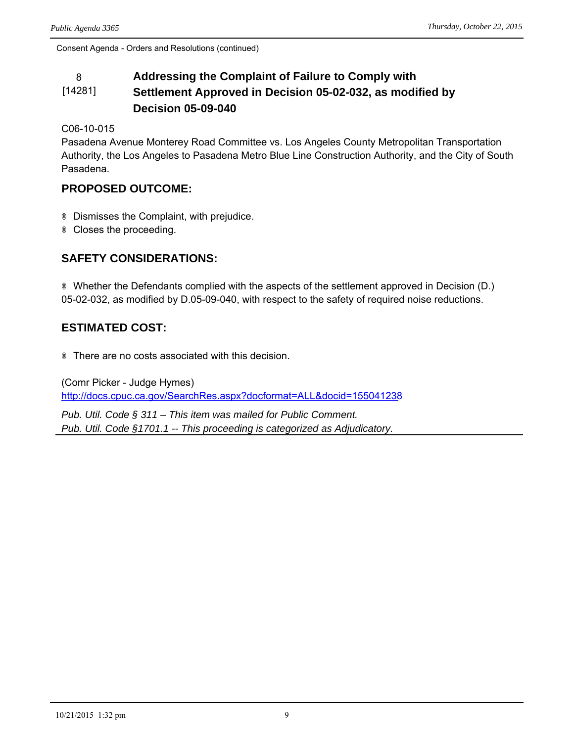Consent Agenda - Orders and Resolutions (continued)

## 8 [14281] Addressing the Complaint of Failure to Comply with Settlement Approved in Decision 05-02-032, as modified by Decision 05-09-040

C06-10-015
Pasadena Avenue Monterey Road Committee vs. Los Angeles County Metropolitan Transportation Authority, the Los Angeles to Pasadena Metro Blue Line Construction Authority, and the City of South Pasadena.

### PROPOSED OUTCOME:

- Dismisses the Complaint, with prejudice.
- Closes the proceeding.

### SAFETY CONSIDERATIONS:

- Whether the Defendants complied with the aspects of the settlement approved in Decision (D.) 05-02-032, as modified by D.05-09-040, with respect to the safety of required noise reductions.

### ESTIMATED COST:

- There are no costs associated with this decision.

(Comr Picker - Judge Hymes)
http://docs.cpuc.ca.gov/SearchRes.aspx?docformat=ALL&docid=155041238

*Pub. Util. Code § 311 – This item was mailed for Public Comment.*
*Pub. Util. Code §1701.1 -- This proceeding is categorized as Adjudicatory.*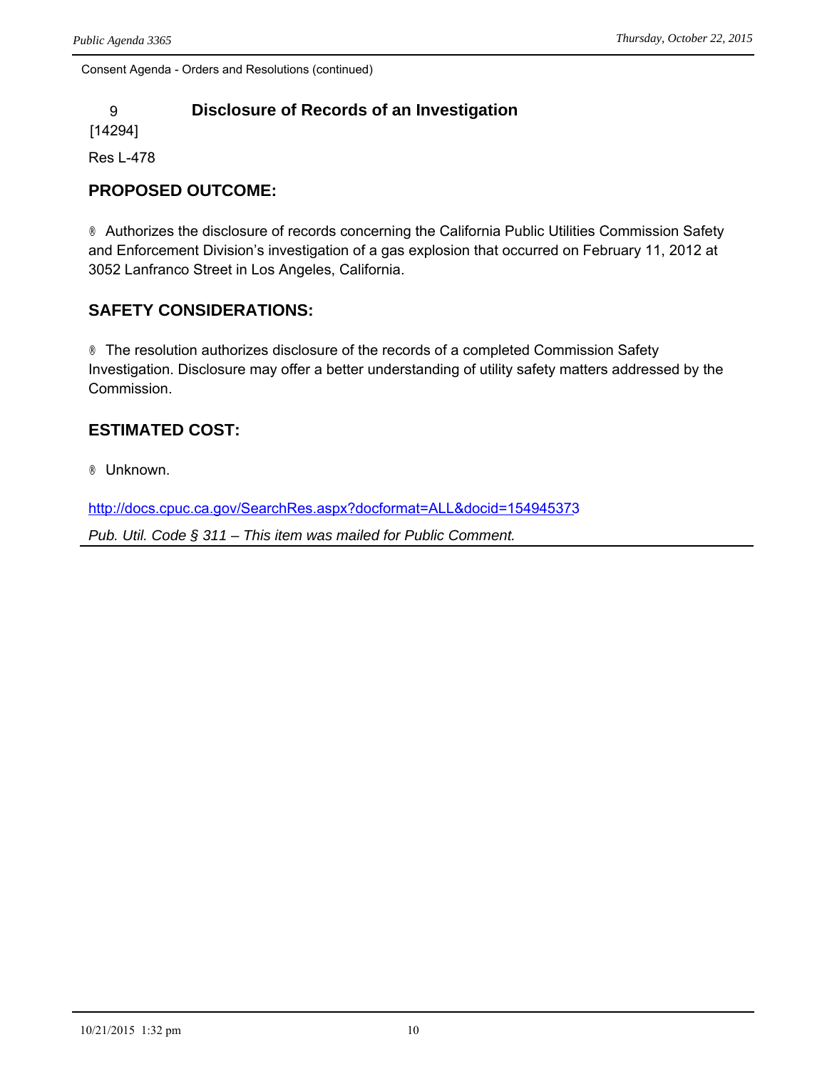Consent Agenda - Orders and Resolutions (continued)

## 9 Disclosure of Records of an Investigation

[14294]

Res L-478

### PROPOSED OUTCOME:

® Authorizes the disclosure of records concerning the California Public Utilities Commission Safety and Enforcement Division's investigation of a gas explosion that occurred on February 11, 2012 at 3052 Lanfranco Street in Los Angeles, California.

### SAFETY CONSIDERATIONS:

® The resolution authorizes disclosure of the records of a completed Commission Safety Investigation. Disclosure may offer a better understanding of utility safety matters addressed by the Commission.

### ESTIMATED COST:

® Unknown.

http://docs.cpuc.ca.gov/SearchRes.aspx?docformat=ALL&docid=154945373

*Pub. Util. Code § 311 – This item was mailed for Public Comment.*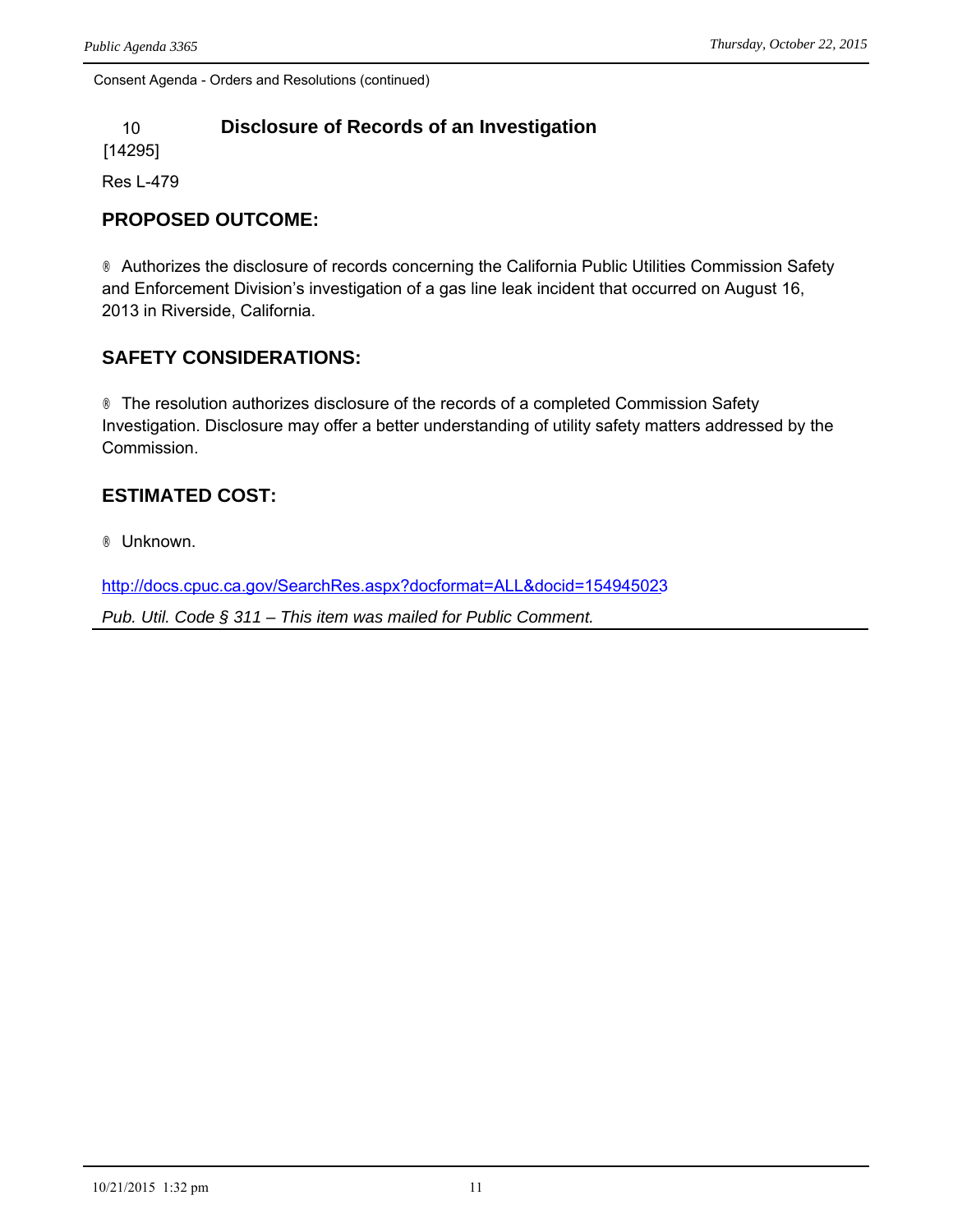Consent Agenda - Orders and Resolutions (continued)

## 10 Disclosure of Records of an Investigation

[14295]

Res L-479

### PROPOSED OUTCOME:

® Authorizes the disclosure of records concerning the California Public Utilities Commission Safety and Enforcement Division's investigation of a gas line leak incident that occurred on August 16, 2013 in Riverside, California.

### SAFETY CONSIDERATIONS:

® The resolution authorizes disclosure of the records of a completed Commission Safety Investigation. Disclosure may offer a better understanding of utility safety matters addressed by the Commission.

### ESTIMATED COST:

® Unknown.

http://docs.cpuc.ca.gov/SearchRes.aspx?docformat=ALL&docid=154945023

*Pub. Util. Code § 311 – This item was mailed for Public Comment.*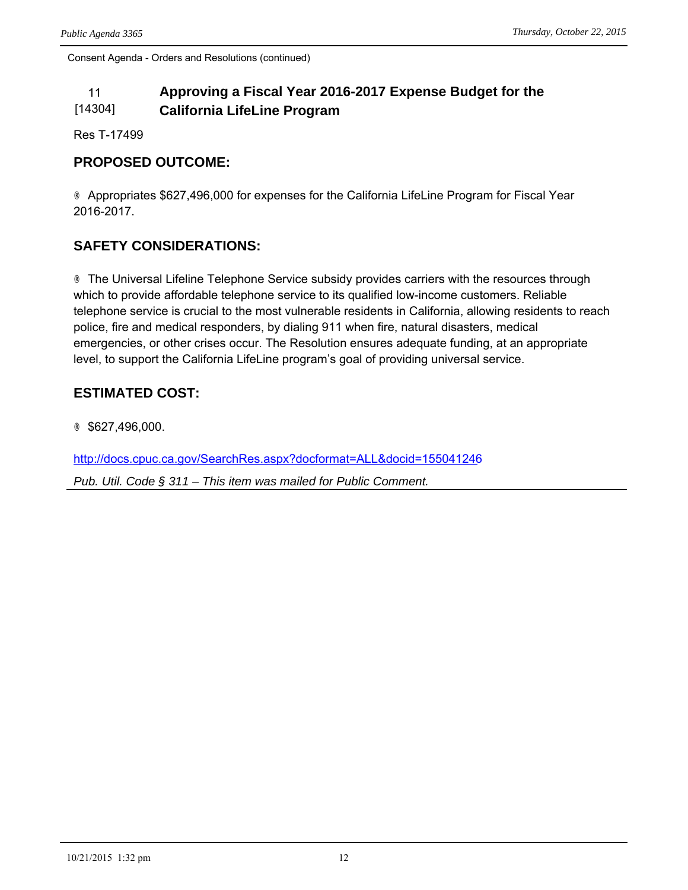Consent Agenda - Orders and Resolutions (continued)

## 11 [14304] Approving a Fiscal Year 2016-2017 Expense Budget for the California LifeLine Program

Res T-17499

### PROPOSED OUTCOME:

® Appropriates $627,496,000 for expenses for the California LifeLine Program for Fiscal Year 2016-2017.

### SAFETY CONSIDERATIONS:

® The Universal Lifeline Telephone Service subsidy provides carriers with the resources through which to provide affordable telephone service to its qualified low-income customers. Reliable telephone service is crucial to the most vulnerable residents in California, allowing residents to reach police, fire and medical responders, by dialing 911 when fire, natural disasters, medical emergencies, or other crises occur. The Resolution ensures adequate funding, at an appropriate level, to support the California LifeLine program's goal of providing universal service.

### ESTIMATED COST:

® $627,496,000.

http://docs.cpuc.ca.gov/SearchRes.aspx?docformat=ALL&docid=155041246

*Pub. Util. Code § 311 – This item was mailed for Public Comment.*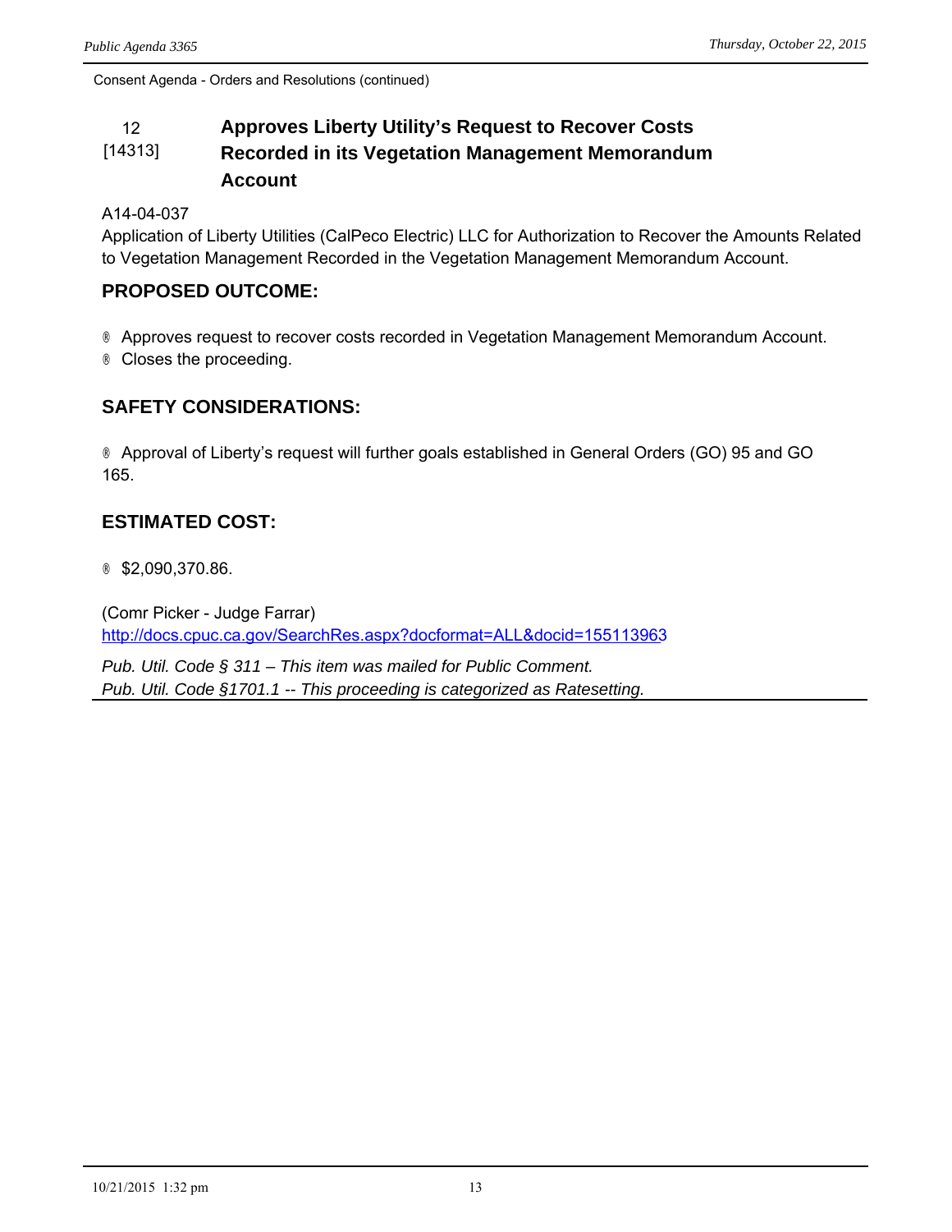Consent Agenda - Orders and Resolutions (continued)

## 12 [14313] Approves Liberty Utility's Request to Recover Costs Recorded in its Vegetation Management Memorandum Account

A14-04-037
Application of Liberty Utilities (CalPeco Electric) LLC for Authorization to Recover the Amounts Related to Vegetation Management Recorded in the Vegetation Management Memorandum Account.

### PROPOSED OUTCOME:

- Approves request to recover costs recorded in Vegetation Management Memorandum Account.
- Closes the proceeding.

### SAFETY CONSIDERATIONS:

- Approval of Liberty's request will further goals established in General Orders (GO) 95 and GO 165.

### ESTIMATED COST:

- $2,090,370.86.

(Comr Picker - Judge Farrar)
http://docs.cpuc.ca.gov/SearchRes.aspx?docformat=ALL&docid=155113963

*Pub. Util. Code § 311 – This item was mailed for Public Comment.*
*Pub. Util. Code §1701.1 -- This proceeding is categorized as Ratesetting.*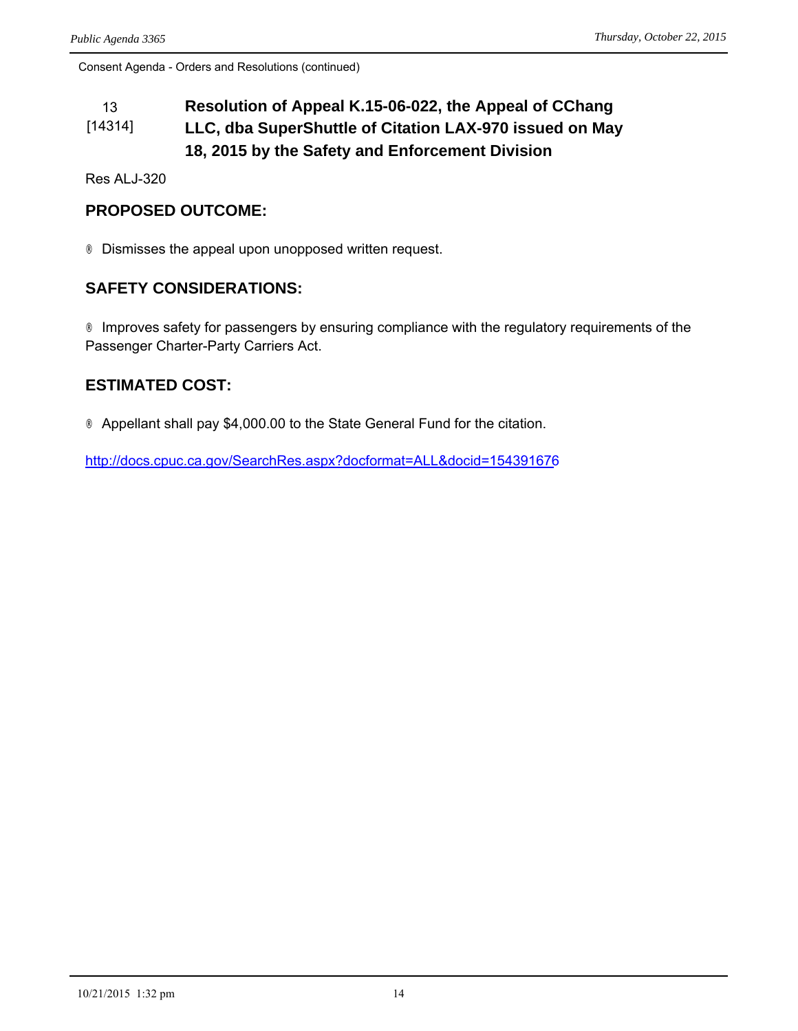Consent Agenda - Orders and Resolutions (continued)

**13** 
**[14314]**

### Resolution of Appeal K.15-06-022, the Appeal of CChang LLC, dba SuperShuttle of Citation LAX-970 issued on May 18, 2015 by the Safety and Enforcement Division

Res ALJ-320

## PROPOSED OUTCOME:

® Dismisses the appeal upon unopposed written request.

## SAFETY CONSIDERATIONS:

® Improves safety for passengers by ensuring compliance with the regulatory requirements of the Passenger Charter-Party Carriers Act.

## ESTIMATED COST:

® Appellant shall pay $4,000.00 to the State General Fund for the citation.

http://docs.cpuc.ca.gov/SearchRes.aspx?docformat=ALL&docid=154391676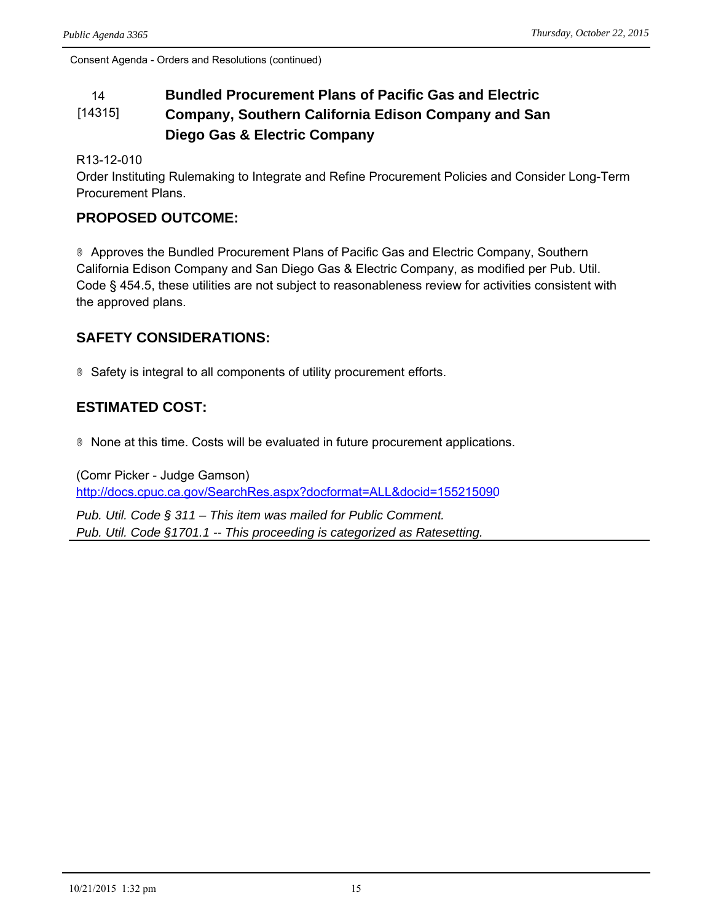Consent Agenda - Orders and Resolutions (continued)

## 14 [14315] Bundled Procurement Plans of Pacific Gas and Electric Company, Southern California Edison Company and San Diego Gas & Electric Company

R13-12-010
Order Instituting Rulemaking to Integrate and Refine Procurement Policies and Consider Long-Term Procurement Plans.

### PROPOSED OUTCOME:

® Approves the Bundled Procurement Plans of Pacific Gas and Electric Company, Southern California Edison Company and San Diego Gas & Electric Company, as modified per Pub. Util. Code § 454.5, these utilities are not subject to reasonableness review for activities consistent with the approved plans.

### SAFETY CONSIDERATIONS:

® Safety is integral to all components of utility procurement efforts.

### ESTIMATED COST:

® None at this time. Costs will be evaluated in future procurement applications.

(Comr Picker - Judge Gamson)
http://docs.cpuc.ca.gov/SearchRes.aspx?docformat=ALL&docid=155215090

*Pub. Util. Code § 311 – This item was mailed for Public Comment.*
*Pub. Util. Code §1701.1 -- This proceeding is categorized as Ratesetting.*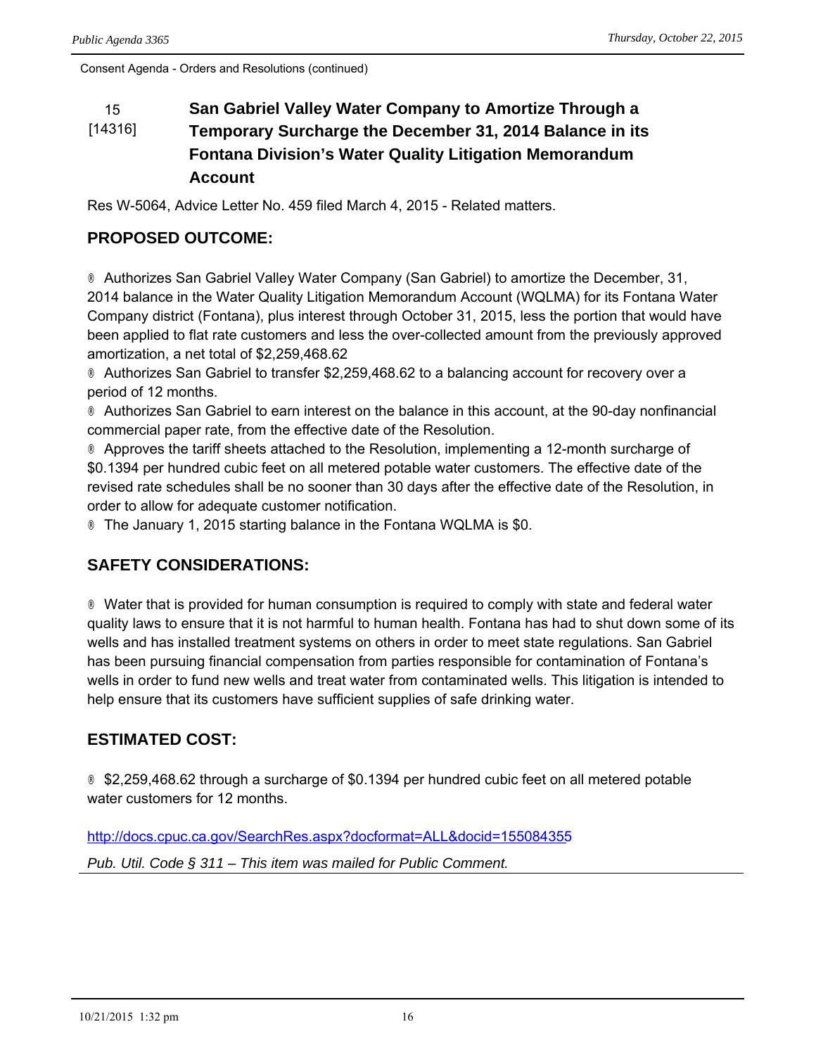Consent Agenda - Orders and Resolutions (continued)

## 15 [14316] San Gabriel Valley Water Company to Amortize Through a Temporary Surcharge the December 31, 2014 Balance in its Fontana Division's Water Quality Litigation Memorandum Account

Res W-5064, Advice Letter No. 459 filed March 4, 2015 - Related matters.

### PROPOSED OUTCOME:

® Authorizes San Gabriel Valley Water Company (San Gabriel) to amortize the December, 31, 2014 balance in the Water Quality Litigation Memorandum Account (WQLMA) for its Fontana Water Company district (Fontana), plus interest through October 31, 2015, less the portion that would have been applied to flat rate customers and less the over-collected amount from the previously approved amortization, a net total of $2,259,468.62

® Authorizes San Gabriel to transfer $2,259,468.62 to a balancing account for recovery over a period of 12 months.

® Authorizes San Gabriel to earn interest on the balance in this account, at the 90-day nonfinancial commercial paper rate, from the effective date of the Resolution.

® Approves the tariff sheets attached to the Resolution, implementing a 12-month surcharge of $0.1394 per hundred cubic feet on all metered potable water customers. The effective date of the revised rate schedules shall be no sooner than 30 days after the effective date of the Resolution, in order to allow for adequate customer notification.

® The January 1, 2015 starting balance in the Fontana WQLMA is $0.

### SAFETY CONSIDERATIONS:

® Water that is provided for human consumption is required to comply with state and federal water quality laws to ensure that it is not harmful to human health. Fontana has had to shut down some of its wells and has installed treatment systems on others in order to meet state regulations. San Gabriel has been pursuing financial compensation from parties responsible for contamination of Fontana's wells in order to fund new wells and treat water from contaminated wells. This litigation is intended to help ensure that its customers have sufficient supplies of safe drinking water.

### ESTIMATED COST:

® $2,259,468.62 through a surcharge of $0.1394 per hundred cubic feet on all metered potable water customers for 12 months.

http://docs.cpuc.ca.gov/SearchRes.aspx?docformat=ALL&docid=155084355

*Pub. Util. Code § 311 – This item was mailed for Public Comment.*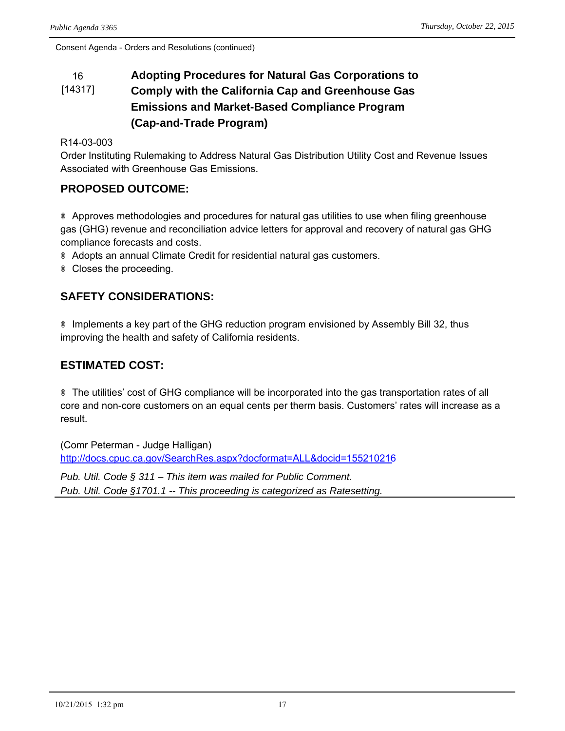Consent Agenda - Orders and Resolutions (continued)

16 [14317]

## Adopting Procedures for Natural Gas Corporations to Comply with the California Cap and Greenhouse Gas Emissions and Market-Based Compliance Program (Cap-and-Trade Program)

R14-03-003
Order Instituting Rulemaking to Address Natural Gas Distribution Utility Cost and Revenue Issues Associated with Greenhouse Gas Emissions.

### PROPOSED OUTCOME:

- Approves methodologies and procedures for natural gas utilities to use when filing greenhouse gas (GHG) revenue and reconciliation advice letters for approval and recovery of natural gas GHG compliance forecasts and costs.
- Adopts an annual Climate Credit for residential natural gas customers.
- Closes the proceeding.

### SAFETY CONSIDERATIONS:

- Implements a key part of the GHG reduction program envisioned by Assembly Bill 32, thus improving the health and safety of California residents.

### ESTIMATED COST:

- The utilities' cost of GHG compliance will be incorporated into the gas transportation rates of all core and non-core customers on an equal cents per therm basis. Customers' rates will increase as a result.

(Comr Peterman - Judge Halligan)
http://docs.cpuc.ca.gov/SearchRes.aspx?docformat=ALL&docid=155210216

*Pub. Util. Code § 311 – This item was mailed for Public Comment.*
*Pub. Util. Code §1701.1 -- This proceeding is categorized as Ratesetting.*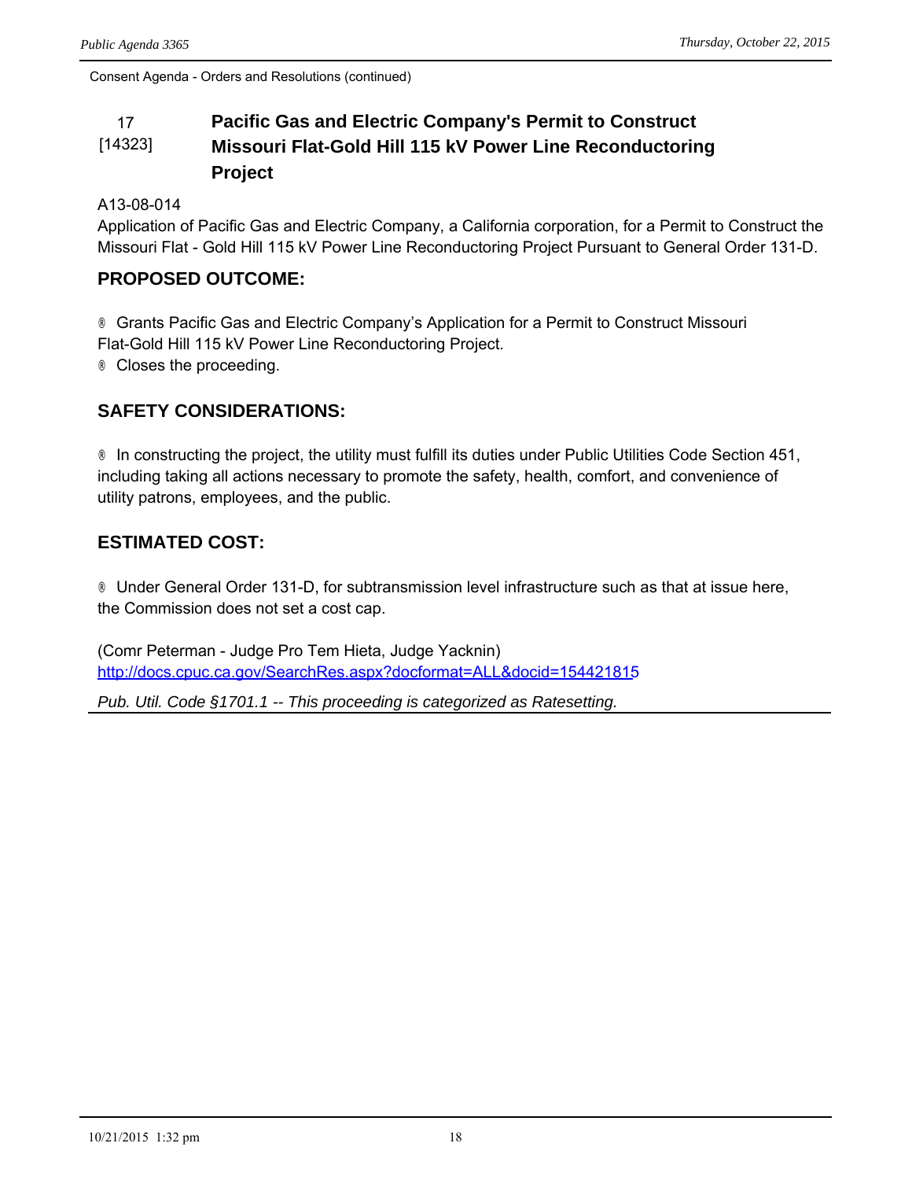Consent Agenda - Orders and Resolutions (continued)

## 17 [14323] Pacific Gas and Electric Company's Permit to Construct Missouri Flat-Gold Hill 115 kV Power Line Reconductoring Project

A13-08-014
Application of Pacific Gas and Electric Company, a California corporation, for a Permit to Construct the Missouri Flat - Gold Hill 115 kV Power Line Reconductoring Project Pursuant to General Order 131-D.

### PROPOSED OUTCOME:

- Grants Pacific Gas and Electric Company's Application for a Permit to Construct Missouri Flat-Gold Hill 115 kV Power Line Reconductoring Project.
- Closes the proceeding.

### SAFETY CONSIDERATIONS:

- In constructing the project, the utility must fulfill its duties under Public Utilities Code Section 451, including taking all actions necessary to promote the safety, health, comfort, and convenience of utility patrons, employees, and the public.

### ESTIMATED COST:

- Under General Order 131-D, for subtransmission level infrastructure such as that at issue here, the Commission does not set a cost cap.

(Comr Peterman - Judge Pro Tem Hieta, Judge Yacknin)
http://docs.cpuc.ca.gov/SearchRes.aspx?docformat=ALL&docid=154421815

*Pub. Util. Code §1701.1 -- This proceeding is categorized as Ratesetting.*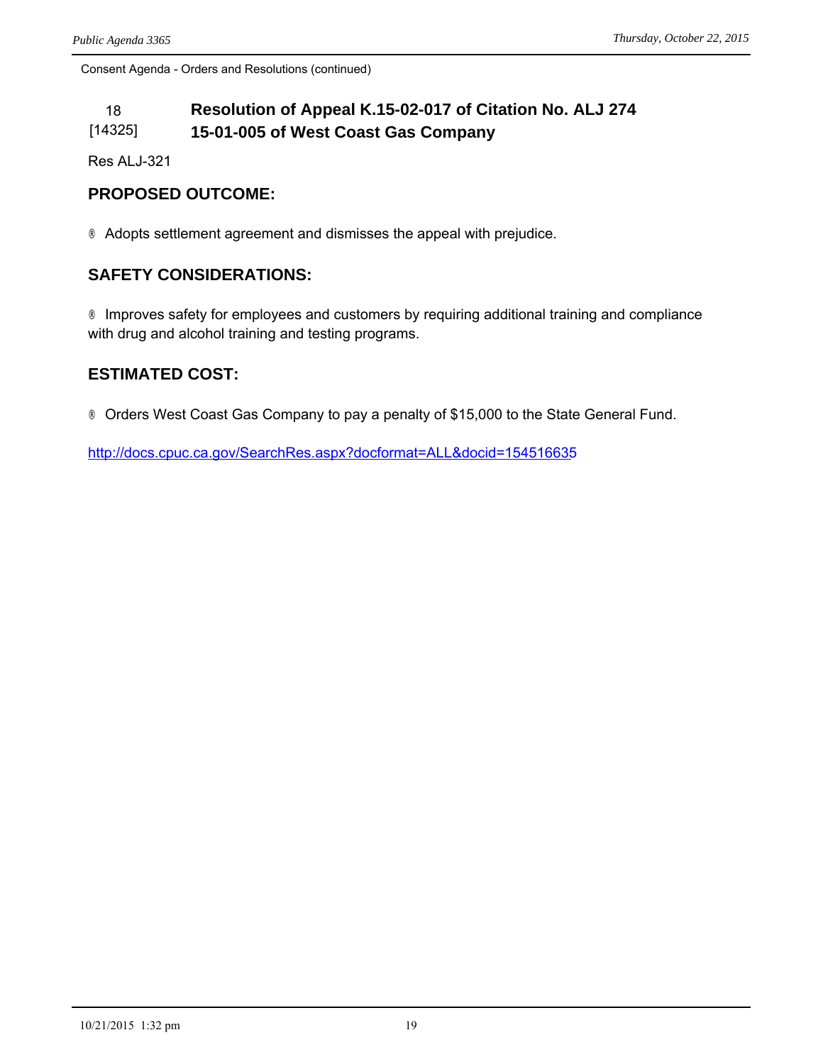Consent Agenda - Orders and Resolutions (continued)

## 18 [14325] Resolution of Appeal K.15-02-017 of Citation No. ALJ 274 15-01-005 of West Coast Gas Company

Res ALJ-321

### PROPOSED OUTCOME:

® Adopts settlement agreement and dismisses the appeal with prejudice.

### SAFETY CONSIDERATIONS:

® Improves safety for employees and customers by requiring additional training and compliance with drug and alcohol training and testing programs.

### ESTIMATED COST:

® Orders West Coast Gas Company to pay a penalty of $15,000 to the State General Fund.

http://docs.cpuc.ca.gov/SearchRes.aspx?docformat=ALL&docid=154516635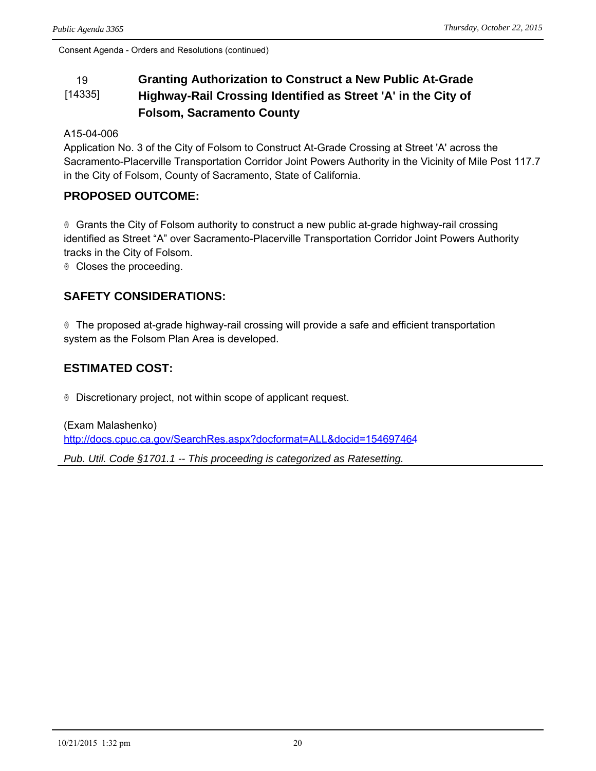Consent Agenda - Orders and Resolutions (continued)

## 19 [14335] Granting Authorization to Construct a New Public At-Grade Highway-Rail Crossing Identified as Street 'A' in the City of Folsom, Sacramento County

A15-04-006
Application No. 3 of the City of Folsom to Construct At-Grade Crossing at Street 'A' across the Sacramento-Placerville Transportation Corridor Joint Powers Authority in the Vicinity of Mile Post 117.7 in the City of Folsom, County of Sacramento, State of California.

### PROPOSED OUTCOME:

® Grants the City of Folsom authority to construct a new public at-grade highway-rail crossing identified as Street “A” over Sacramento-Placerville Transportation Corridor Joint Powers Authority tracks in the City of Folsom.
® Closes the proceeding.

### SAFETY CONSIDERATIONS:

® The proposed at-grade highway-rail crossing will provide a safe and efficient transportation system as the Folsom Plan Area is developed.

### ESTIMATED COST:

® Discretionary project, not within scope of applicant request.

(Exam Malashenko)
http://docs.cpuc.ca.gov/SearchRes.aspx?docformat=ALL&docid=154697464

*Pub. Util. Code §1701.1 -- This proceeding is categorized as Ratesetting.*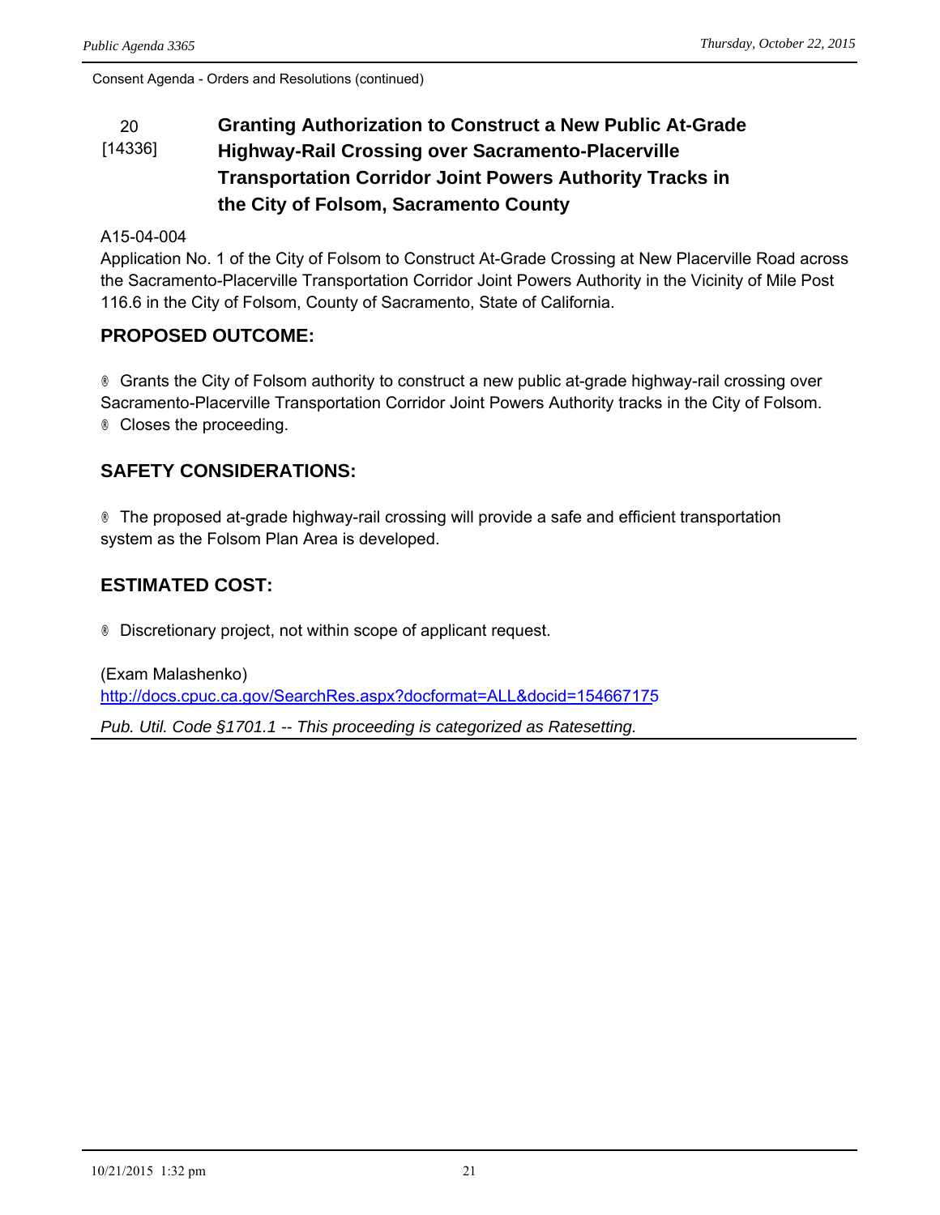Consent Agenda - Orders and Resolutions (continued)

### 20 [14336] Granting Authorization to Construct a New Public At-Grade Highway-Rail Crossing over Sacramento-Placerville Transportation Corridor Joint Powers Authority Tracks in the City of Folsom, Sacramento County

A15-04-004
Application No. 1 of the City of Folsom to Construct At-Grade Crossing at New Placerville Road across the Sacramento-Placerville Transportation Corridor Joint Powers Authority in the Vicinity of Mile Post 116.6 in the City of Folsom, County of Sacramento, State of California.

## PROPOSED OUTCOME:

® Grants the City of Folsom authority to construct a new public at-grade highway-rail crossing over Sacramento-Placerville Transportation Corridor Joint Powers Authority tracks in the City of Folsom.
® Closes the proceeding.

## SAFETY CONSIDERATIONS:

® The proposed at-grade highway-rail crossing will provide a safe and efficient transportation system as the Folsom Plan Area is developed.

## ESTIMATED COST:

® Discretionary project, not within scope of applicant request.

(Exam Malashenko)
http://docs.cpuc.ca.gov/SearchRes.aspx?docformat=ALL&docid=154667175

*Pub. Util. Code §1701.1 -- This proceeding is categorized as Ratesetting.*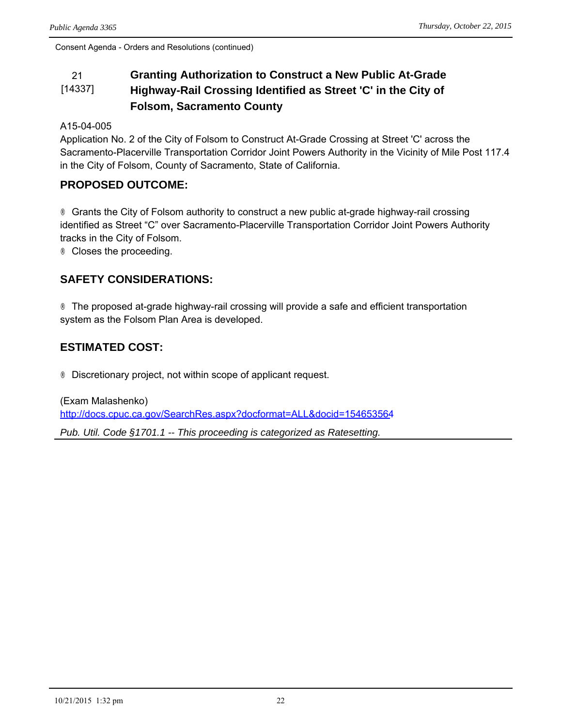Consent Agenda - Orders and Resolutions (continued)

## 21 [14337] Granting Authorization to Construct a New Public At-Grade Highway-Rail Crossing Identified as Street 'C' in the City of Folsom, Sacramento County

A15-04-005
Application No. 2 of the City of Folsom to Construct At-Grade Crossing at Street 'C' across the Sacramento-Placerville Transportation Corridor Joint Powers Authority in the Vicinity of Mile Post 117.4 in the City of Folsom, County of Sacramento, State of California.

### PROPOSED OUTCOME:

- Grants the City of Folsom authority to construct a new public at-grade highway-rail crossing identified as Street "C" over Sacramento-Placerville Transportation Corridor Joint Powers Authority tracks in the City of Folsom.
- Closes the proceeding.

### SAFETY CONSIDERATIONS:

- The proposed at-grade highway-rail crossing will provide a safe and efficient transportation system as the Folsom Plan Area is developed.

### ESTIMATED COST:

- Discretionary project, not within scope of applicant request.

(Exam Malashenko)
http://docs.cpuc.ca.gov/SearchRes.aspx?docformat=ALL&docid=154653564

*Pub. Util. Code §1701.1 -- This proceeding is categorized as Ratesetting.*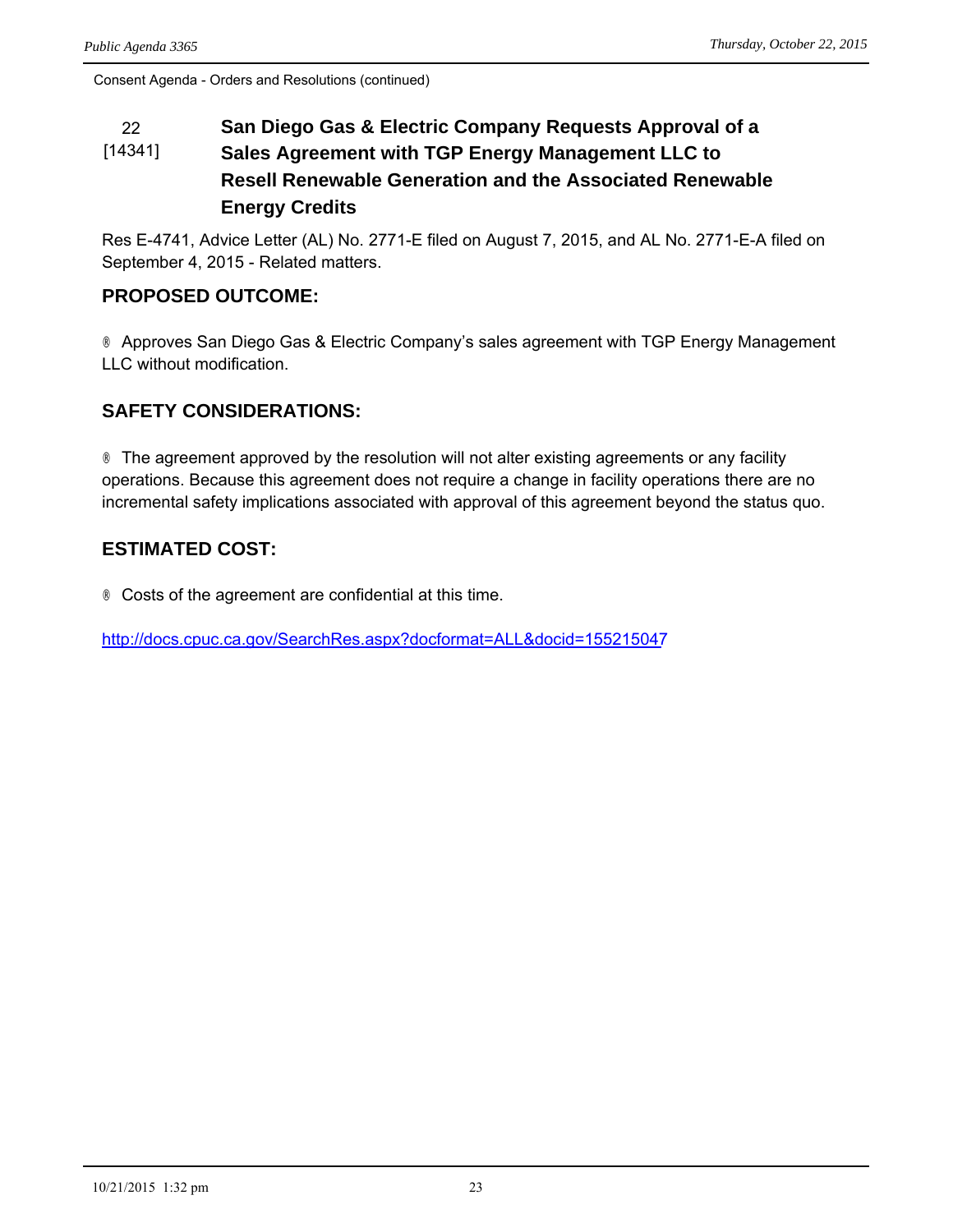Consent Agenda - Orders and Resolutions (continued)

## 22 [14341] San Diego Gas & Electric Company Requests Approval of a Sales Agreement with TGP Energy Management LLC to Resell Renewable Generation and the Associated Renewable Energy Credits

Res E-4741, Advice Letter (AL) No. 2771-E filed on August 7, 2015, and AL No. 2771-E-A filed on September 4, 2015 - Related matters.

### PROPOSED OUTCOME:

- Approves San Diego Gas & Electric Company's sales agreement with TGP Energy Management LLC without modification.

### SAFETY CONSIDERATIONS:

- The agreement approved by the resolution will not alter existing agreements or any facility operations. Because this agreement does not require a change in facility operations there are no incremental safety implications associated with approval of this agreement beyond the status quo.

### ESTIMATED COST:

- Costs of the agreement are confidential at this time.

http://docs.cpuc.ca.gov/SearchRes.aspx?docformat=ALL&docid=155215047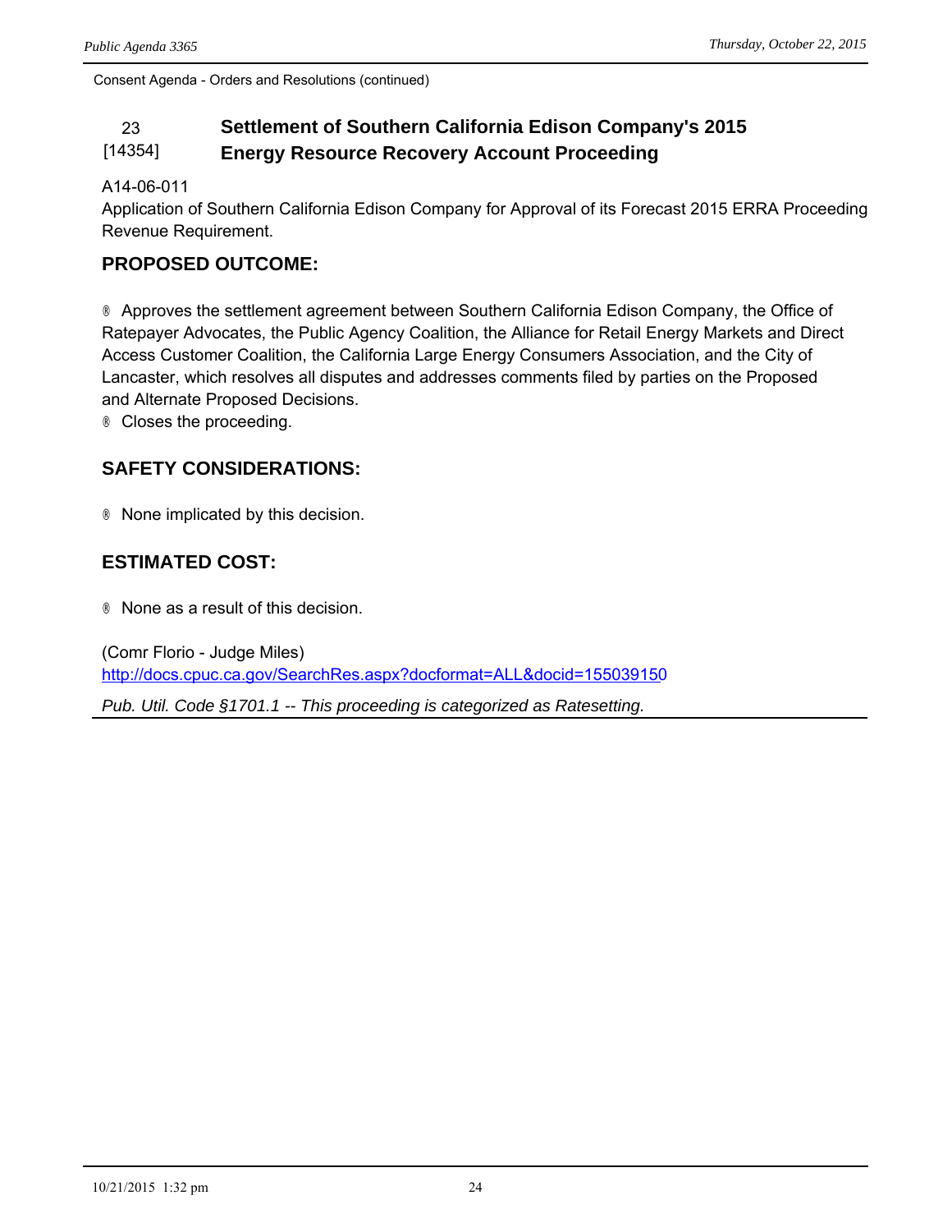Consent Agenda - Orders and Resolutions (continued)

## 23 [14354] Settlement of Southern California Edison Company's 2015 Energy Resource Recovery Account Proceeding

A14-06-011
Application of Southern California Edison Company for Approval of its Forecast 2015 ERRA Proceeding Revenue Requirement.

### PROPOSED OUTCOME:

- Approves the settlement agreement between Southern California Edison Company, the Office of Ratepayer Advocates, the Public Agency Coalition, the Alliance for Retail Energy Markets and Direct Access Customer Coalition, the California Large Energy Consumers Association, and the City of Lancaster, which resolves all disputes and addresses comments filed by parties on the Proposed and Alternate Proposed Decisions.
- Closes the proceeding.

### SAFETY CONSIDERATIONS:

- None implicated by this decision.

### ESTIMATED COST:

- None as a result of this decision.

(Comr Florio - Judge Miles)
http://docs.cpuc.ca.gov/SearchRes.aspx?docformat=ALL&docid=155039150

*Pub. Util. Code §1701.1 -- This proceeding is categorized as Ratesetting.*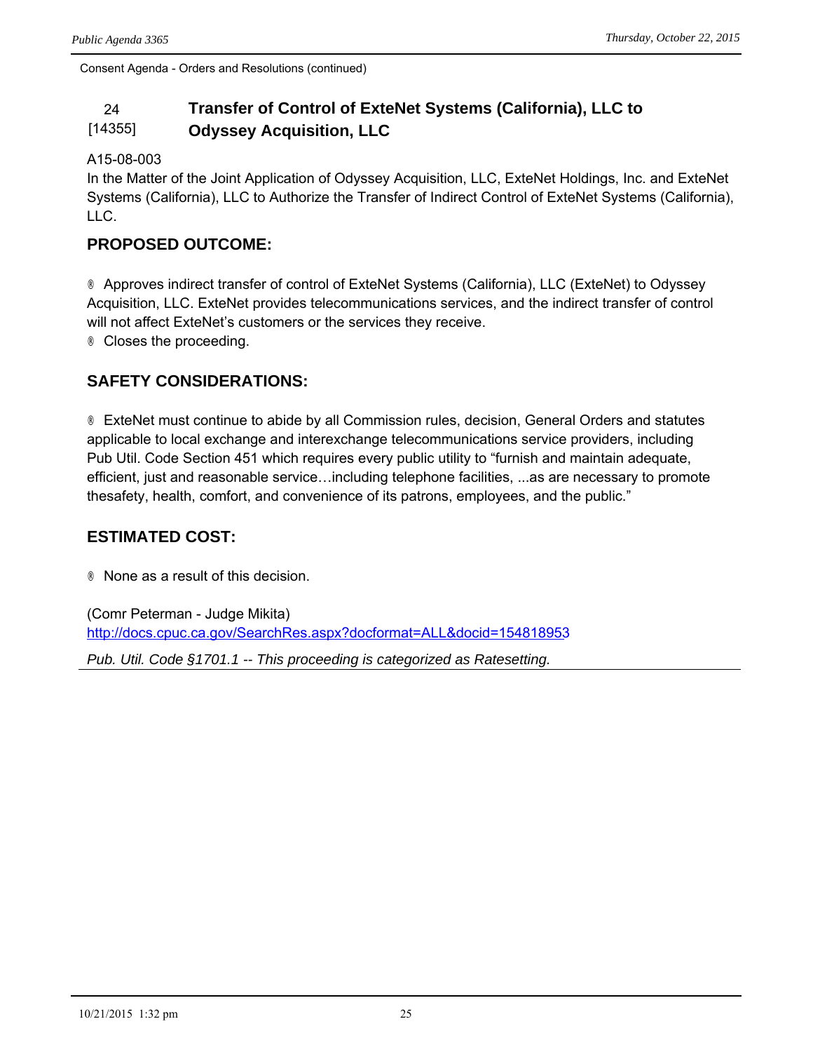Consent Agenda - Orders and Resolutions (continued)

## 24 [14355] Transfer of Control of ExteNet Systems (California), LLC to Odyssey Acquisition, LLC

A15-08-003
In the Matter of the Joint Application of Odyssey Acquisition, LLC, ExteNet Holdings, Inc. and ExteNet Systems (California), LLC to Authorize the Transfer of Indirect Control of ExteNet Systems (California), LLC.

### PROPOSED OUTCOME:

® Approves indirect transfer of control of ExteNet Systems (California), LLC (ExteNet) to Odyssey Acquisition, LLC. ExteNet provides telecommunications services, and the indirect transfer of control will not affect ExteNet's customers or the services they receive.
® Closes the proceeding.

### SAFETY CONSIDERATIONS:

® ExteNet must continue to abide by all Commission rules, decision, General Orders and statutes applicable to local exchange and interexchange telecommunications service providers, including Pub Util. Code Section 451 which requires every public utility to "furnish and maintain adequate, efficient, just and reasonable service…including telephone facilities, ...as are necessary to promote thesafety, health, comfort, and convenience of its patrons, employees, and the public."

### ESTIMATED COST:

® None as a result of this decision.

(Comr Peterman - Judge Mikita)
http://docs.cpuc.ca.gov/SearchRes.aspx?docformat=ALL&docid=154818953

*Pub. Util. Code §1701.1 -- This proceeding is categorized as Ratesetting.*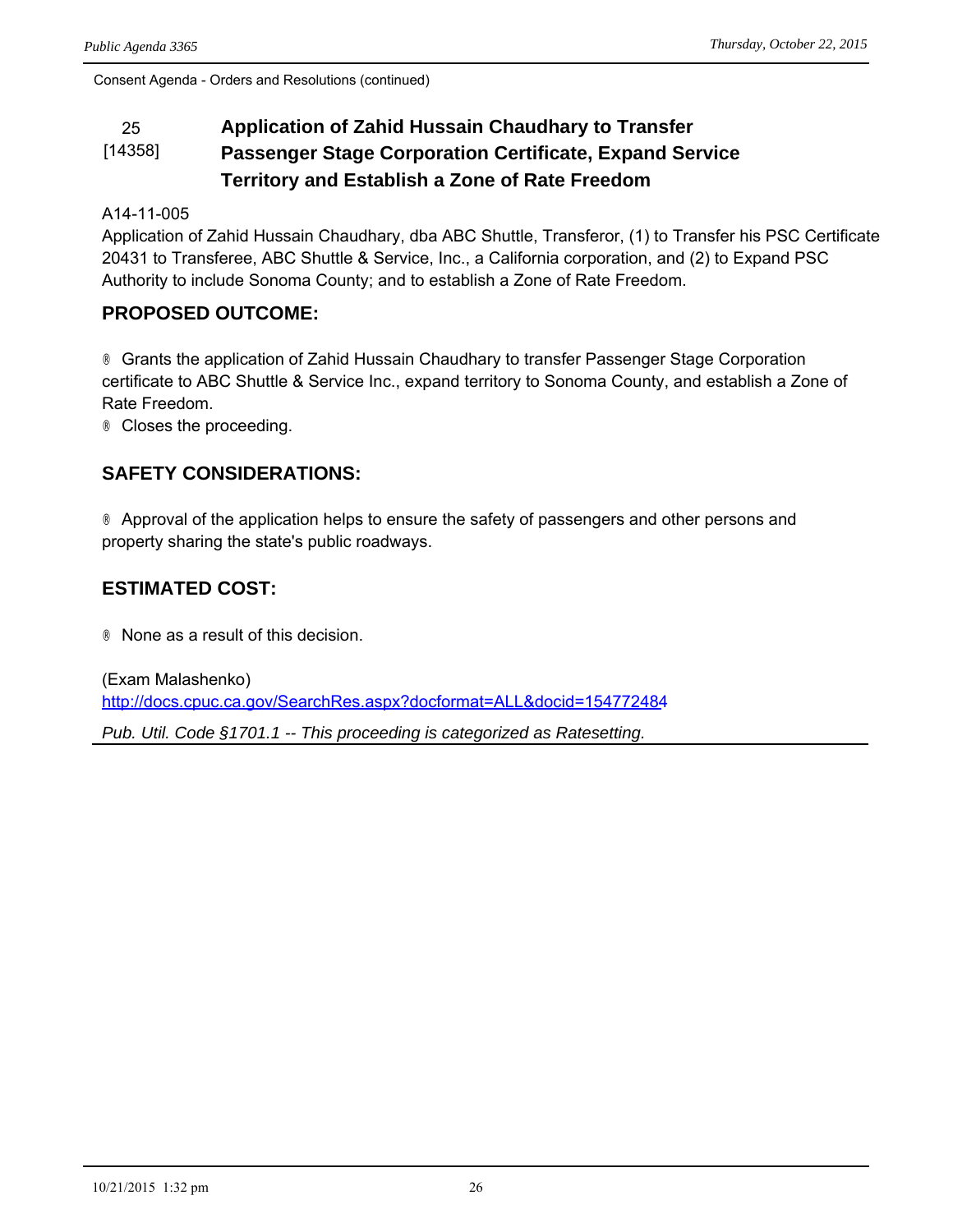Consent Agenda - Orders and Resolutions (continued)

### 25 [14358] Application of Zahid Hussain Chaudhary to Transfer Passenger Stage Corporation Certificate, Expand Service Territory and Establish a Zone of Rate Freedom

A14-11-005

Application of Zahid Hussain Chaudhary, dba ABC Shuttle, Transferor, (1) to Transfer his PSC Certificate 20431 to Transferee, ABC Shuttle & Service, Inc., a California corporation, and (2) to Expand PSC Authority to include Sonoma County; and to establish a Zone of Rate Freedom.

**PROPOSED OUTCOME:**

- Grants the application of Zahid Hussain Chaudhary to transfer Passenger Stage Corporation certificate to ABC Shuttle & Service Inc., expand territory to Sonoma County, and establish a Zone of Rate Freedom.
- Closes the proceeding.

**SAFETY CONSIDERATIONS:**

- Approval of the application helps to ensure the safety of passengers and other persons and property sharing the state's public roadways.

**ESTIMATED COST:**

- None as a result of this decision.

(Exam Malashenko)
http://docs.cpuc.ca.gov/SearchRes.aspx?docformat=ALL&docid=154772484

*Pub. Util. Code §1701.1 -- This proceeding is categorized as Ratesetting.*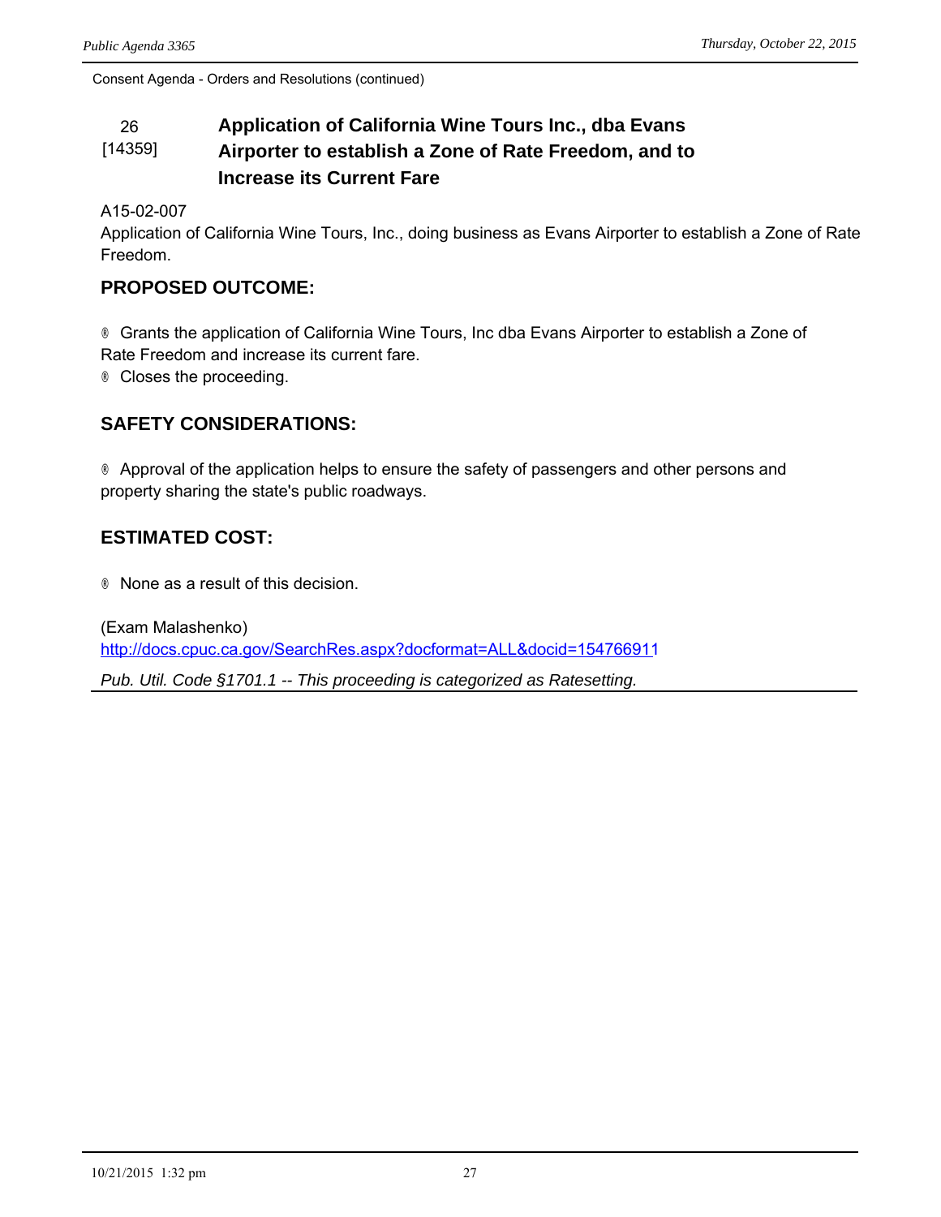Consent Agenda - Orders and Resolutions (continued)

## 26 [14359] Application of California Wine Tours Inc., dba Evans Airporter to establish a Zone of Rate Freedom, and to Increase its Current Fare

A15-02-007

Application of California Wine Tours, Inc., doing business as Evans Airporter to establish a Zone of Rate Freedom.

### PROPOSED OUTCOME:

® Grants the application of California Wine Tours, Inc dba Evans Airporter to establish a Zone of Rate Freedom and increase its current fare.

® Closes the proceeding.

### SAFETY CONSIDERATIONS:

® Approval of the application helps to ensure the safety of passengers and other persons and property sharing the state's public roadways.

### ESTIMATED COST:

® None as a result of this decision.

(Exam Malashenko)

http://docs.cpuc.ca.gov/SearchRes.aspx?docformat=ALL&docid=154766911

*Pub. Util. Code §1701.1 -- This proceeding is categorized as Ratesetting.*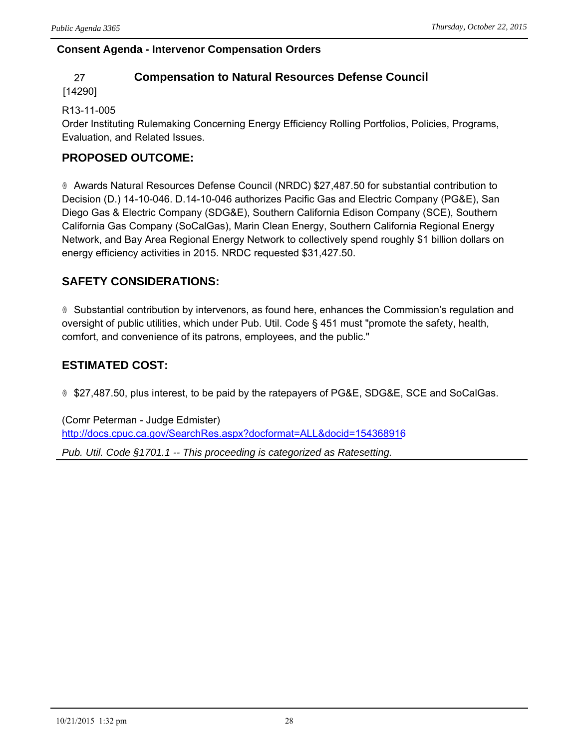**Consent Agenda - Intervenor Compensation Orders**

## 27 [14290] Compensation to Natural Resources Defense Council

R13-11-005
Order Instituting Rulemaking Concerning Energy Efficiency Rolling Portfolios, Policies, Programs, Evaluation, and Related Issues.

### PROPOSED OUTCOME:

® Awards Natural Resources Defense Council (NRDC) $27,487.50 for substantial contribution to Decision (D.) 14-10-046. D.14-10-046 authorizes Pacific Gas and Electric Company (PG&E), San Diego Gas & Electric Company (SDG&E), Southern California Edison Company (SCE), Southern California Gas Company (SoCalGas), Marin Clean Energy, Southern California Regional Energy Network, and Bay Area Regional Energy Network to collectively spend roughly $1 billion dollars on energy efficiency activities in 2015. NRDC requested $31,427.50.

### SAFETY CONSIDERATIONS:

® Substantial contribution by intervenors, as found here, enhances the Commission's regulation and oversight of public utilities, which under Pub. Util. Code § 451 must "promote the safety, health, comfort, and convenience of its patrons, employees, and the public."

### ESTIMATED COST:

® $27,487.50, plus interest, to be paid by the ratepayers of PG&E, SDG&E, SCE and SoCalGas.

(Comr Peterman - Judge Edmister)
http://docs.cpuc.ca.gov/SearchRes.aspx?docformat=ALL&docid=154368916

*Pub. Util. Code §1701.1 -- This proceeding is categorized as Ratesetting.*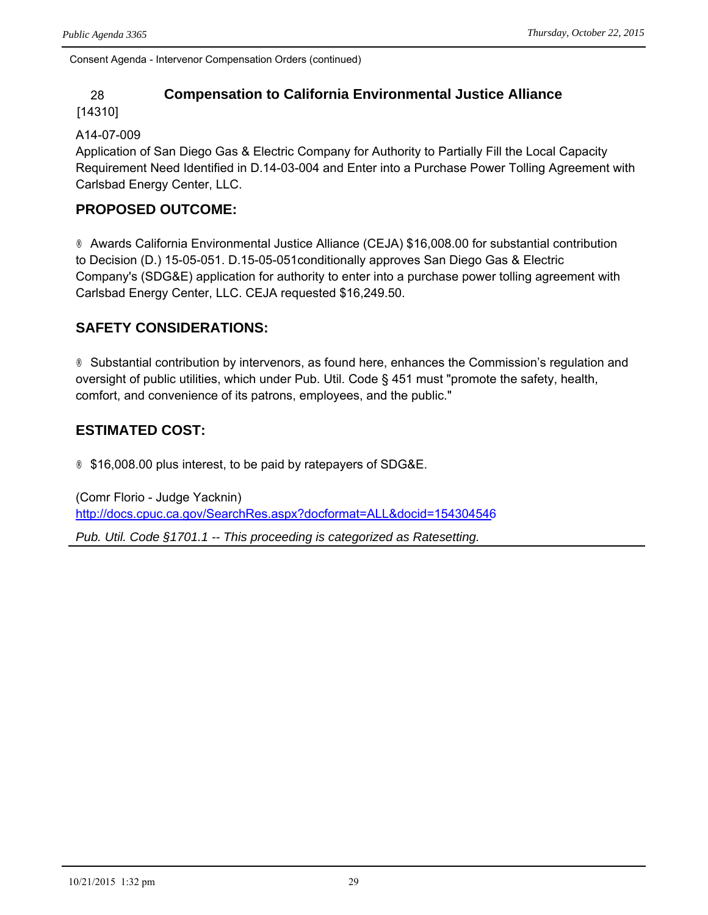Consent Agenda - Intervenor Compensation Orders (continued)

## 28 [14310] Compensation to California Environmental Justice Alliance

A14-07-009
Application of San Diego Gas & Electric Company for Authority to Partially Fill the Local Capacity Requirement Need Identified in D.14-03-004 and Enter into a Purchase Power Tolling Agreement with Carlsbad Energy Center, LLC.

### PROPOSED OUTCOME:

- Awards California Environmental Justice Alliance (CEJA) $16,008.00 for substantial contribution to Decision (D.) 15-05-051. D.15-05-051conditionally approves San Diego Gas & Electric Company's (SDG&E) application for authority to enter into a purchase power tolling agreement with Carlsbad Energy Center, LLC. CEJA requested $16,249.50.

### SAFETY CONSIDERATIONS:

- Substantial contribution by intervenors, as found here, enhances the Commission's regulation and oversight of public utilities, which under Pub. Util. Code § 451 must "promote the safety, health, comfort, and convenience of its patrons, employees, and the public."

### ESTIMATED COST:

- $16,008.00 plus interest, to be paid by ratepayers of SDG&E.

(Comr Florio - Judge Yacknin)
http://docs.cpuc.ca.gov/SearchRes.aspx?docformat=ALL&docid=154304546

*Pub. Util. Code §1701.1 -- This proceeding is categorized as Ratesetting.*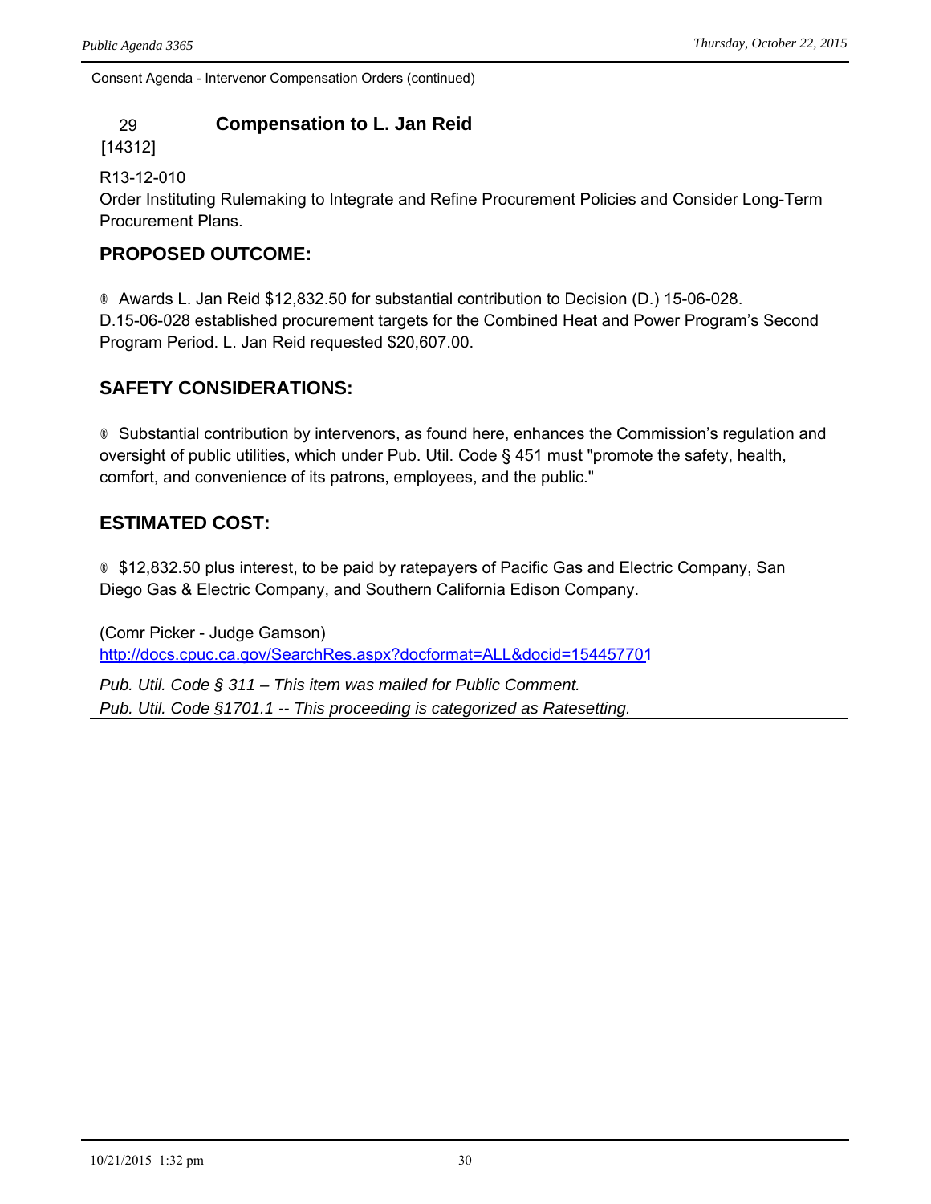Consent Agenda - Intervenor Compensation Orders (continued)

## 29 [14312] Compensation to L. Jan Reid

R13-12-010
Order Instituting Rulemaking to Integrate and Refine Procurement Policies and Consider Long-Term Procurement Plans.

### PROPOSED OUTCOME:

® Awards L. Jan Reid $12,832.50 for substantial contribution to Decision (D.) 15-06-028. D.15-06-028 established procurement targets for the Combined Heat and Power Program's Second Program Period. L. Jan Reid requested $20,607.00.

### SAFETY CONSIDERATIONS:

® Substantial contribution by intervenors, as found here, enhances the Commission's regulation and oversight of public utilities, which under Pub. Util. Code § 451 must "promote the safety, health, comfort, and convenience of its patrons, employees, and the public."

### ESTIMATED COST:

® $12,832.50 plus interest, to be paid by ratepayers of Pacific Gas and Electric Company, San Diego Gas & Electric Company, and Southern California Edison Company.

(Comr Picker - Judge Gamson)
http://docs.cpuc.ca.gov/SearchRes.aspx?docformat=ALL&docid=154457701

*Pub. Util. Code § 311 – This item was mailed for Public Comment.*
*Pub. Util. Code §1701.1 -- This proceeding is categorized as Ratesetting.*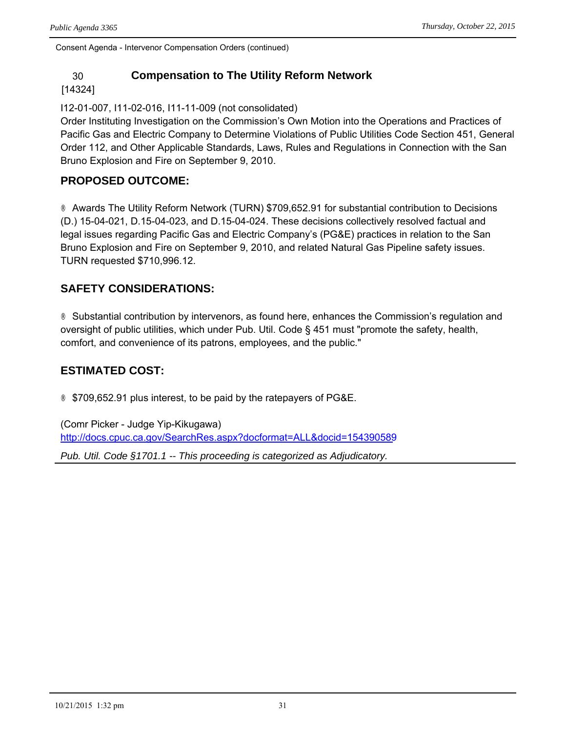Consent Agenda - Intervenor Compensation Orders (continued)

## 30 [14324] Compensation to The Utility Reform Network

I12-01-007, I11-02-016, I11-11-009 (not consolidated)
Order Instituting Investigation on the Commission's Own Motion into the Operations and Practices of Pacific Gas and Electric Company to Determine Violations of Public Utilities Code Section 451, General Order 112, and Other Applicable Standards, Laws, Rules and Regulations in Connection with the San Bruno Explosion and Fire on September 9, 2010.

### PROPOSED OUTCOME:

- Awards The Utility Reform Network (TURN) $709,652.91 for substantial contribution to Decisions (D.) 15-04-021, D.15-04-023, and D.15-04-024. These decisions collectively resolved factual and legal issues regarding Pacific Gas and Electric Company's (PG&E) practices in relation to the San Bruno Explosion and Fire on September 9, 2010, and related Natural Gas Pipeline safety issues. TURN requested $710,996.12.

### SAFETY CONSIDERATIONS:

- Substantial contribution by intervenors, as found here, enhances the Commission's regulation and oversight of public utilities, which under Pub. Util. Code § 451 must "promote the safety, health, comfort, and convenience of its patrons, employees, and the public."

### ESTIMATED COST:

- $709,652.91 plus interest, to be paid by the ratepayers of PG&E.

(Comr Picker - Judge Yip-Kikugawa)
http://docs.cpuc.ca.gov/SearchRes.aspx?docformat=ALL&docid=154390589

*Pub. Util. Code §1701.1 -- This proceeding is categorized as Adjudicatory.*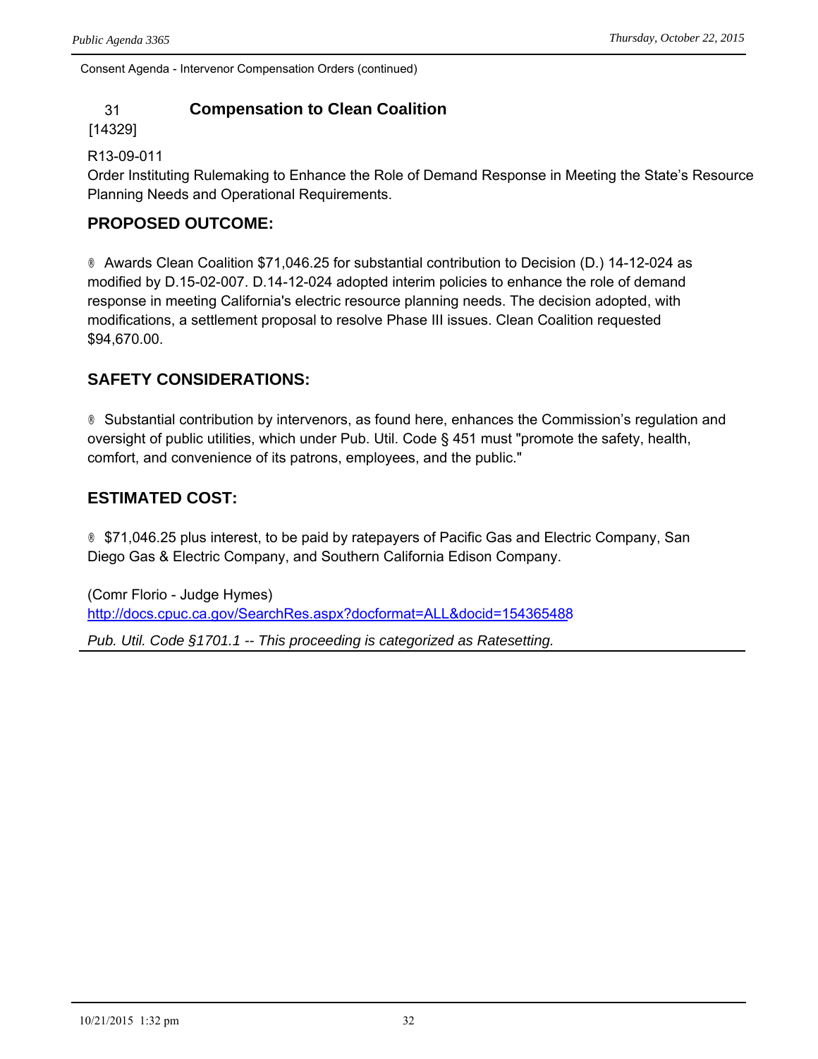Consent Agenda - Intervenor Compensation Orders (continued)

## 31 [14329] Compensation to Clean Coalition

R13-09-011
Order Instituting Rulemaking to Enhance the Role of Demand Response in Meeting the State's Resource Planning Needs and Operational Requirements.

### PROPOSED OUTCOME:

® Awards Clean Coalition $71,046.25 for substantial contribution to Decision (D.) 14-12-024 as modified by D.15-02-007. D.14-12-024 adopted interim policies to enhance the role of demand response in meeting California's electric resource planning needs. The decision adopted, with modifications, a settlement proposal to resolve Phase III issues. Clean Coalition requested $94,670.00.

### SAFETY CONSIDERATIONS:

® Substantial contribution by intervenors, as found here, enhances the Commission's regulation and oversight of public utilities, which under Pub. Util. Code § 451 must "promote the safety, health, comfort, and convenience of its patrons, employees, and the public."

### ESTIMATED COST:

® $71,046.25 plus interest, to be paid by ratepayers of Pacific Gas and Electric Company, San Diego Gas & Electric Company, and Southern California Edison Company.

(Comr Florio - Judge Hymes)
http://docs.cpuc.ca.gov/SearchRes.aspx?docformat=ALL&docid=154365488

*Pub. Util. Code §1701.1 -- This proceeding is categorized as Ratesetting.*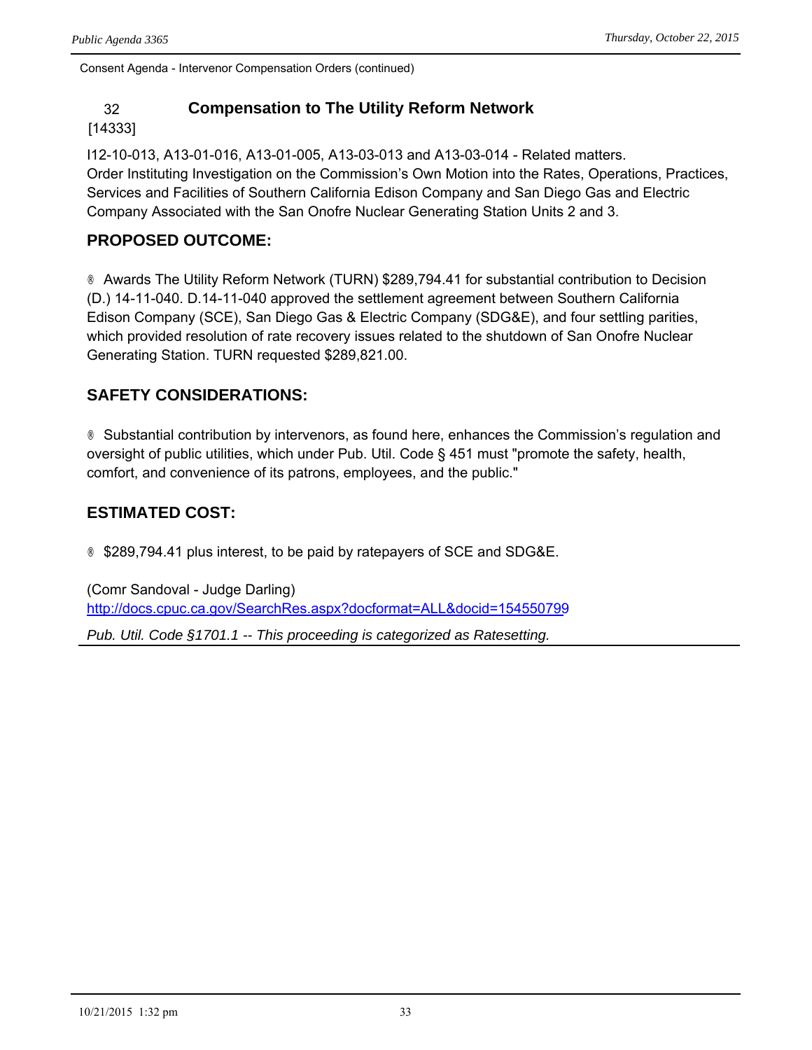Consent Agenda - Intervenor Compensation Orders (continued)

## 32 [14333] Compensation to The Utility Reform Network

I12-10-013, A13-01-016, A13-01-005, A13-03-013 and A13-03-014 - Related matters.
Order Instituting Investigation on the Commission's Own Motion into the Rates, Operations, Practices, Services and Facilities of Southern California Edison Company and San Diego Gas and Electric Company Associated with the San Onofre Nuclear Generating Station Units 2 and 3.

### PROPOSED OUTCOME:

® Awards The Utility Reform Network (TURN) $289,794.41 for substantial contribution to Decision (D.) 14-11-040. D.14-11-040 approved the settlement agreement between Southern California Edison Company (SCE), San Diego Gas & Electric Company (SDG&E), and four settling parities, which provided resolution of rate recovery issues related to the shutdown of San Onofre Nuclear Generating Station. TURN requested $289,821.00.

### SAFETY CONSIDERATIONS:

® Substantial contribution by intervenors, as found here, enhances the Commission's regulation and oversight of public utilities, which under Pub. Util. Code § 451 must "promote the safety, health, comfort, and convenience of its patrons, employees, and the public."

### ESTIMATED COST:

® $289,794.41 plus interest, to be paid by ratepayers of SCE and SDG&E.

(Comr Sandoval - Judge Darling)
http://docs.cpuc.ca.gov/SearchRes.aspx?docformat=ALL&docid=154550799

*Pub. Util. Code §1701.1 -- This proceeding is categorized as Ratesetting.*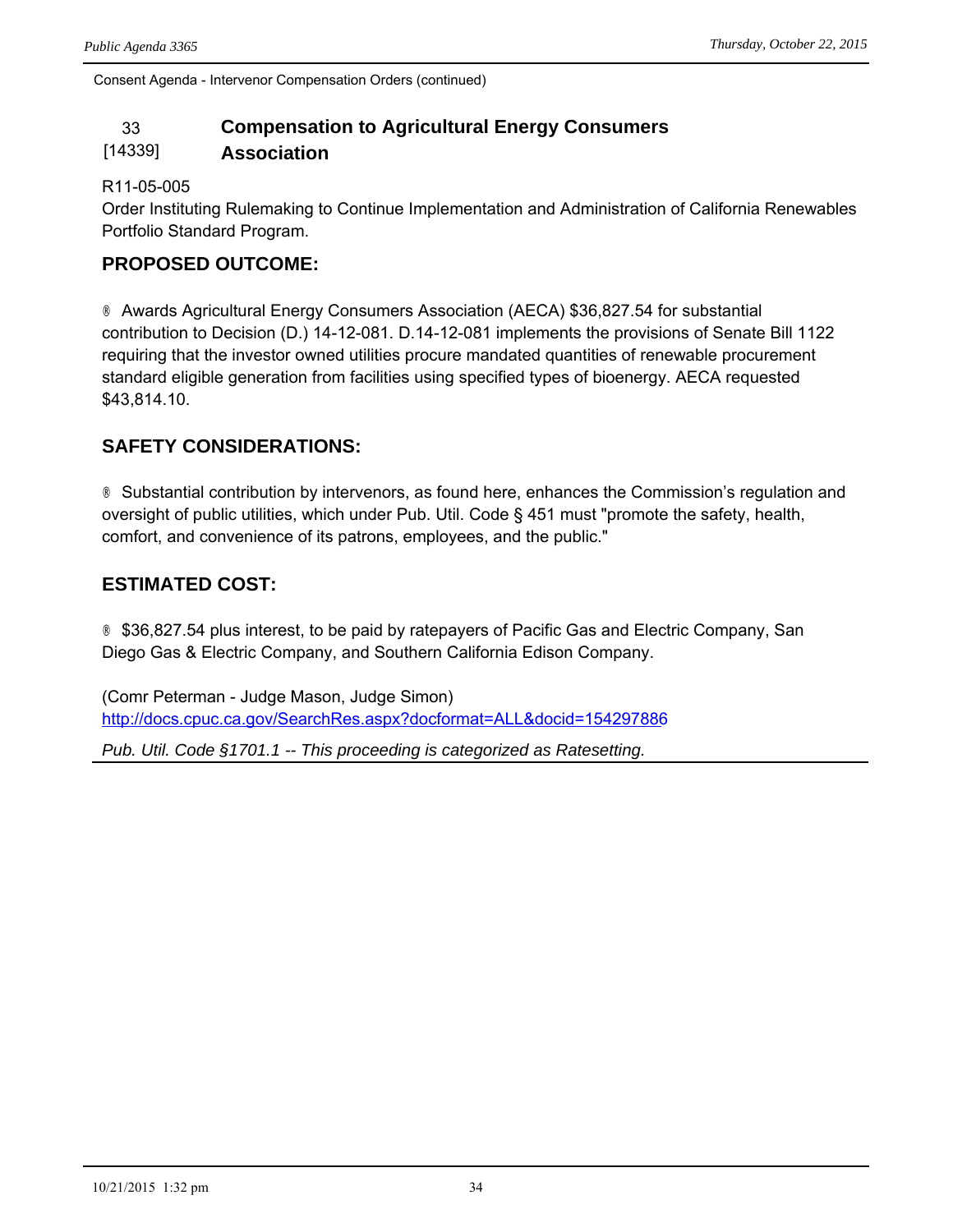Consent Agenda - Intervenor Compensation Orders (continued)

## 33 [14339] Compensation to Agricultural Energy Consumers Association

R11-05-005
Order Instituting Rulemaking to Continue Implementation and Administration of California Renewables Portfolio Standard Program.

### PROPOSED OUTCOME:

® Awards Agricultural Energy Consumers Association (AECA) $36,827.54 for substantial contribution to Decision (D.) 14-12-081. D.14-12-081 implements the provisions of Senate Bill 1122 requiring that the investor owned utilities procure mandated quantities of renewable procurement standard eligible generation from facilities using specified types of bioenergy. AECA requested $43,814.10.

### SAFETY CONSIDERATIONS:

® Substantial contribution by intervenors, as found here, enhances the Commission's regulation and oversight of public utilities, which under Pub. Util. Code § 451 must "promote the safety, health, comfort, and convenience of its patrons, employees, and the public."

### ESTIMATED COST:

® $36,827.54 plus interest, to be paid by ratepayers of Pacific Gas and Electric Company, San Diego Gas & Electric Company, and Southern California Edison Company.

(Comr Peterman - Judge Mason, Judge Simon)
http://docs.cpuc.ca.gov/SearchRes.aspx?docformat=ALL&docid=154297886

*Pub. Util. Code §1701.1 -- This proceeding is categorized as Ratesetting.*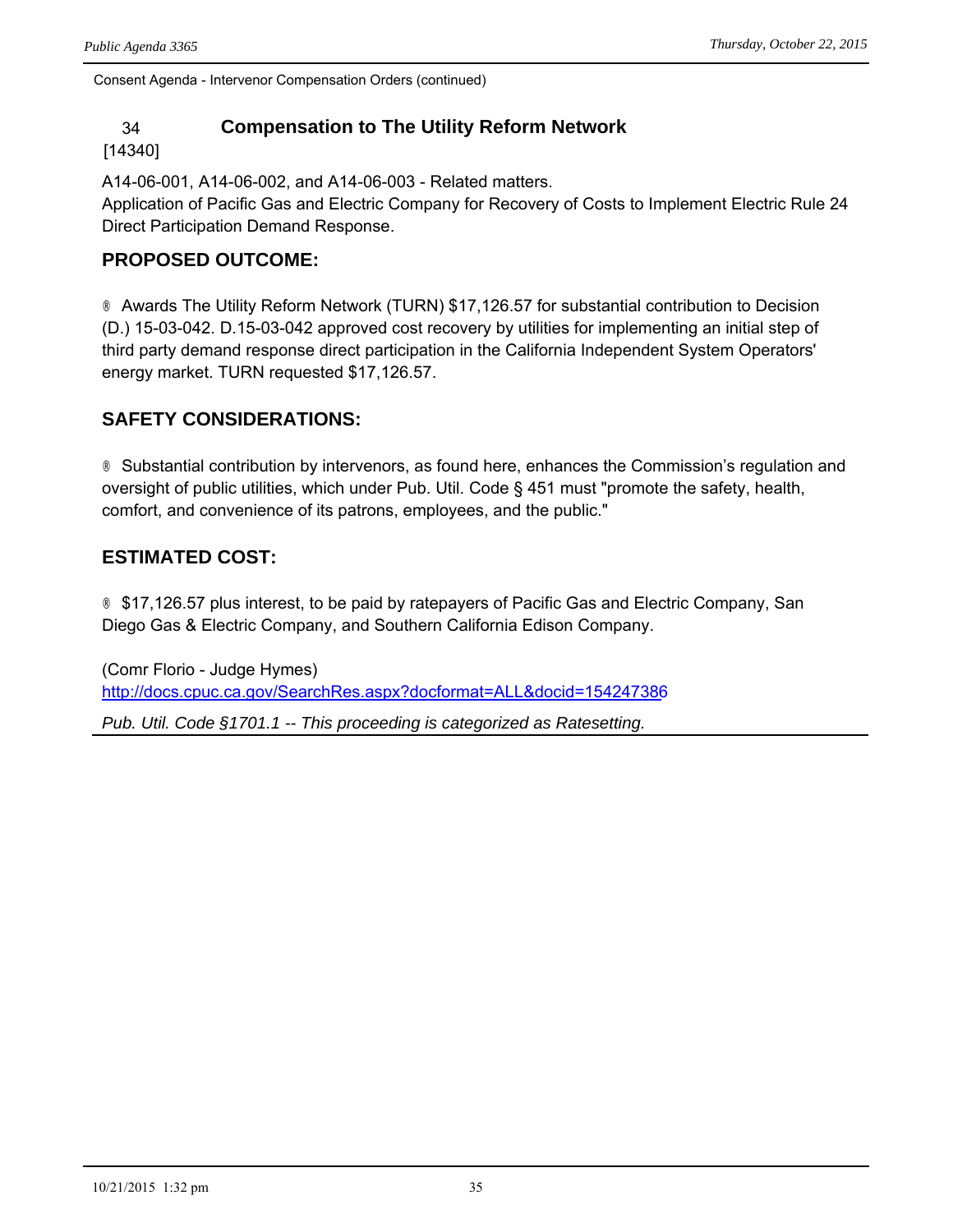Consent Agenda - Intervenor Compensation Orders (continued)

## 34 [14340] Compensation to The Utility Reform Network

A14-06-001, A14-06-002, and A14-06-003 - Related matters.
Application of Pacific Gas and Electric Company for Recovery of Costs to Implement Electric Rule 24 Direct Participation Demand Response.

### PROPOSED OUTCOME:

® Awards The Utility Reform Network (TURN) $17,126.57 for substantial contribution to Decision (D.) 15-03-042. D.15-03-042 approved cost recovery by utilities for implementing an initial step of third party demand response direct participation in the California Independent System Operators' energy market. TURN requested $17,126.57.

### SAFETY CONSIDERATIONS:

® Substantial contribution by intervenors, as found here, enhances the Commission's regulation and oversight of public utilities, which under Pub. Util. Code § 451 must "promote the safety, health, comfort, and convenience of its patrons, employees, and the public."

### ESTIMATED COST:

® $17,126.57 plus interest, to be paid by ratepayers of Pacific Gas and Electric Company, San Diego Gas & Electric Company, and Southern California Edison Company.

(Comr Florio - Judge Hymes)
http://docs.cpuc.ca.gov/SearchRes.aspx?docformat=ALL&docid=154247386

*Pub. Util. Code §1701.1 -- This proceeding is categorized as Ratesetting.*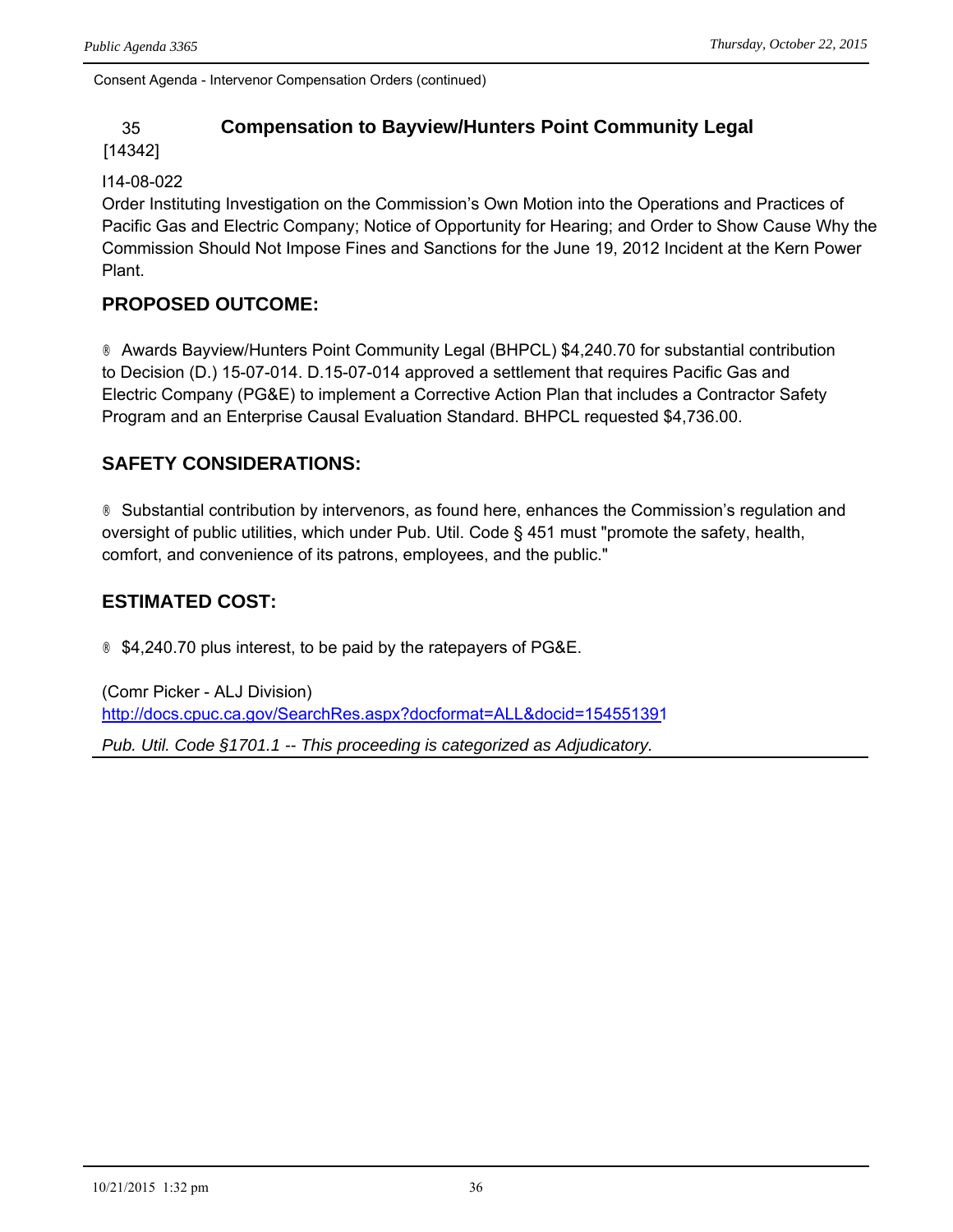Consent Agenda - Intervenor Compensation Orders (continued)

## 35 [14342] Compensation to Bayview/Hunters Point Community Legal

I14-08-022

Order Instituting Investigation on the Commission's Own Motion into the Operations and Practices of Pacific Gas and Electric Company; Notice of Opportunity for Hearing; and Order to Show Cause Why the Commission Should Not Impose Fines and Sanctions for the June 19, 2012 Incident at the Kern Power Plant.

### PROPOSED OUTCOME:

- Awards Bayview/Hunters Point Community Legal (BHPCL) $4,240.70 for substantial contribution to Decision (D.) 15-07-014. D.15-07-014 approved a settlement that requires Pacific Gas and Electric Company (PG&E) to implement a Corrective Action Plan that includes a Contractor Safety Program and an Enterprise Causal Evaluation Standard. BHPCL requested $4,736.00.

### SAFETY CONSIDERATIONS:

- Substantial contribution by intervenors, as found here, enhances the Commission's regulation and oversight of public utilities, which under Pub. Util. Code § 451 must "promote the safety, health, comfort, and convenience of its patrons, employees, and the public."

### ESTIMATED COST:

- $4,240.70 plus interest, to be paid by the ratepayers of PG&E.

(Comr Picker - ALJ Division)
http://docs.cpuc.ca.gov/SearchRes.aspx?docformat=ALL&docid=154551391

*Pub. Util. Code §1701.1 -- This proceeding is categorized as Adjudicatory.*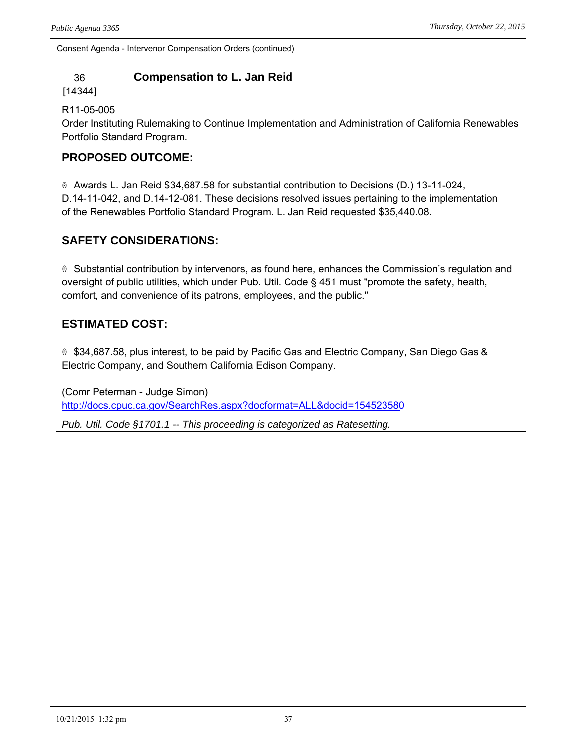Consent Agenda - Intervenor Compensation Orders (continued)

### 36 [14344] Compensation to L. Jan Reid

R11-05-005
Order Instituting Rulemaking to Continue Implementation and Administration of California Renewables Portfolio Standard Program.

**PROPOSED OUTCOME:**

® Awards L. Jan Reid $34,687.58 for substantial contribution to Decisions (D.) 13-11-024, D.14-11-042, and D.14-12-081. These decisions resolved issues pertaining to the implementation of the Renewables Portfolio Standard Program. L. Jan Reid requested $35,440.08.

**SAFETY CONSIDERATIONS:**

® Substantial contribution by intervenors, as found here, enhances the Commission's regulation and oversight of public utilities, which under Pub. Util. Code § 451 must "promote the safety, health, comfort, and convenience of its patrons, employees, and the public."

**ESTIMATED COST:**

® $34,687.58, plus interest, to be paid by Pacific Gas and Electric Company, San Diego Gas & Electric Company, and Southern California Edison Company.

(Comr Peterman - Judge Simon)
http://docs.cpuc.ca.gov/SearchRes.aspx?docformat=ALL&docid=154523580

*Pub. Util. Code §1701.1 -- This proceeding is categorized as Ratesetting.*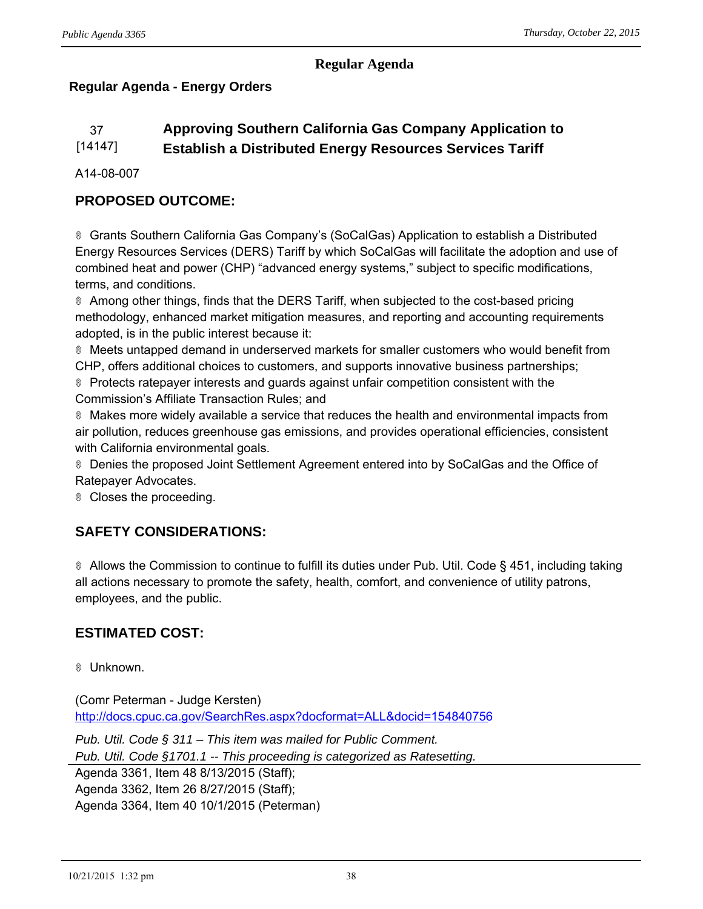## Regular Agenda

### Regular Agenda - Energy Orders

**37 [14147] Approving Southern California Gas Company Application to Establish a Distributed Energy Resources Services Tariff**

A14-08-007

#### PROPOSED OUTCOME:

- Grants Southern California Gas Company's (SoCalGas) Application to establish a Distributed Energy Resources Services (DERS) Tariff by which SoCalGas will facilitate the adoption and use of combined heat and power (CHP) "advanced energy systems," subject to specific modifications, terms, and conditions.
- Among other things, finds that the DERS Tariff, when subjected to the cost-based pricing methodology, enhanced market mitigation measures, and reporting and accounting requirements adopted, is in the public interest because it:
- Meets untapped demand in underserved markets for smaller customers who would benefit from CHP, offers additional choices to customers, and supports innovative business partnerships;
- Protects ratepayer interests and guards against unfair competition consistent with the Commission's Affiliate Transaction Rules; and
- Makes more widely available a service that reduces the health and environmental impacts from air pollution, reduces greenhouse gas emissions, and provides operational efficiencies, consistent with California environmental goals.
- Denies the proposed Joint Settlement Agreement entered into by SoCalGas and the Office of Ratepayer Advocates.
- Closes the proceeding.

#### SAFETY CONSIDERATIONS:

- Allows the Commission to continue to fulfill its duties under Pub. Util. Code § 451, including taking all actions necessary to promote the safety, health, comfort, and convenience of utility patrons, employees, and the public.

#### ESTIMATED COST:

- Unknown.

(Comr Peterman - Judge Kersten)
http://docs.cpuc.ca.gov/SearchRes.aspx?docformat=ALL&docid=154840756

*Pub. Util. Code § 311 – This item was mailed for Public Comment.*
*Pub. Util. Code §1701.1 -- This proceeding is categorized as Ratesetting.*

Agenda 3361, Item 48 8/13/2015 (Staff);
Agenda 3362, Item 26 8/27/2015 (Staff);
Agenda 3364, Item 40 10/1/2015 (Peterman)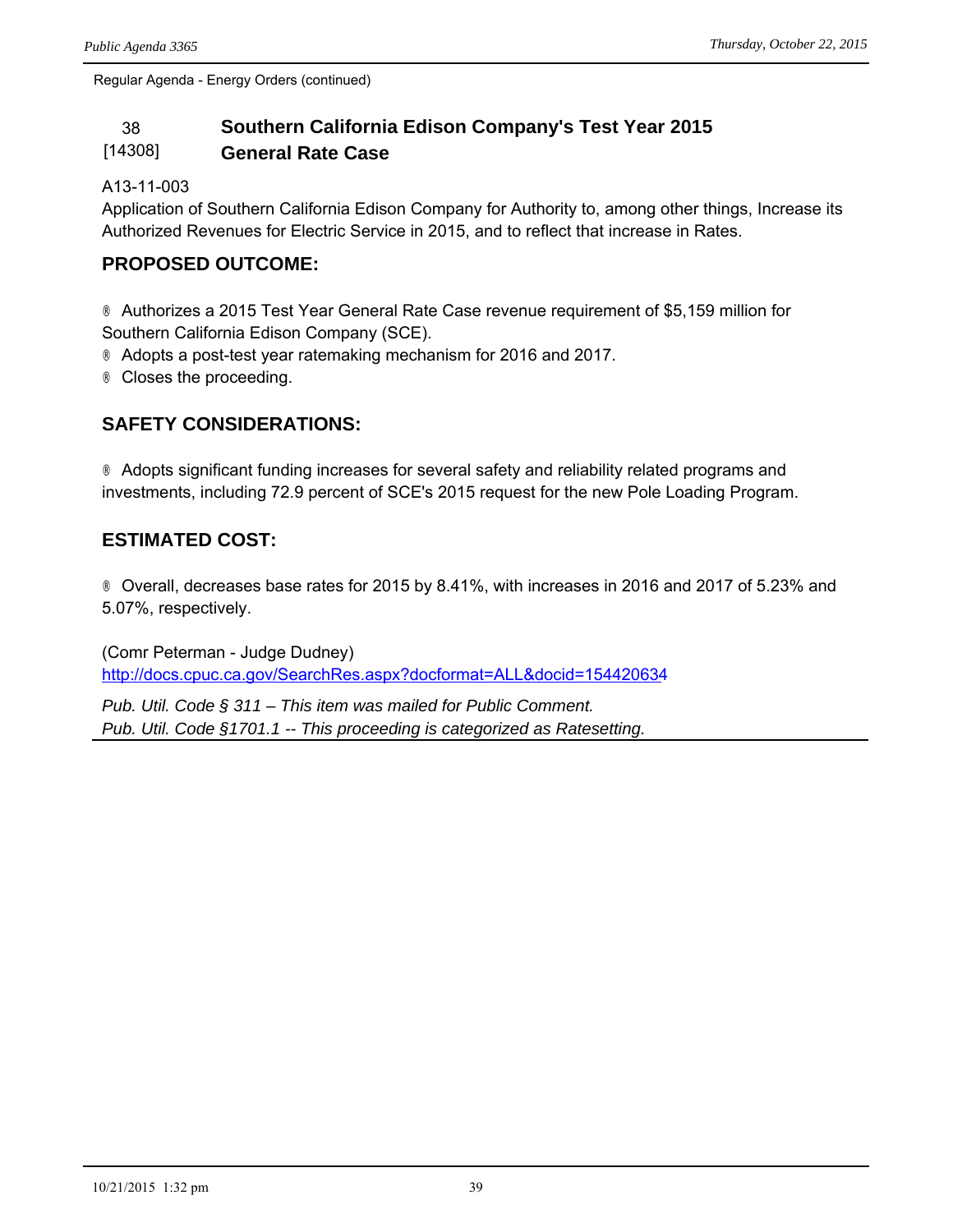Regular Agenda - Energy Orders (continued)

## 38 [14308] Southern California Edison Company's Test Year 2015 General Rate Case

A13-11-003
Application of Southern California Edison Company for Authority to, among other things, Increase its Authorized Revenues for Electric Service in 2015, and to reflect that increase in Rates.

### PROPOSED OUTCOME:

- Authorizes a 2015 Test Year General Rate Case revenue requirement of $5,159 million for Southern California Edison Company (SCE).
- Adopts a post-test year ratemaking mechanism for 2016 and 2017.
- Closes the proceeding.

### SAFETY CONSIDERATIONS:

- Adopts significant funding increases for several safety and reliability related programs and investments, including 72.9 percent of SCE's 2015 request for the new Pole Loading Program.

### ESTIMATED COST:

- Overall, decreases base rates for 2015 by 8.41%, with increases in 2016 and 2017 of 5.23% and 5.07%, respectively.

(Comr Peterman - Judge Dudney)
http://docs.cpuc.ca.gov/SearchRes.aspx?docformat=ALL&docid=154420634

*Pub. Util. Code § 311 – This item was mailed for Public Comment.*
*Pub. Util. Code §1701.1 -- This proceeding is categorized as Ratesetting.*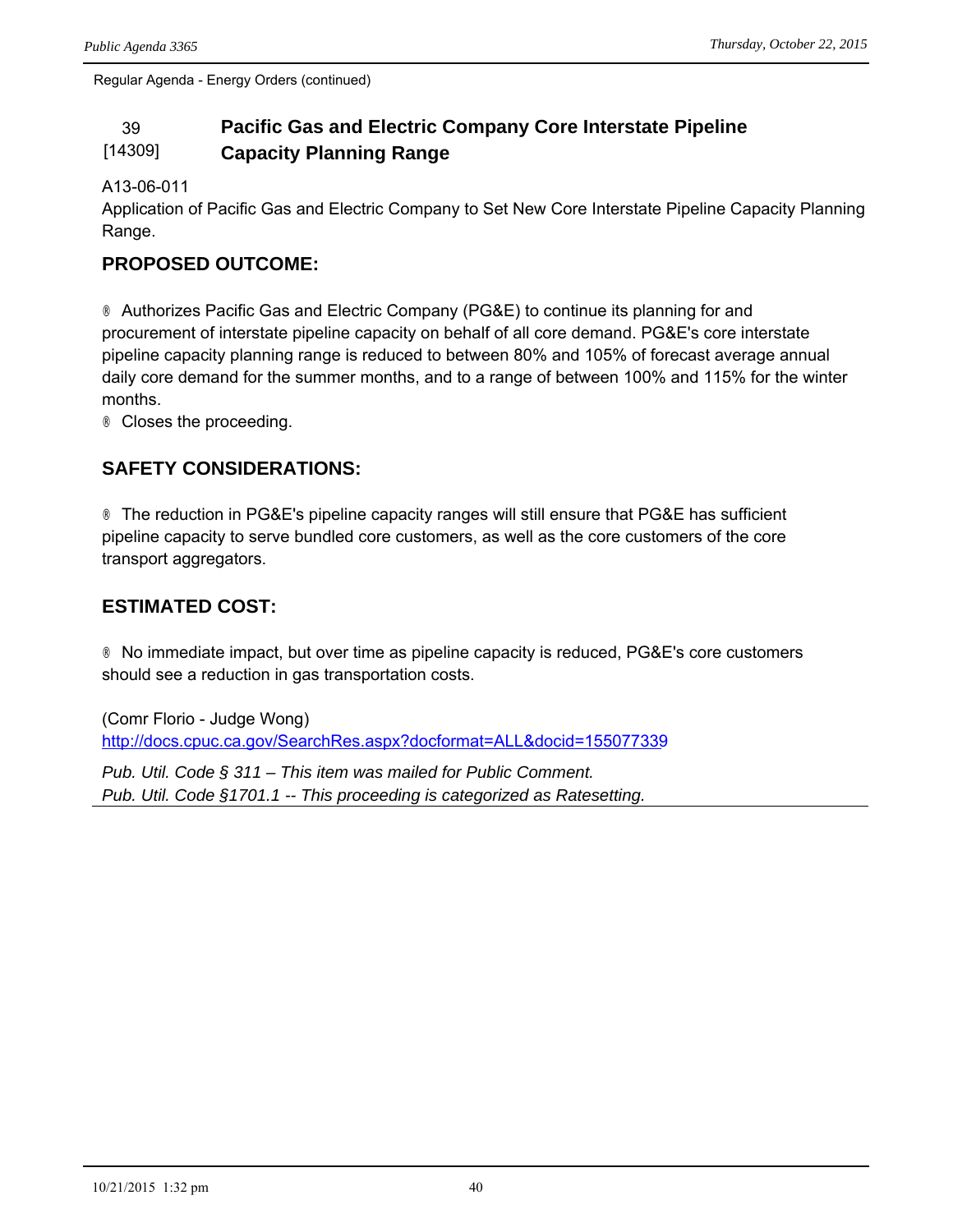Regular Agenda - Energy Orders (continued)

## 39 [14309] Pacific Gas and Electric Company Core Interstate Pipeline Capacity Planning Range

A13-06-011
Application of Pacific Gas and Electric Company to Set New Core Interstate Pipeline Capacity Planning Range.

### PROPOSED OUTCOME:

® Authorizes Pacific Gas and Electric Company (PG&E) to continue its planning for and procurement of interstate pipeline capacity on behalf of all core demand. PG&E's core interstate pipeline capacity planning range is reduced to between 80% and 105% of forecast average annual daily core demand for the summer months, and to a range of between 100% and 115% for the winter months.
® Closes the proceeding.

### SAFETY CONSIDERATIONS:

® The reduction in PG&E's pipeline capacity ranges will still ensure that PG&E has sufficient pipeline capacity to serve bundled core customers, as well as the core customers of the core transport aggregators.

### ESTIMATED COST:

® No immediate impact, but over time as pipeline capacity is reduced, PG&E's core customers should see a reduction in gas transportation costs.

(Comr Florio - Judge Wong)
http://docs.cpuc.ca.gov/SearchRes.aspx?docformat=ALL&docid=155077339

*Pub. Util. Code § 311 – This item was mailed for Public Comment.*
*Pub. Util. Code §1701.1 -- This proceeding is categorized as Ratesetting.*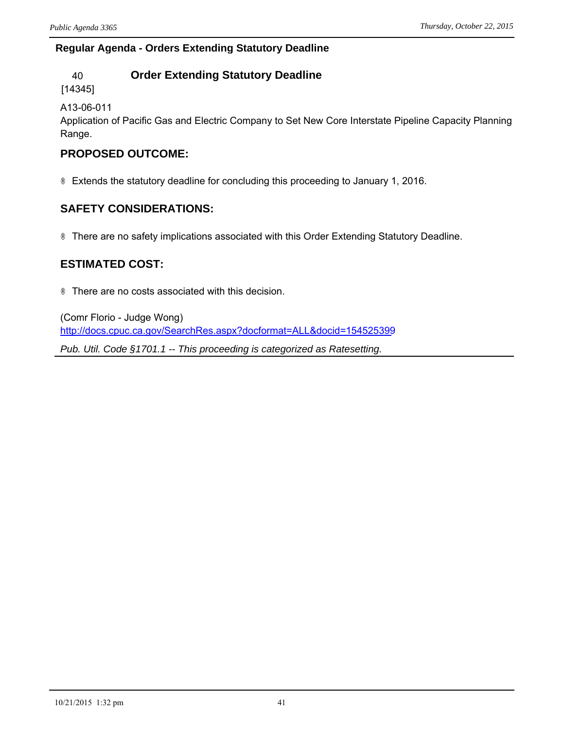## Regular Agenda - Orders Extending Statutory Deadline

### 40 [14345] Order Extending Statutory Deadline

A13-06-011
Application of Pacific Gas and Electric Company to Set New Core Interstate Pipeline Capacity Planning Range.

#### PROPOSED OUTCOME:

- Extends the statutory deadline for concluding this proceeding to January 1, 2016.

#### SAFETY CONSIDERATIONS:

- There are no safety implications associated with this Order Extending Statutory Deadline.

#### ESTIMATED COST:

- There are no costs associated with this decision.

(Comr Florio - Judge Wong)
http://docs.cpuc.ca.gov/SearchRes.aspx?docformat=ALL&docid=154525399

*Pub. Util. Code §1701.1 -- This proceeding is categorized as Ratesetting.*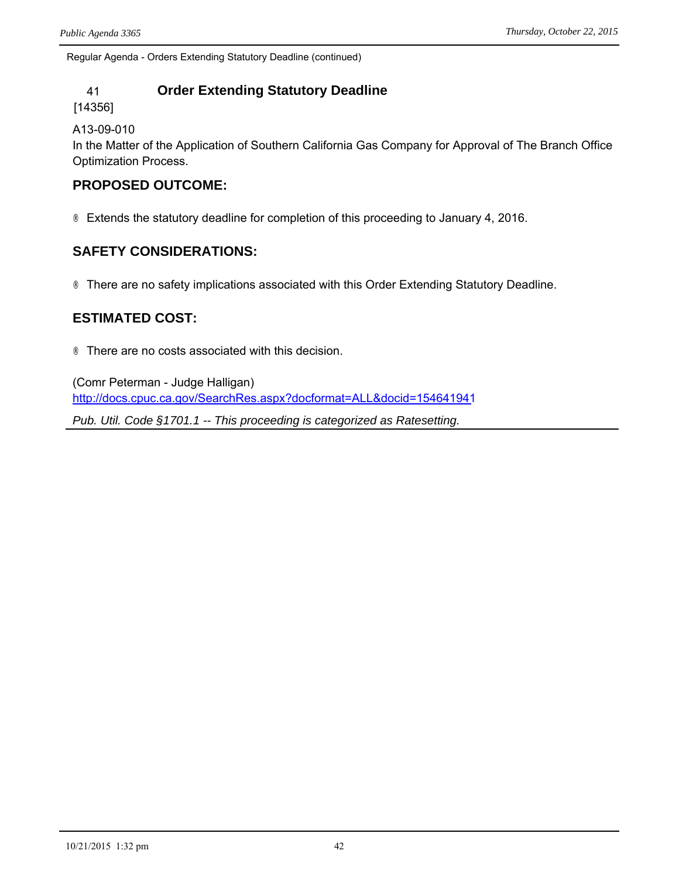Regular Agenda - Orders Extending Statutory Deadline (continued)

## 41 Order Extending Statutory Deadline

[14356]

A13-09-010

In the Matter of the Application of Southern California Gas Company for Approval of The Branch Office Optimization Process.

### PROPOSED OUTCOME:

® Extends the statutory deadline for completion of this proceeding to January 4, 2016.

### SAFETY CONSIDERATIONS:

® There are no safety implications associated with this Order Extending Statutory Deadline.

### ESTIMATED COST:

® There are no costs associated with this decision.

(Comr Peterman - Judge Halligan)

http://docs.cpuc.ca.gov/SearchRes.aspx?docformat=ALL&docid=154641941

*Pub. Util. Code §1701.1 -- This proceeding is categorized as Ratesetting.*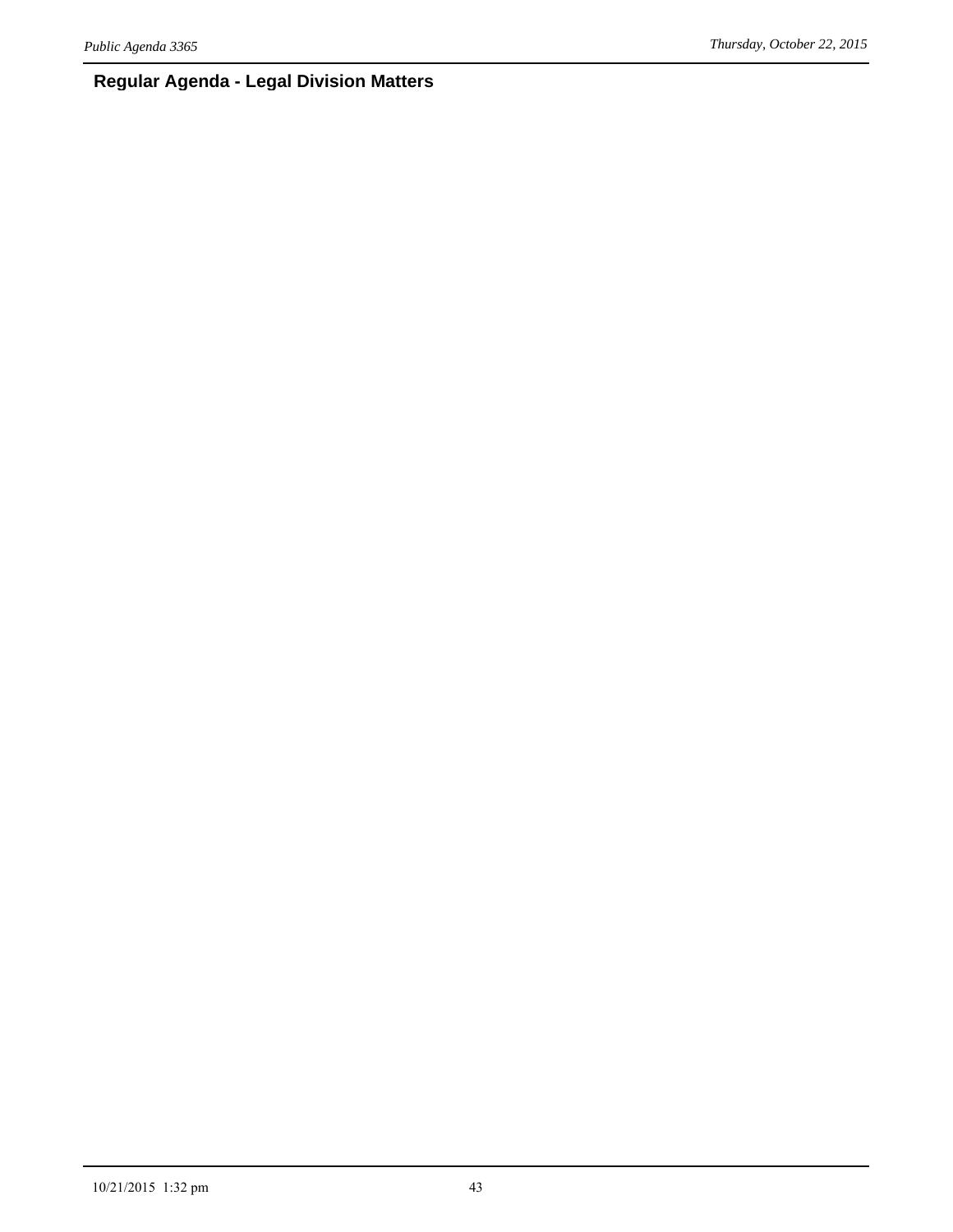## Regular Agenda - Legal Division Matters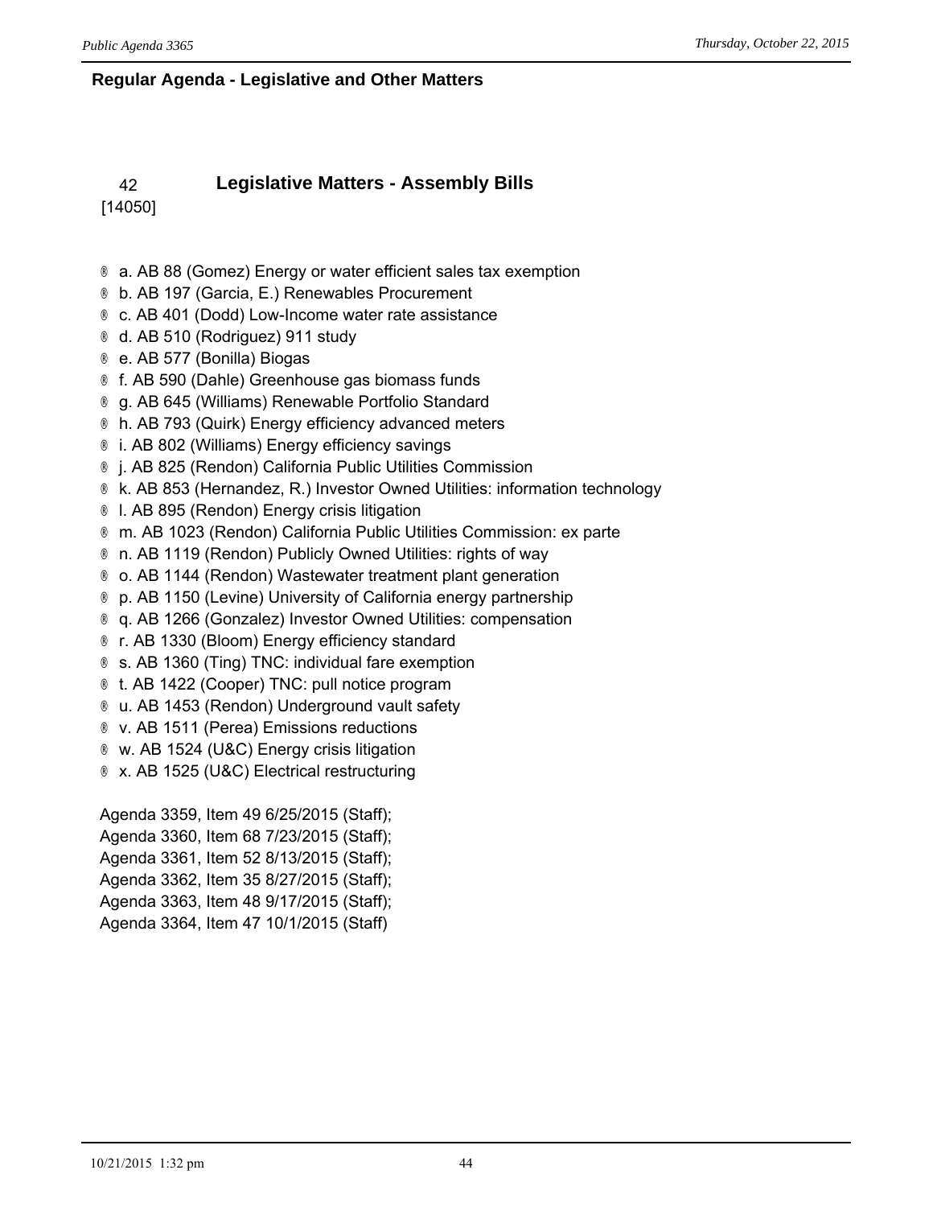## Regular Agenda - Legislative and Other Matters

### 42 [14050] Legislative Matters - Assembly Bills

- ® a. AB 88 (Gomez) Energy or water efficient sales tax exemption
- ® b. AB 197 (Garcia, E.) Renewables Procurement
- ® c. AB 401 (Dodd) Low-Income water rate assistance
- ® d. AB 510 (Rodriguez) 911 study
- ® e. AB 577 (Bonilla) Biogas
- ® f. AB 590 (Dahle) Greenhouse gas biomass funds
- ® g. AB 645 (Williams) Renewable Portfolio Standard
- ® h. AB 793 (Quirk) Energy efficiency advanced meters
- ® i. AB 802 (Williams) Energy efficiency savings
- ® j. AB 825 (Rendon) California Public Utilities Commission
- ® k. AB 853 (Hernandez, R.) Investor Owned Utilities: information technology
- ® l. AB 895 (Rendon) Energy crisis litigation
- ® m. AB 1023 (Rendon) California Public Utilities Commission: ex parte
- ® n. AB 1119 (Rendon) Publicly Owned Utilities: rights of way
- ® o. AB 1144 (Rendon) Wastewater treatment plant generation
- ® p. AB 1150 (Levine) University of California energy partnership
- ® q. AB 1266 (Gonzalez) Investor Owned Utilities: compensation
- ® r. AB 1330 (Bloom) Energy efficiency standard
- ® s. AB 1360 (Ting) TNC: individual fare exemption
- ® t. AB 1422 (Cooper) TNC: pull notice program
- ® u. AB 1453 (Rendon) Underground vault safety
- ® v. AB 1511 (Perea) Emissions reductions
- ® w. AB 1524 (U&C) Energy crisis litigation
- ® x. AB 1525 (U&C) Electrical restructuring

Agenda 3359, Item 49 6/25/2015 (Staff);
Agenda 3360, Item 68 7/23/2015 (Staff);
Agenda 3361, Item 52 8/13/2015 (Staff);
Agenda 3362, Item 35 8/27/2015 (Staff);
Agenda 3363, Item 48 9/17/2015 (Staff);
Agenda 3364, Item 47 10/1/2015 (Staff)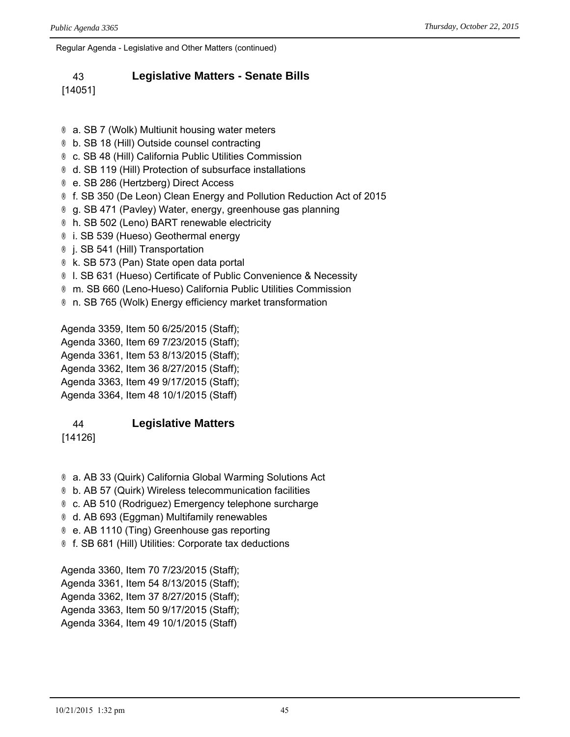Regular Agenda - Legislative and Other Matters (continued)

## 43 Legislative Matters - Senate Bills

[14051]

- ® a. SB 7 (Wolk) Multiunit housing water meters
- ® b. SB 18 (Hill) Outside counsel contracting
- ® c. SB 48 (Hill) California Public Utilities Commission
- ® d. SB 119 (Hill) Protection of subsurface installations
- ® e. SB 286 (Hertzberg) Direct Access
- ® f. SB 350 (De Leon) Clean Energy and Pollution Reduction Act of 2015
- ® g. SB 471 (Pavley) Water, energy, greenhouse gas planning
- ® h. SB 502 (Leno) BART renewable electricity
- ® i. SB 539 (Hueso) Geothermal energy
- ® j. SB 541 (Hill) Transportation
- ® k. SB 573 (Pan) State open data portal
- ® l. SB 631 (Hueso) Certificate of Public Convenience & Necessity
- ® m. SB 660 (Leno-Hueso) California Public Utilities Commission
- ® n. SB 765 (Wolk) Energy efficiency market transformation

Agenda 3359, Item 50 6/25/2015 (Staff);
Agenda 3360, Item 69 7/23/2015 (Staff);
Agenda 3361, Item 53 8/13/2015 (Staff);
Agenda 3362, Item 36 8/27/2015 (Staff);
Agenda 3363, Item 49 9/17/2015 (Staff);
Agenda 3364, Item 48 10/1/2015 (Staff)

## 44 Legislative Matters

[14126]

- ® a. AB 33 (Quirk) California Global Warming Solutions Act
- ® b. AB 57 (Quirk) Wireless telecommunication facilities
- ® c. AB 510 (Rodriguez) Emergency telephone surcharge
- ® d. AB 693 (Eggman) Multifamily renewables
- ® e. AB 1110 (Ting) Greenhouse gas reporting
- ® f. SB 681 (Hill) Utilities: Corporate tax deductions

Agenda 3360, Item 70 7/23/2015 (Staff);
Agenda 3361, Item 54 8/13/2015 (Staff);
Agenda 3362, Item 37 8/27/2015 (Staff);
Agenda 3363, Item 50 9/17/2015 (Staff);
Agenda 3364, Item 49 10/1/2015 (Staff)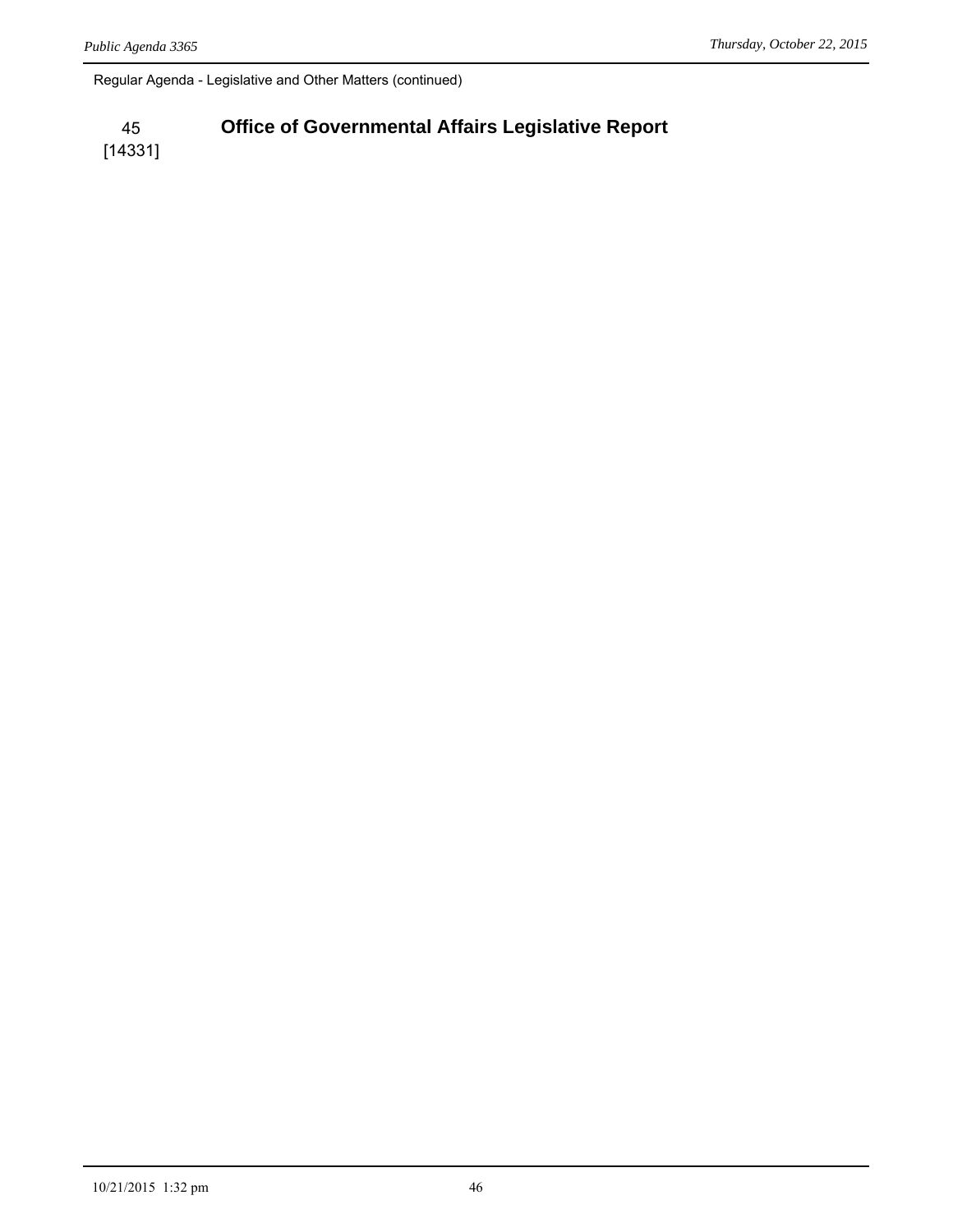Regular Agenda - Legislative and Other Matters (continued)

45
[14331]

## Office of Governmental Affairs Legislative Report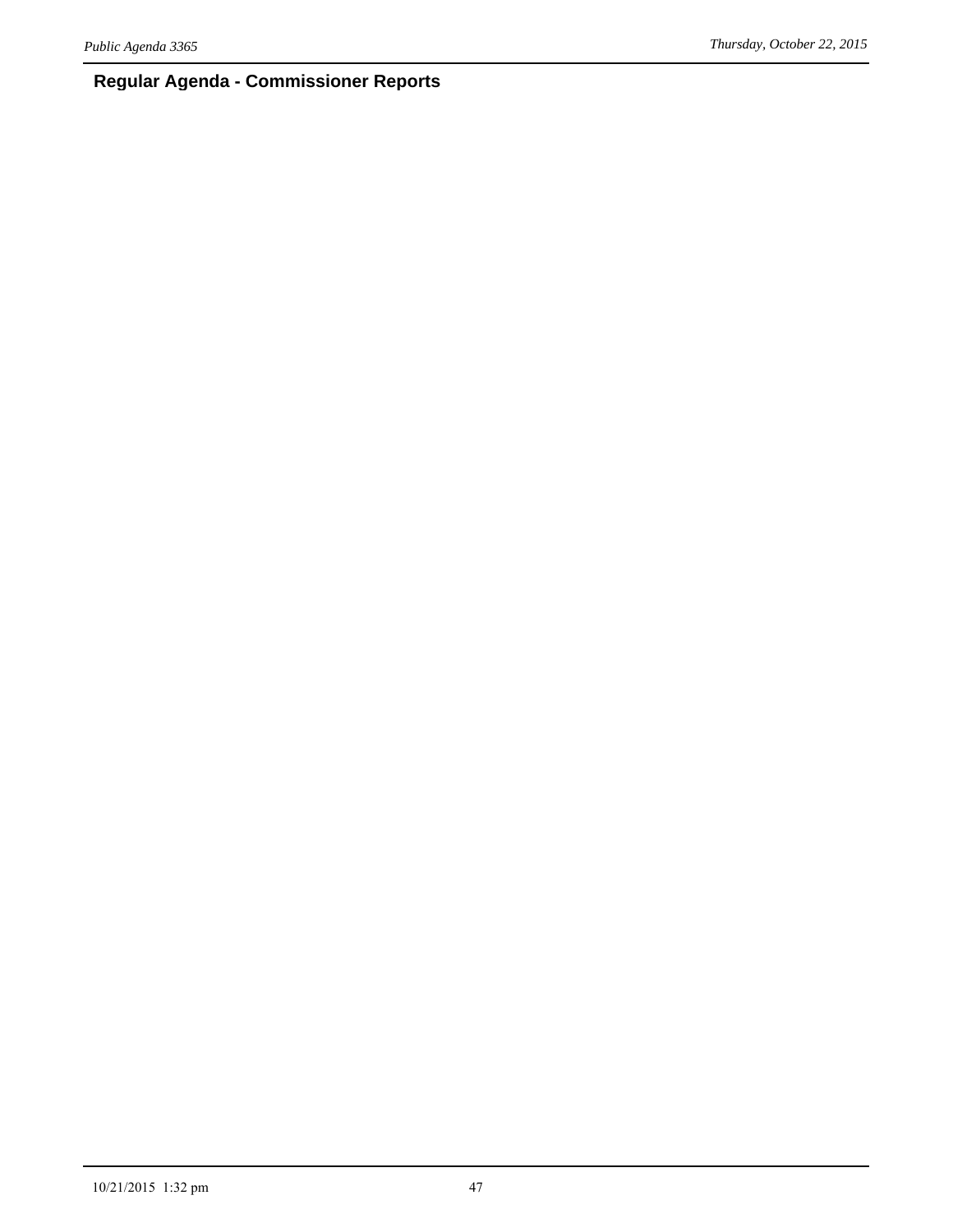## Regular Agenda - Commissioner Reports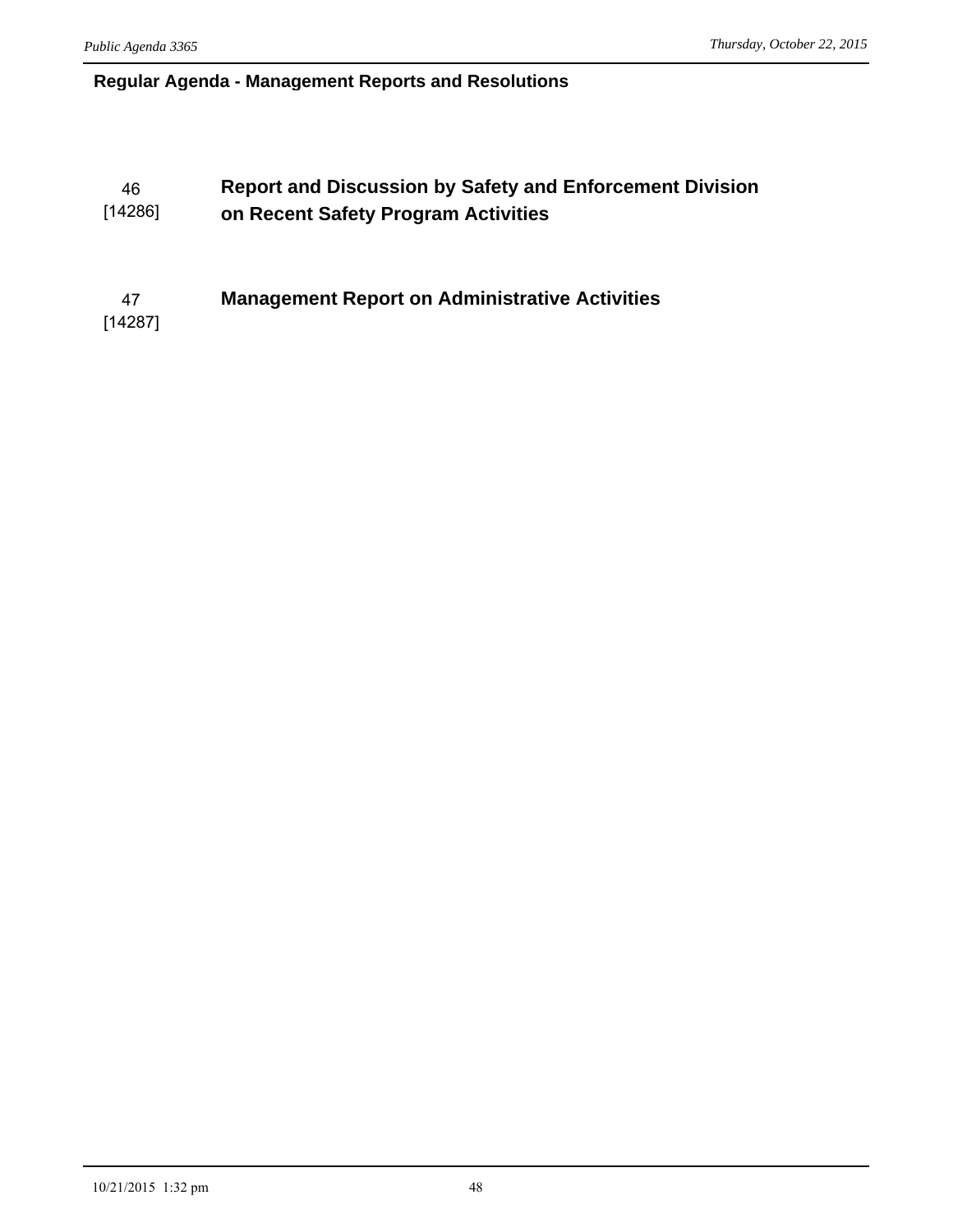## Regular Agenda - Management Reports and Resolutions

46
[14286]

**Report and Discussion by Safety and Enforcement Division on Recent Safety Program Activities**

47
[14287]

**Management Report on Administrative Activities**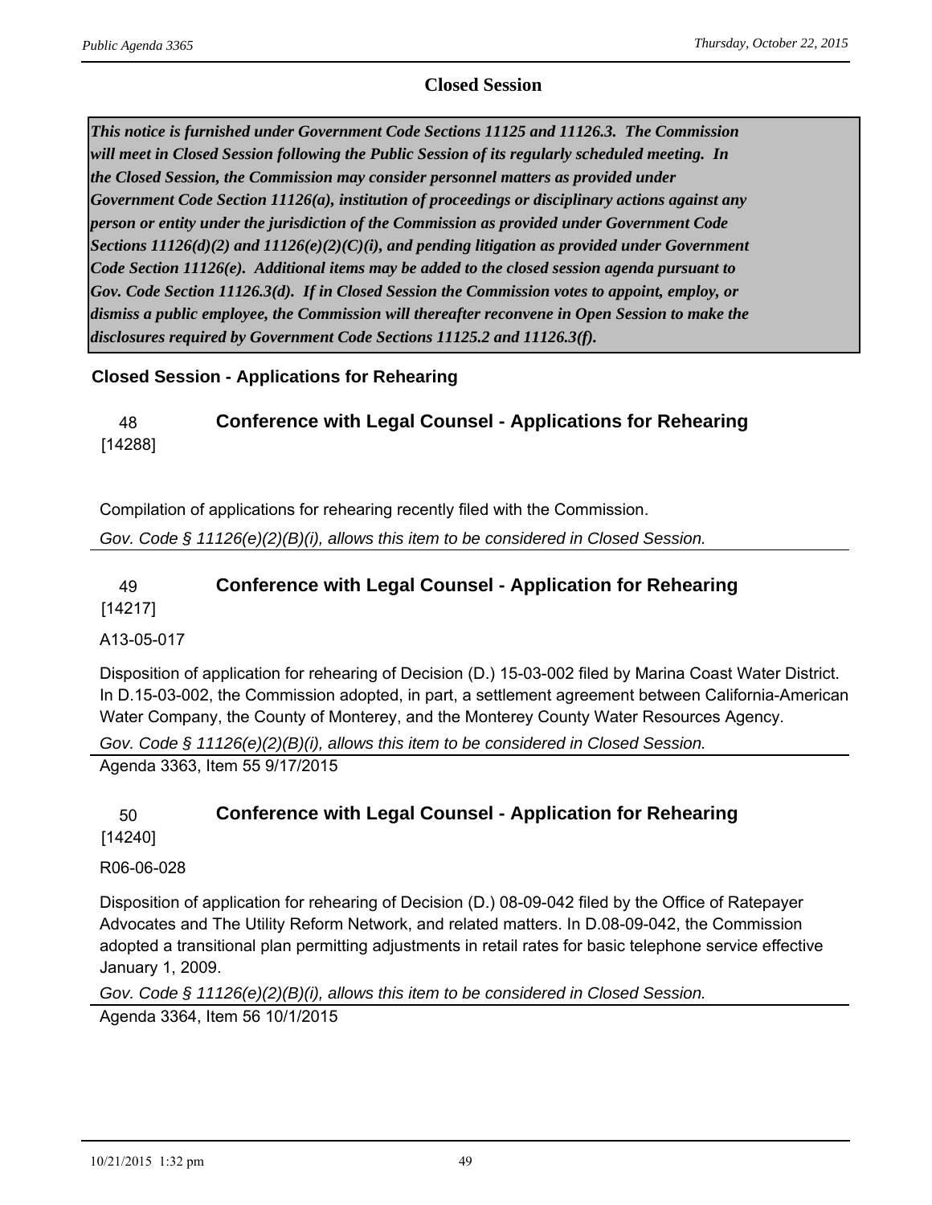## Closed Session

***This notice is furnished under Government Code Sections 11125 and 11126.3. The Commission will meet in Closed Session following the Public Session of its regularly scheduled meeting. In the Closed Session, the Commission may consider personnel matters as provided under Government Code Section 11126(a), institution of proceedings or disciplinary actions against any person or entity under the jurisdiction of the Commission as provided under Government Code Sections 11126(d)(2) and 11126(e)(2)(C)(i), and pending litigation as provided under Government Code Section 11126(e). Additional items may be added to the closed session agenda pursuant to Gov. Code Section 11126.3(d). If in Closed Session the Commission votes to appoint, employ, or dismiss a public employee, the Commission will thereafter reconvene in Open Session to make the disclosures required by Government Code Sections 11125.2 and 11126.3(f).***

### Closed Session - Applications for Rehearing

**48** [14288] **Conference with Legal Counsel - Applications for Rehearing**

Compilation of applications for rehearing recently filed with the Commission.

*Gov. Code § 11126(e)(2)(B)(i), allows this item to be considered in Closed Session.*

---

**49** [14217] **Conference with Legal Counsel - Application for Rehearing**

A13-05-017

Disposition of application for rehearing of Decision (D.) 15-03-002 filed by Marina Coast Water District. In D.15-03-002, the Commission adopted, in part, a settlement agreement between California-American Water Company, the County of Monterey, and the Monterey County Water Resources Agency.

*Gov. Code § 11126(e)(2)(B)(i), allows this item to be considered in Closed Session.*

Agenda 3363, Item 55 9/17/2015

---

**50** [14240] **Conference with Legal Counsel - Application for Rehearing**

R06-06-028

Disposition of application for rehearing of Decision (D.) 08-09-042 filed by the Office of Ratepayer Advocates and The Utility Reform Network, and related matters. In D.08-09-042, the Commission adopted a transitional plan permitting adjustments in retail rates for basic telephone service effective January 1, 2009.

*Gov. Code § 11126(e)(2)(B)(i), allows this item to be considered in Closed Session.*

Agenda 3364, Item 56 10/1/2015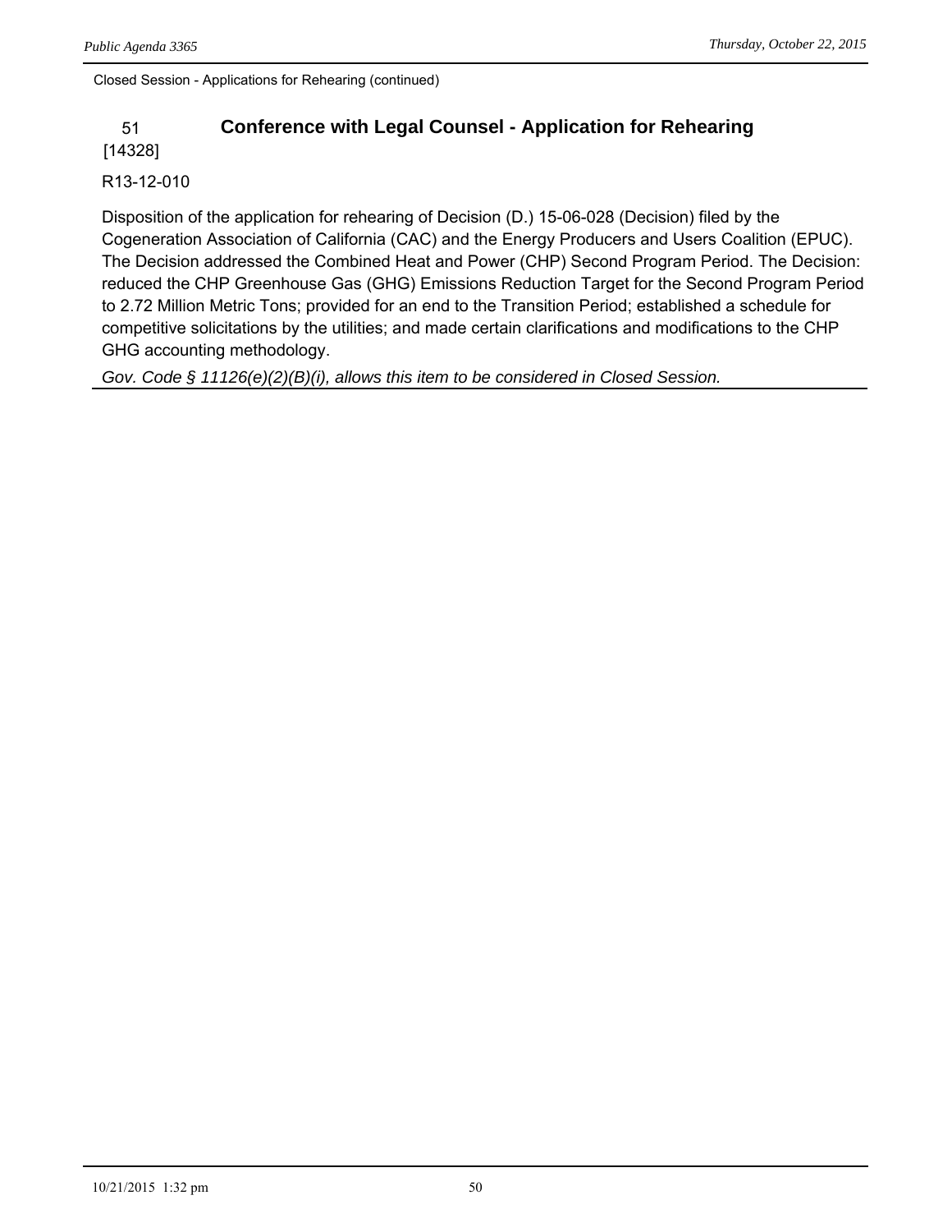Closed Session - Applications for Rehearing (continued)

## 51 [14328] Conference with Legal Counsel - Application for Rehearing

R13-12-010

Disposition of the application for rehearing of Decision (D.) 15-06-028 (Decision) filed by the Cogeneration Association of California (CAC) and the Energy Producers and Users Coalition (EPUC). The Decision addressed the Combined Heat and Power (CHP) Second Program Period. The Decision: reduced the CHP Greenhouse Gas (GHG) Emissions Reduction Target for the Second Program Period to 2.72 Million Metric Tons; provided for an end to the Transition Period; established a schedule for competitive solicitations by the utilities; and made certain clarifications and modifications to the CHP GHG accounting methodology.

*Gov. Code § 11126(e)(2)(B)(i), allows this item to be considered in Closed Session.*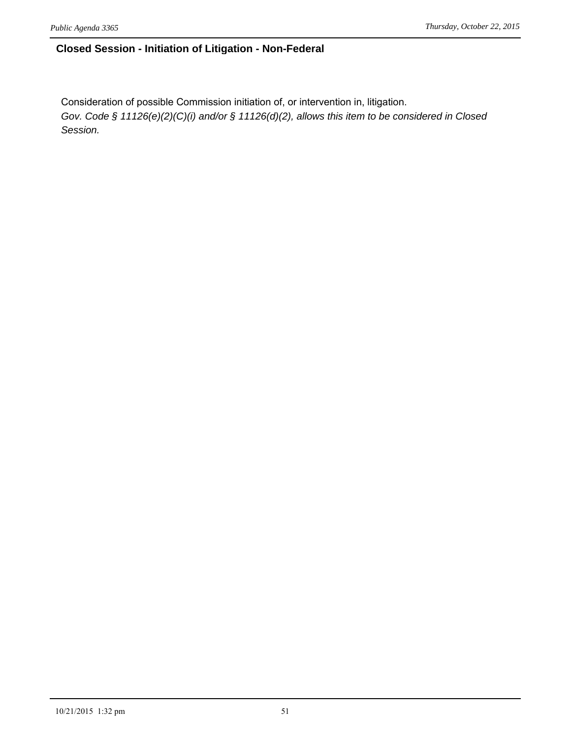## Closed Session - Initiation of Litigation - Non-Federal

Consideration of possible Commission initiation of, or intervention in, litigation.

*Gov. Code § 11126(e)(2)(C)(i) and/or § 11126(d)(2), allows this item to be considered in Closed Session.*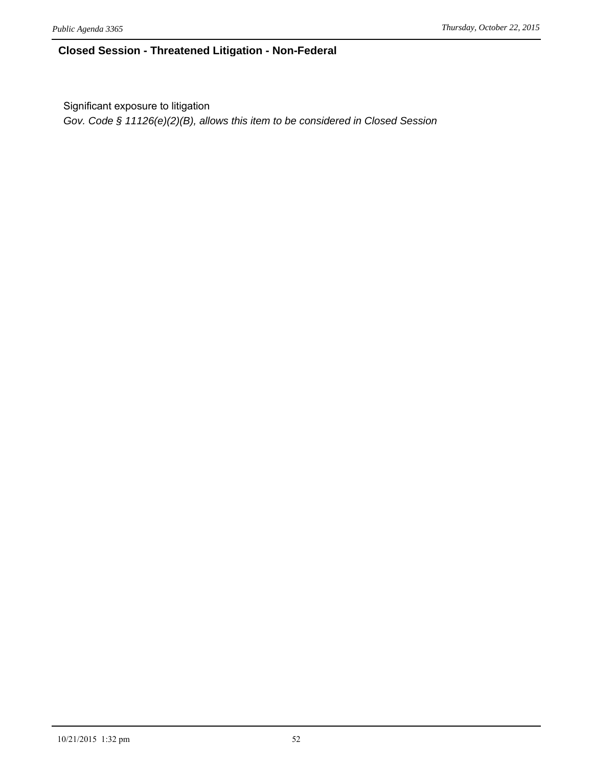## Closed Session - Threatened Litigation - Non-Federal

Significant exposure to litigation

*Gov. Code § 11126(e)(2)(B), allows this item to be considered in Closed Session*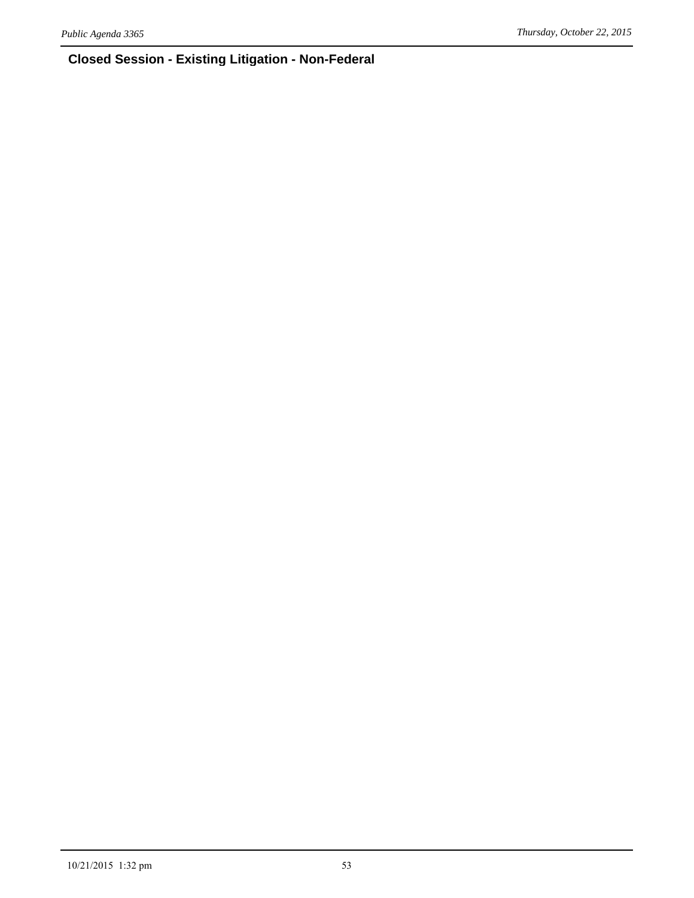## Closed Session - Existing Litigation - Non-Federal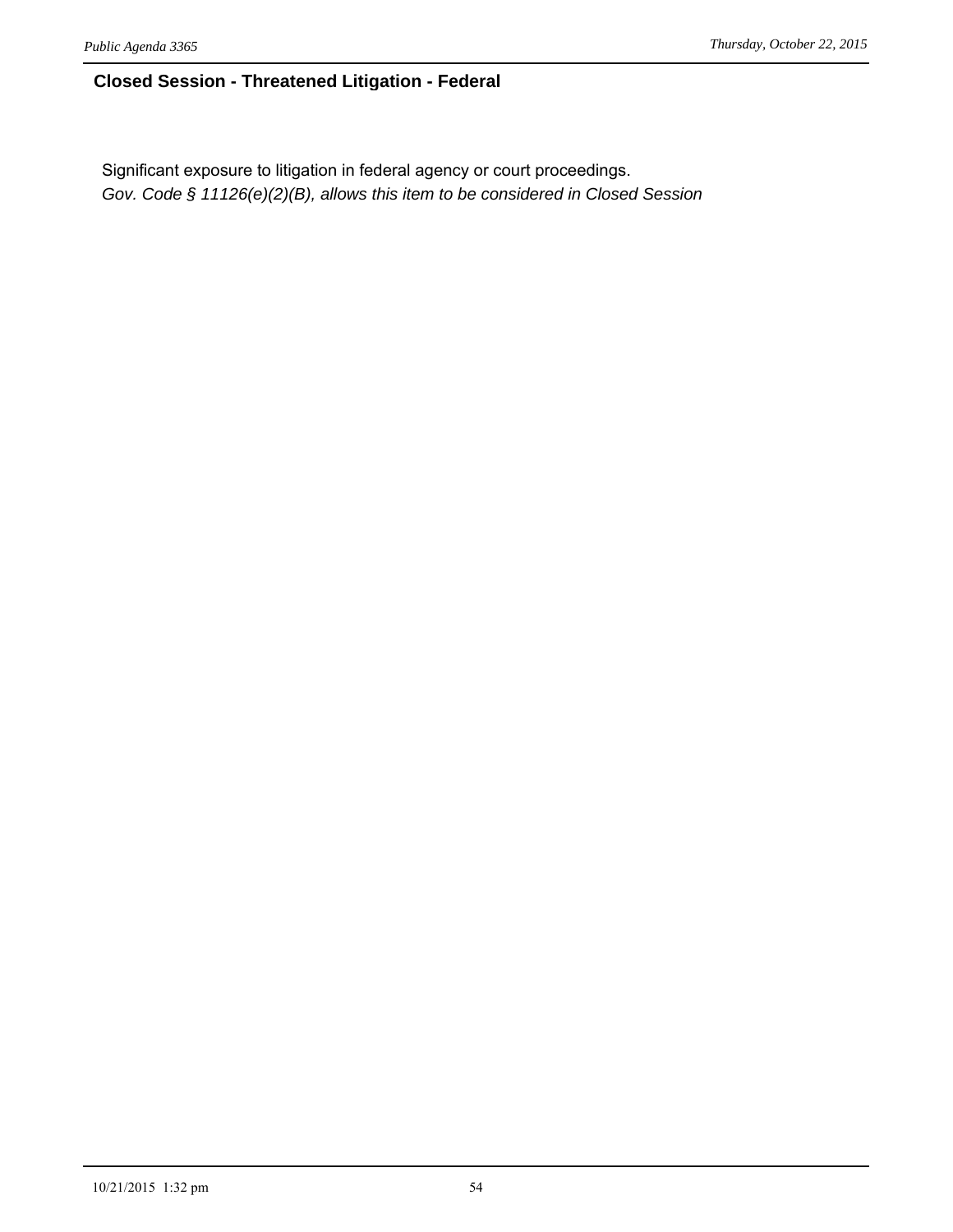## Closed Session - Threatened Litigation - Federal

Significant exposure to litigation in federal agency or court proceedings.
*Gov. Code § 11126(e)(2)(B), allows this item to be considered in Closed Session*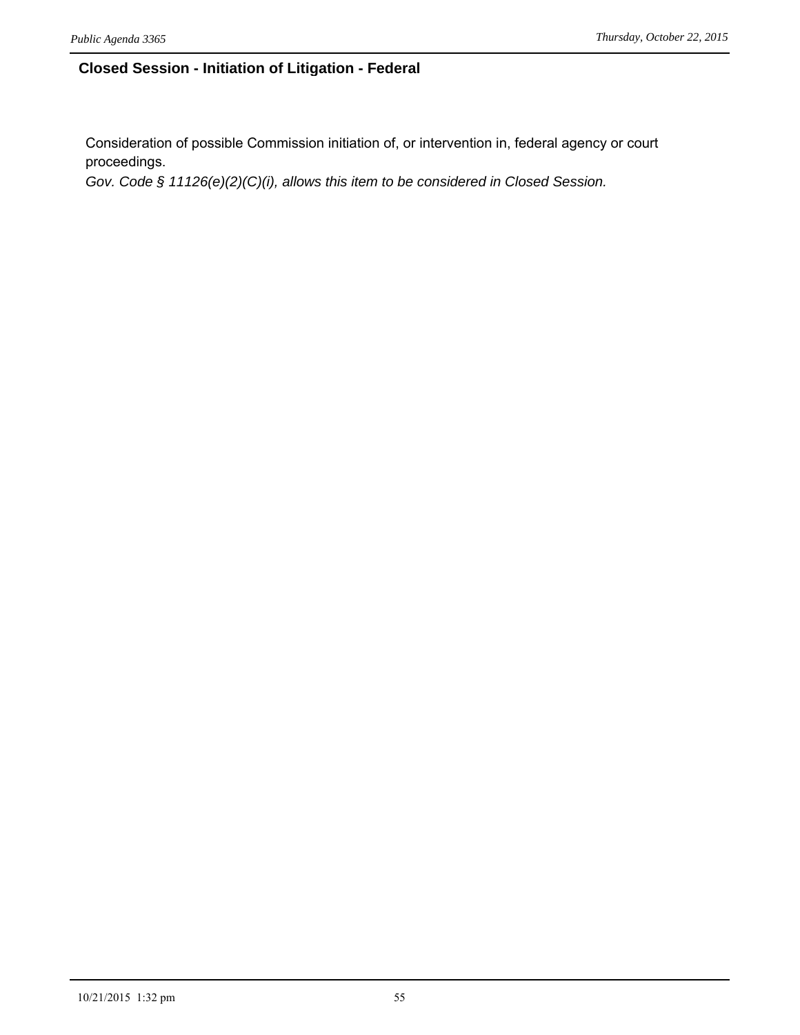## Closed Session - Initiation of Litigation - Federal

Consideration of possible Commission initiation of, or intervention in, federal agency or court proceedings.
*Gov. Code § 11126(e)(2)(C)(i), allows this item to be considered in Closed Session.*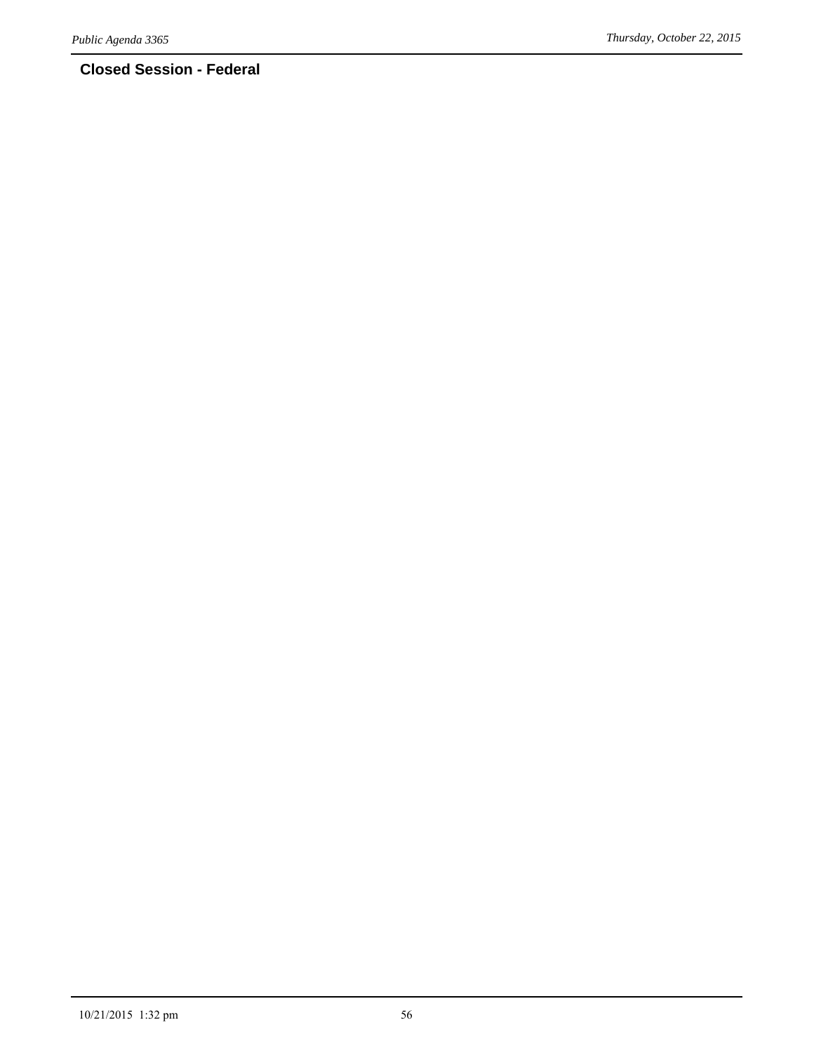## Closed Session - Federal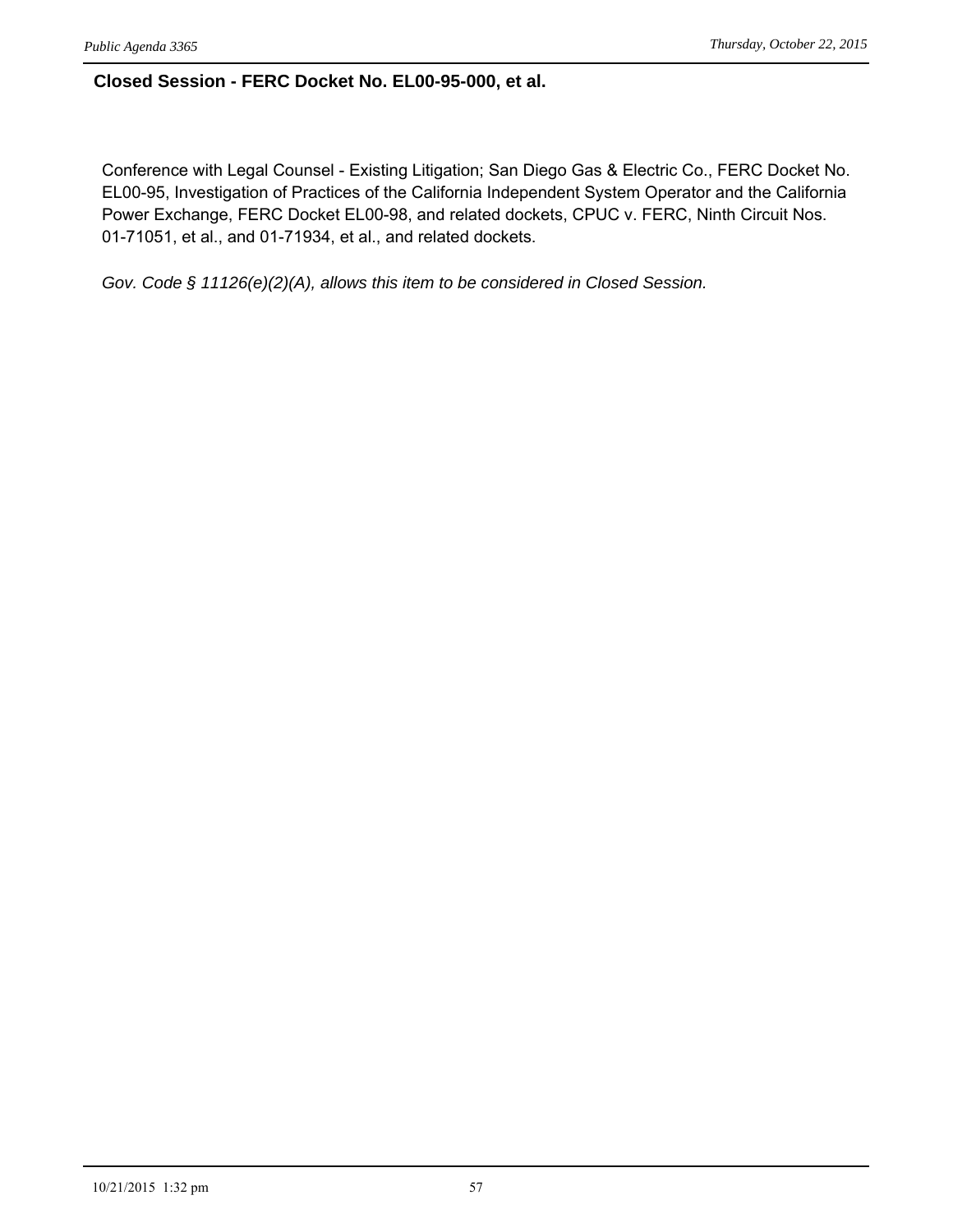## Closed Session - FERC Docket No. EL00-95-000, et al.

Conference with Legal Counsel - Existing Litigation; San Diego Gas & Electric Co., FERC Docket No. EL00-95, Investigation of Practices of the California Independent System Operator and the California Power Exchange, FERC Docket EL00-98, and related dockets, CPUC v. FERC, Ninth Circuit Nos. 01-71051, et al., and 01-71934, et al., and related dockets.

*Gov. Code § 11126(e)(2)(A), allows this item to be considered in Closed Session.*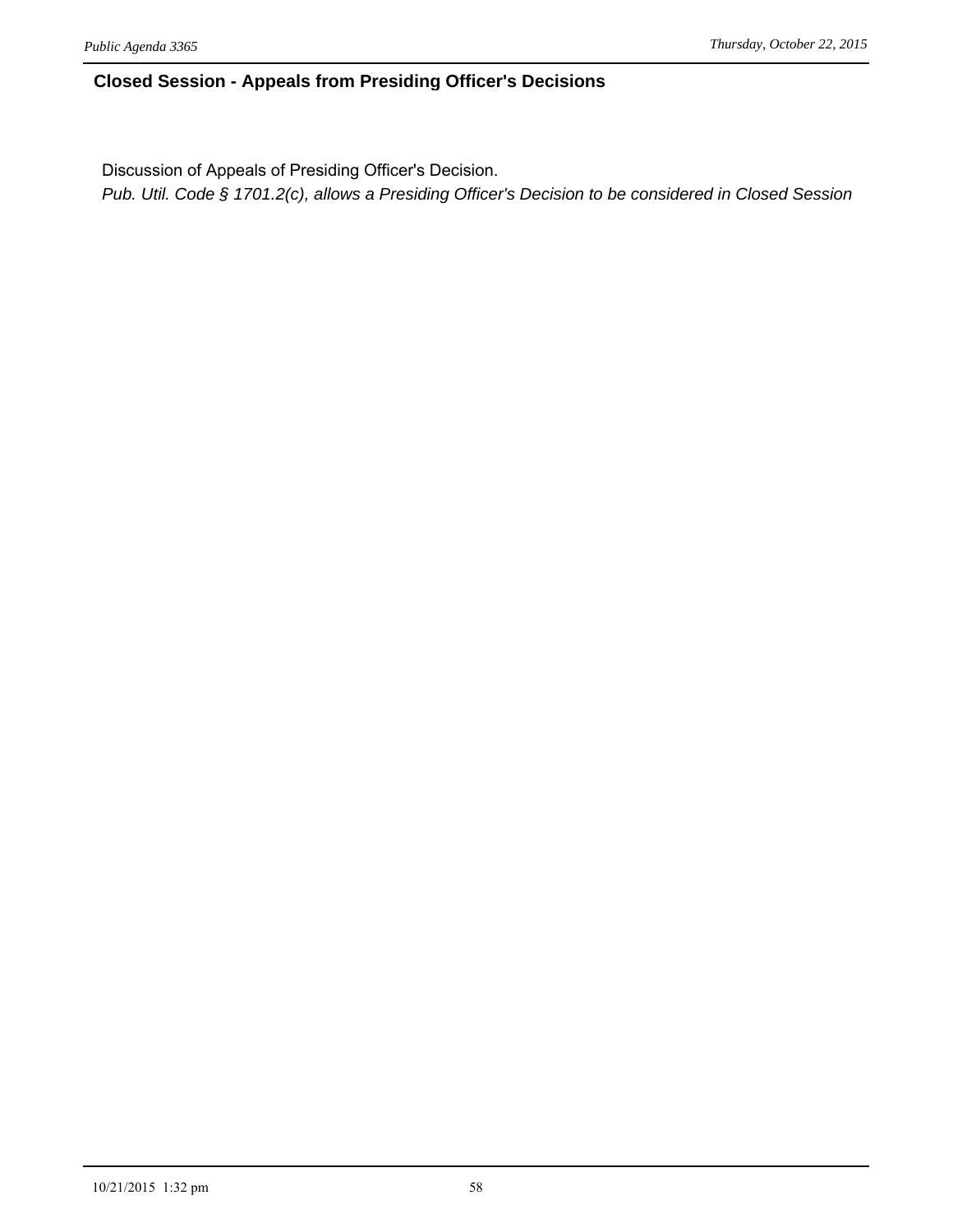## Closed Session - Appeals from Presiding Officer's Decisions

Discussion of Appeals of Presiding Officer's Decision.

*Pub. Util. Code § 1701.2(c), allows a Presiding Officer's Decision to be considered in Closed Session*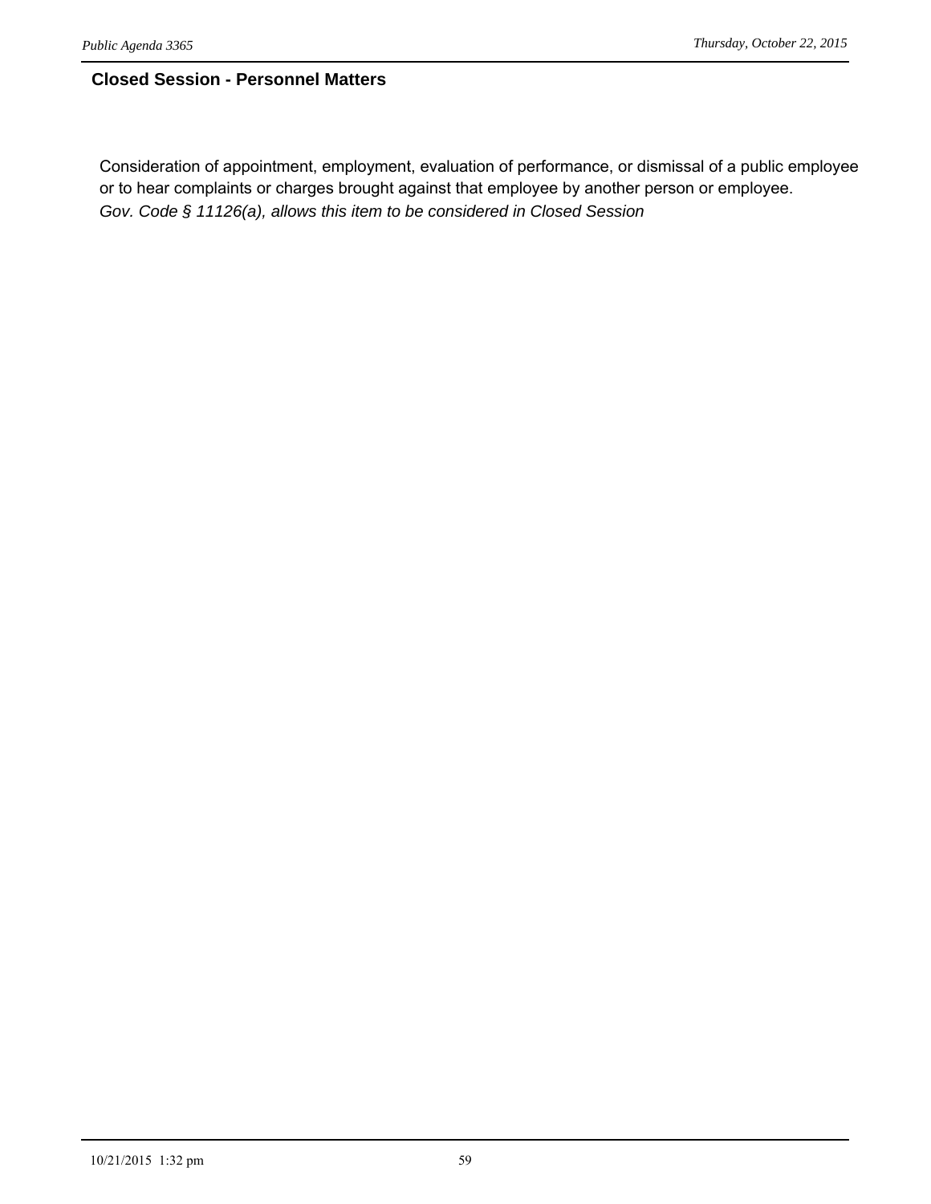## Closed Session - Personnel Matters

Consideration of appointment, employment, evaluation of performance, or dismissal of a public employee or to hear complaints or charges brought against that employee by another person or employee.
*Gov. Code § 11126(a), allows this item to be considered in Closed Session*